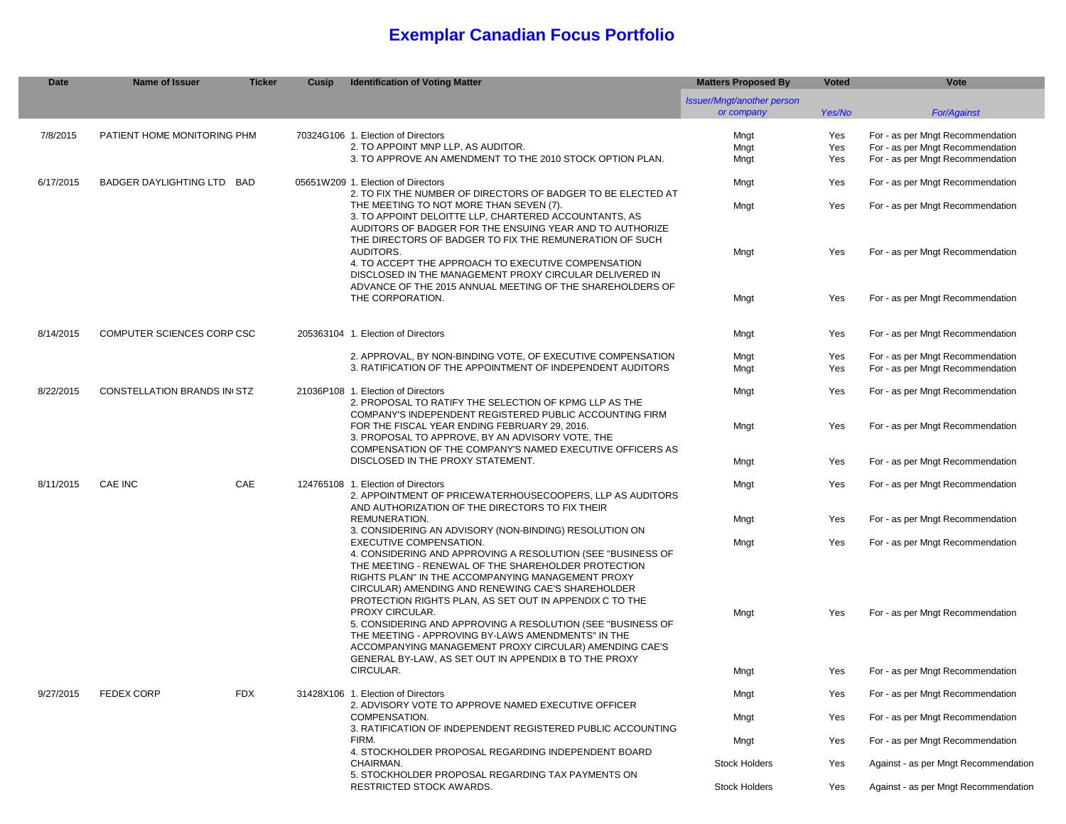# Exemplar Canadian Focus Portfolio

| Date | Name of Issuer | Ticker | Cusip | Identification of Voting Matter | Matters Proposed By | Voted | Vote |
|---|---|---|---|---|---|---|---|
| | | | | | *Issuer/Mngt/another person or company* | *Yes/No* | *For/Against* |
| 7/8/2015 | PATIENT HOME MONITORING | PHM | 70324G106 | 1. Election of Directors | Mngt | Yes | For - as per Mngt Recommendation |
| | | | | 2. TO APPOINT MNP LLP, AS AUDITOR. | Mngt | Yes | For - as per Mngt Recommendation |
| | | | | 3. TO APPROVE AN AMENDMENT TO THE 2010 STOCK OPTION PLAN. | Mngt | Yes | For - as per Mngt Recommendation |
| 6/17/2015 | BADGER DAYLIGHTING LTD | BAD | 05651W209 | 1. Election of Directors | Mngt | Yes | For - as per Mngt Recommendation |
| | | | | 2. TO FIX THE NUMBER OF DIRECTORS OF BADGER TO BE ELECTED AT THE MEETING TO NOT MORE THAN SEVEN (7). | Mngt | Yes | For - as per Mngt Recommendation |
| | | | | 3. TO APPOINT DELOITTE LLP, CHARTERED ACCOUNTANTS, AS AUDITORS OF BADGER FOR THE ENSUING YEAR AND TO AUTHORIZE THE DIRECTORS OF BADGER TO FIX THE REMUNERATION OF SUCH AUDITORS. | Mngt | Yes | For - as per Mngt Recommendation |
| | | | | 4. TO ACCEPT THE APPROACH TO EXECUTIVE COMPENSATION DISCLOSED IN THE MANAGEMENT PROXY CIRCULAR DELIVERED IN ADVANCE OF THE 2015 ANNUAL MEETING OF THE SHAREHOLDERS OF THE CORPORATION. | Mngt | Yes | For - as per Mngt Recommendation |
| 8/14/2015 | COMPUTER SCIENCES CORP | CSC | 205363104 | 1. Election of Directors | Mngt | Yes | For - as per Mngt Recommendation |
| | | | | 2. APPROVAL, BY NON-BINDING VOTE, OF EXECUTIVE COMPENSATION | Mngt | Yes | For - as per Mngt Recommendation |
| | | | | 3. RATIFICATION OF THE APPOINTMENT OF INDEPENDENT AUDITORS | Mngt | Yes | For - as per Mngt Recommendation |
| 8/22/2015 | CONSTELLATION BRANDS IN( | STZ | 21036P108 | 1. Election of Directors | Mngt | Yes | For - as per Mngt Recommendation |
| | | | | 2. PROPOSAL TO RATIFY THE SELECTION OF KPMG LLP AS THE COMPANY'S INDEPENDENT REGISTERED PUBLIC ACCOUNTING FIRM FOR THE FISCAL YEAR ENDING FEBRUARY 29, 2016. | Mngt | Yes | For - as per Mngt Recommendation |
| | | | | 3. PROPOSAL TO APPROVE, BY AN ADVISORY VOTE, THE COMPENSATION OF THE COMPANY'S NAMED EXECUTIVE OFFICERS AS DISCLOSED IN THE PROXY STATEMENT. | Mngt | Yes | For - as per Mngt Recommendation |
| 8/11/2015 | CAE INC | CAE | 124765108 | 1. Election of Directors | Mngt | Yes | For - as per Mngt Recommendation |
| | | | | 2. APPOINTMENT OF PRICEWATERHOUSECOOPERS, LLP AS AUDITORS AND AUTHORIZATION OF THE DIRECTORS TO FIX THEIR REMUNERATION. | Mngt | Yes | For - as per Mngt Recommendation |
| | | | | 3. CONSIDERING AN ADVISORY (NON-BINDING) RESOLUTION ON EXECUTIVE COMPENSATION. | Mngt | Yes | For - as per Mngt Recommendation |
| | | | | 4. CONSIDERING AND APPROVING A RESOLUTION (SEE "BUSINESS OF THE MEETING - RENEWAL OF THE SHAREHOLDER PROTECTION RIGHTS PLAN" IN THE ACCOMPANYING MANAGEMENT PROXY CIRCULAR) AMENDING AND RENEWING CAE'S SHAREHOLDER PROTECTION RIGHTS PLAN, AS SET OUT IN APPENDIX C TO THE PROXY CIRCULAR. | Mngt | Yes | For - as per Mngt Recommendation |
| | | | | 5. CONSIDERING AND APPROVING A RESOLUTION (SEE "BUSINESS OF THE MEETING - APPROVING BY-LAWS AMENDMENTS" IN THE ACCOMPANYING MANAGEMENT PROXY CIRCULAR) AMENDING CAE'S GENERAL BY-LAW, AS SET OUT IN APPENDIX B TO THE PROXY CIRCULAR. | Mngt | Yes | For - as per Mngt Recommendation |
| 9/27/2015 | FEDEX CORP | FDX | 31428X106 | 1. Election of Directors | Mngt | Yes | For - as per Mngt Recommendation |
| | | | | 2. ADVISORY VOTE TO APPROVE NAMED EXECUTIVE OFFICER COMPENSATION. | Mngt | Yes | For - as per Mngt Recommendation |
| | | | | 3. RATIFICATION OF INDEPENDENT REGISTERED PUBLIC ACCOUNTING FIRM. | Mngt | Yes | For - as per Mngt Recommendation |
| | | | | 4. STOCKHOLDER PROPOSAL REGARDING INDEPENDENT BOARD CHAIRMAN. | Stock Holders | Yes | Against - as per Mngt Recommendation |
| | | | | 5. STOCKHOLDER PROPOSAL REGARDING TAX PAYMENTS ON RESTRICTED STOCK AWARDS. | Stock Holders | Yes | Against - as per Mngt Recommendation |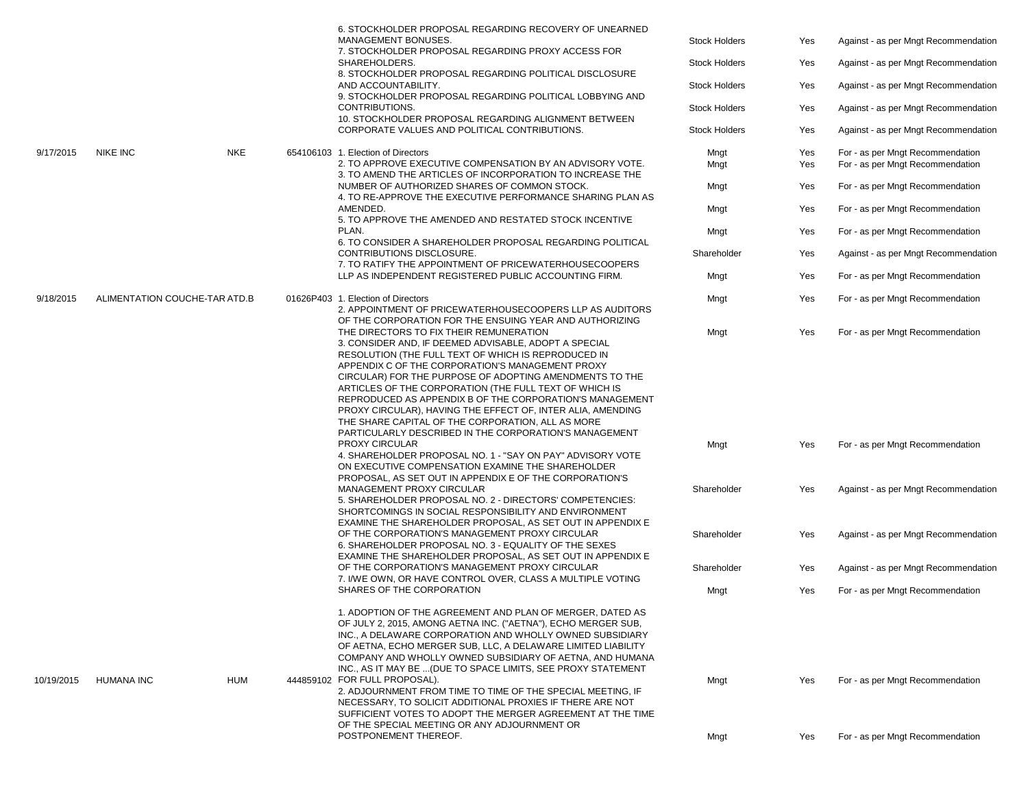| Date | Company | Ticker | Security ID | Proposal | Proposed By | Voted | Vote |
|---|---|---|---|---|---|---|---|
| | | | | 6. STOCKHOLDER PROPOSAL REGARDING RECOVERY OF UNEARNED MANAGEMENT BONUSES. | Stock Holders | Yes | Against - as per Mngt Recommendation |
| | | | | 7. STOCKHOLDER PROPOSAL REGARDING PROXY ACCESS FOR SHAREHOLDERS. | Stock Holders | Yes | Against - as per Mngt Recommendation |
| | | | | 8. STOCKHOLDER PROPOSAL REGARDING POLITICAL DISCLOSURE AND ACCOUNTABILITY. | Stock Holders | Yes | Against - as per Mngt Recommendation |
| | | | | 9. STOCKHOLDER PROPOSAL REGARDING POLITICAL LOBBYING AND CONTRIBUTIONS. | Stock Holders | Yes | Against - as per Mngt Recommendation |
| | | | | 10. STOCKHOLDER PROPOSAL REGARDING ALIGNMENT BETWEEN CORPORATE VALUES AND POLITICAL CONTRIBUTIONS. | Stock Holders | Yes | Against - as per Mngt Recommendation |
| 9/17/2015 | NIKE INC | NKE | 654106103 | 1. Election of Directors | Mngt | Yes | For - as per Mngt Recommendation |
| | | | | 2. TO APPROVE EXECUTIVE COMPENSATION BY AN ADVISORY VOTE. | Mngt | Yes | For - as per Mngt Recommendation |
| | | | | 3. TO AMEND THE ARTICLES OF INCORPORATION TO INCREASE THE NUMBER OF AUTHORIZED SHARES OF COMMON STOCK. | Mngt | Yes | For - as per Mngt Recommendation |
| | | | | 4. TO RE-APPROVE THE EXECUTIVE PERFORMANCE SHARING PLAN AS AMENDED. | Mngt | Yes | For - as per Mngt Recommendation |
| | | | | 5. TO APPROVE THE AMENDED AND RESTATED STOCK INCENTIVE PLAN. | Mngt | Yes | For - as per Mngt Recommendation |
| | | | | 6. TO CONSIDER A SHAREHOLDER PROPOSAL REGARDING POLITICAL CONTRIBUTIONS DISCLOSURE. | Shareholder | Yes | Against - as per Mngt Recommendation |
| | | | | 7. TO RATIFY THE APPOINTMENT OF PRICEWATERHOUSECOOPERS LLP AS INDEPENDENT REGISTERED PUBLIC ACCOUNTING FIRM. | Mngt | Yes | For - as per Mngt Recommendation |
| 9/18/2015 | ALIMENTATION COUCHE-TAR ATD.B | | 01626P403 | 1. Election of Directors | Mngt | Yes | For - as per Mngt Recommendation |
| | | | | 2. APPOINTMENT OF PRICEWATERHOUSECOOPERS LLP AS AUDITORS OF THE CORPORATION FOR THE ENSUING YEAR AND AUTHORIZING THE DIRECTORS TO FIX THEIR REMUNERATION | Mngt | Yes | For - as per Mngt Recommendation |
| | | | | 3. CONSIDER AND, IF DEEMED ADVISABLE, ADOPT A SPECIAL RESOLUTION (THE FULL TEXT OF WHICH IS REPRODUCED IN APPENDIX C OF THE CORPORATION'S MANAGEMENT PROXY CIRCULAR) FOR THE PURPOSE OF ADOPTING AMENDMENTS TO THE ARTICLES OF THE CORPORATION (THE FULL TEXT OF WHICH IS REPRODUCED AS APPENDIX B OF THE CORPORATION'S MANAGEMENT PROXY CIRCULAR), HAVING THE EFFECT OF, INTER ALIA, AMENDING THE SHARE CAPITAL OF THE CORPORATION, ALL AS MORE PARTICULARLY DESCRIBED IN THE CORPORATION'S MANAGEMENT PROXY CIRCULAR | Mngt | Yes | For - as per Mngt Recommendation |
| | | | | 4. SHAREHOLDER PROPOSAL NO. 1 - "SAY ON PAY" ADVISORY VOTE ON EXECUTIVE COMPENSATION EXAMINE THE SHAREHOLDER PROPOSAL, AS SET OUT IN APPENDIX E OF THE CORPORATION'S MANAGEMENT PROXY CIRCULAR | Shareholder | Yes | Against - as per Mngt Recommendation |
| | | | | 5. SHAREHOLDER PROPOSAL NO. 2 - DIRECTORS' COMPETENCIES: SHORTCOMINGS IN SOCIAL RESPONSIBILITY AND ENVIRONMENT EXAMINE THE SHAREHOLDER PROPOSAL, AS SET OUT IN APPENDIX E OF THE CORPORATION'S MANAGEMENT PROXY CIRCULAR | Shareholder | Yes | Against - as per Mngt Recommendation |
| | | | | 6. SHAREHOLDER PROPOSAL NO. 3 - EQUALITY OF THE SEXES EXAMINE THE SHAREHOLDER PROPOSAL, AS SET OUT IN APPENDIX E OF THE CORPORATION'S MANAGEMENT PROXY CIRCULAR | Shareholder | Yes | Against - as per Mngt Recommendation |
| | | | | 7. I/WE OWN, OR HAVE CONTROL OVER, CLASS A MULTIPLE VOTING SHARES OF THE CORPORATION | Mngt | Yes | For - as per Mngt Recommendation |
| 10/19/2015 | HUMANA INC | HUM | 444859102 | 1. ADOPTION OF THE AGREEMENT AND PLAN OF MERGER, DATED AS OF JULY 2, 2015, AMONG AETNA INC. ("AETNA"), ECHO MERGER SUB, INC., A DELAWARE CORPORATION AND WHOLLY OWNED SUBSIDIARY OF AETNA, ECHO MERGER SUB, LLC, A DELAWARE LIMITED LIABILITY COMPANY AND WHOLLY OWNED SUBSIDIARY OF AETNA, AND HUMANA INC., AS IT MAY BE ...(DUE TO SPACE LIMITS, SEE PROXY STATEMENT FOR FULL PROPOSAL). | Mngt | Yes | For - as per Mngt Recommendation |
| | | | | 2. ADJOURNMENT FROM TIME TO TIME OF THE SPECIAL MEETING, IF NECESSARY, TO SOLICIT ADDITIONAL PROXIES IF THERE ARE NOT SUFFICIENT VOTES TO ADOPT THE MERGER AGREEMENT AT THE TIME OF THE SPECIAL MEETING OR ANY ADJOURNMENT OR POSTPONEMENT THEREOF. | Mngt | Yes | For - as per Mngt Recommendation |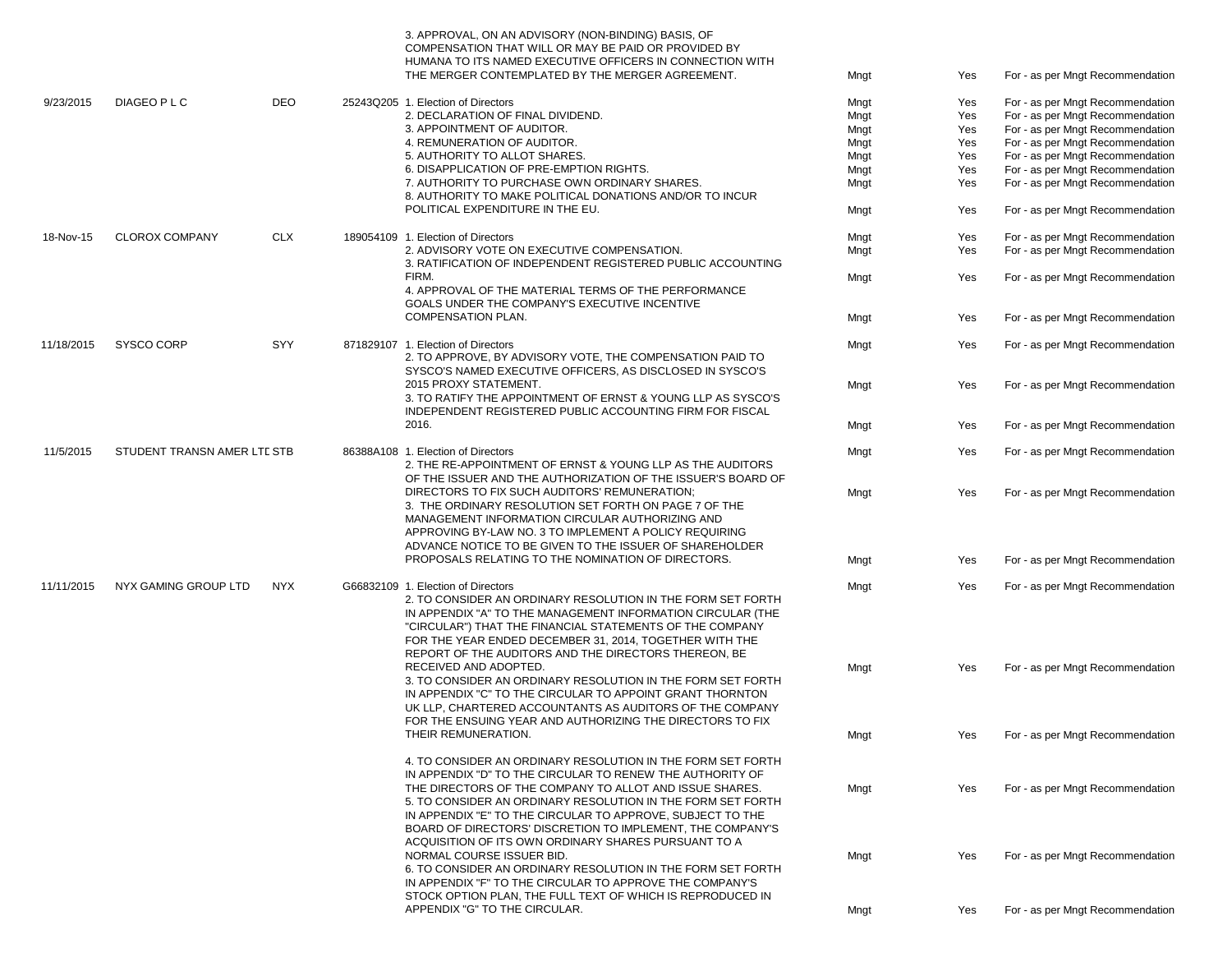| | | | | | | | |
|---|---|---|---|---|---|---|---|
| | | | | 3. APPROVAL, ON AN ADVISORY (NON-BINDING) BASIS, OF COMPENSATION THAT WILL OR MAY BE PAID OR PROVIDED BY HUMANA TO ITS NAMED EXECUTIVE OFFICERS IN CONNECTION WITH THE MERGER CONTEMPLATED BY THE MERGER AGREEMENT. | Mngt | Yes | For - as per Mngt Recommendation |
| 9/23/2015 | DIAGEO P L C | DEO | 25243Q205 | 1. Election of Directors | Mngt | Yes | For - as per Mngt Recommendation |
| | | | | 2. DECLARATION OF FINAL DIVIDEND. | Mngt | Yes | For - as per Mngt Recommendation |
| | | | | 3. APPOINTMENT OF AUDITOR. | Mngt | Yes | For - as per Mngt Recommendation |
| | | | | 4. REMUNERATION OF AUDITOR. | Mngt | Yes | For - as per Mngt Recommendation |
| | | | | 5. AUTHORITY TO ALLOT SHARES. | Mngt | Yes | For - as per Mngt Recommendation |
| | | | | 6. DISAPPLICATION OF PRE-EMPTION RIGHTS. | Mngt | Yes | For - as per Mngt Recommendation |
| | | | | 7. AUTHORITY TO PURCHASE OWN ORDINARY SHARES. | Mngt | Yes | For - as per Mngt Recommendation |
| | | | | 8. AUTHORITY TO MAKE POLITICAL DONATIONS AND/OR TO INCUR POLITICAL EXPENDITURE IN THE EU. | Mngt | Yes | For - as per Mngt Recommendation |
| 18-Nov-15 | CLOROX COMPANY | CLX | 189054109 | 1. Election of Directors | Mngt | Yes | For - as per Mngt Recommendation |
| | | | | 2. ADVISORY VOTE ON EXECUTIVE COMPENSATION. | Mngt | Yes | For - as per Mngt Recommendation |
| | | | | 3. RATIFICATION OF INDEPENDENT REGISTERED PUBLIC ACCOUNTING FIRM. | Mngt | Yes | For - as per Mngt Recommendation |
| | | | | 4. APPROVAL OF THE MATERIAL TERMS OF THE PERFORMANCE GOALS UNDER THE COMPANY'S EXECUTIVE INCENTIVE COMPENSATION PLAN. | Mngt | Yes | For - as per Mngt Recommendation |
| 11/18/2015 | SYSCO CORP | SYY | 871829107 | 1. Election of Directors | Mngt | Yes | For - as per Mngt Recommendation |
| | | | | 2. TO APPROVE, BY ADVISORY VOTE, THE COMPENSATION PAID TO SYSCO'S NAMED EXECUTIVE OFFICERS, AS DISCLOSED IN SYSCO'S 2015 PROXY STATEMENT. | Mngt | Yes | For - as per Mngt Recommendation |
| | | | | 3. TO RATIFY THE APPOINTMENT OF ERNST & YOUNG LLP AS SYSCO'S INDEPENDENT REGISTERED PUBLIC ACCOUNTING FIRM FOR FISCAL 2016. | Mngt | Yes | For - as per Mngt Recommendation |
| 11/5/2015 | STUDENT TRANSN AMER LTD | STB | 86388A108 | 1. Election of Directors | Mngt | Yes | For - as per Mngt Recommendation |
| | | | | 2. THE RE-APPOINTMENT OF ERNST & YOUNG LLP AS THE AUDITORS OF THE ISSUER AND THE AUTHORIZATION OF THE ISSUER'S BOARD OF DIRECTORS TO FIX SUCH AUDITORS' REMUNERATION; | Mngt | Yes | For - as per Mngt Recommendation |
| | | | | 3. THE ORDINARY RESOLUTION SET FORTH ON PAGE 7 OF THE MANAGEMENT INFORMATION CIRCULAR AUTHORIZING AND APPROVING BY-LAW NO. 3 TO IMPLEMENT A POLICY REQUIRING ADVANCE NOTICE TO BE GIVEN TO THE ISSUER OF SHAREHOLDER PROPOSALS RELATING TO THE NOMINATION OF DIRECTORS. | Mngt | Yes | For - as per Mngt Recommendation |
| 11/11/2015 | NYX GAMING GROUP LTD | NYX | G66832109 | 1. Election of Directors | Mngt | Yes | For - as per Mngt Recommendation |
| | | | | 2. TO CONSIDER AN ORDINARY RESOLUTION IN THE FORM SET FORTH IN APPENDIX "A" TO THE MANAGEMENT INFORMATION CIRCULAR (THE "CIRCULAR") THAT THE FINANCIAL STATEMENTS OF THE COMPANY FOR THE YEAR ENDED DECEMBER 31, 2014, TOGETHER WITH THE REPORT OF THE AUDITORS AND THE DIRECTORS THEREON, BE RECEIVED AND ADOPTED. | Mngt | Yes | For - as per Mngt Recommendation |
| | | | | 3. TO CONSIDER AN ORDINARY RESOLUTION IN THE FORM SET FORTH IN APPENDIX "C" TO THE CIRCULAR TO APPOINT GRANT THORNTON UK LLP, CHARTERED ACCOUNTANTS AS AUDITORS OF THE COMPANY FOR THE ENSUING YEAR AND AUTHORIZING THE DIRECTORS TO FIX THEIR REMUNERATION. | Mngt | Yes | For - as per Mngt Recommendation |
| | | | | 4. TO CONSIDER AN ORDINARY RESOLUTION IN THE FORM SET FORTH IN APPENDIX "D" TO THE CIRCULAR TO RENEW THE AUTHORITY OF THE DIRECTORS OF THE COMPANY TO ALLOT AND ISSUE SHARES. | Mngt | Yes | For - as per Mngt Recommendation |
| | | | | 5. TO CONSIDER AN ORDINARY RESOLUTION IN THE FORM SET FORTH IN APPENDIX "E" TO THE CIRCULAR TO APPROVE, SUBJECT TO THE BOARD OF DIRECTORS' DISCRETION TO IMPLEMENT, THE COMPANY'S ACQUISITION OF ITS OWN ORDINARY SHARES PURSUANT TO A NORMAL COURSE ISSUER BID. | Mngt | Yes | For - as per Mngt Recommendation |
| | | | | 6. TO CONSIDER AN ORDINARY RESOLUTION IN THE FORM SET FORTH IN APPENDIX "F" TO THE CIRCULAR TO APPROVE THE COMPANY'S STOCK OPTION PLAN, THE FULL TEXT OF WHICH IS REPRODUCED IN APPENDIX "G" TO THE CIRCULAR. | Mngt | Yes | For - as per Mngt Recommendation |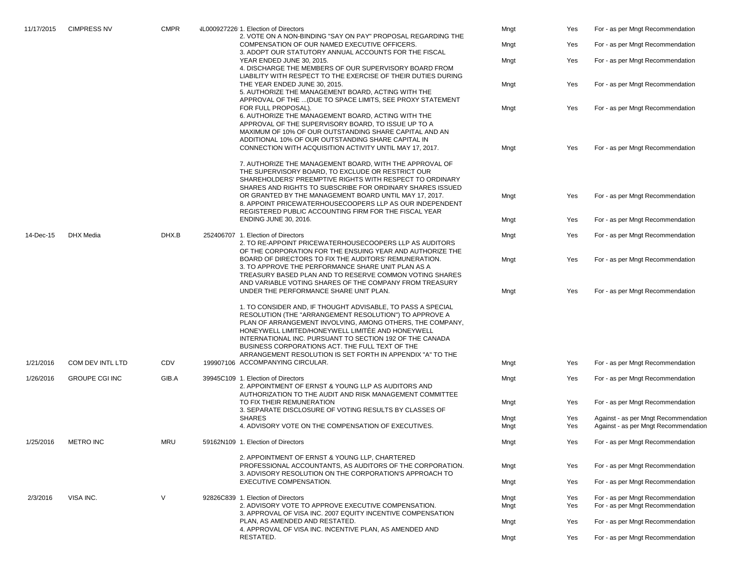| | | | | | | | |
|---|---|---|---|---|---|---|---|
| 11/17/2015 | CIMPRESS NV | CMPR | NL000927226 | 1. Election of Directors | Mngt | Yes | For - as per Mngt Recommendation |
| | | | | 2. VOTE ON A NON-BINDING "SAY ON PAY" PROPOSAL REGARDING THE COMPENSATION OF OUR NAMED EXECUTIVE OFFICERS. | Mngt | Yes | For - as per Mngt Recommendation |
| | | | | 3. ADOPT OUR STATUTORY ANNUAL ACCOUNTS FOR THE FISCAL YEAR ENDED JUNE 30, 2015. | Mngt | Yes | For - as per Mngt Recommendation |
| | | | | 4. DISCHARGE THE MEMBERS OF OUR SUPERVISORY BOARD FROM LIABILITY WITH RESPECT TO THE EXERCISE OF THEIR DUTIES DURING THE YEAR ENDED JUNE 30, 2015. | Mngt | Yes | For - as per Mngt Recommendation |
| | | | | 5. AUTHORIZE THE MANAGEMENT BOARD, ACTING WITH THE APPROVAL OF THE ...(DUE TO SPACE LIMITS, SEE PROXY STATEMENT FOR FULL PROPOSAL). | Mngt | Yes | For - as per Mngt Recommendation |
| | | | | 6. AUTHORIZE THE MANAGEMENT BOARD, ACTING WITH THE APPROVAL OF THE SUPERVISORY BOARD, TO ISSUE UP TO A MAXIMUM OF 10% OF OUR OUTSTANDING SHARE CAPITAL AND AN ADDITIONAL 10% OF OUR OUTSTANDING SHARE CAPITAL IN CONNECTION WITH ACQUISITION ACTIVITY UNTIL MAY 17, 2017. | Mngt | Yes | For - as per Mngt Recommendation |
| | | | | 7. AUTHORIZE THE MANAGEMENT BOARD, WITH THE APPROVAL OF THE SUPERVISORY BOARD, TO EXCLUDE OR RESTRICT OUR SHAREHOLDERS' PREEMPTIVE RIGHTS WITH RESPECT TO ORDINARY SHARES AND RIGHTS TO SUBSCRIBE FOR ORDINARY SHARES ISSUED OR GRANTED BY THE MANAGEMENT BOARD UNTIL MAY 17, 2017. | Mngt | Yes | For - as per Mngt Recommendation |
| | | | | 8. APPOINT PRICEWATERHOUSECOOPERS LLP AS OUR INDEPENDENT REGISTERED PUBLIC ACCOUNTING FIRM FOR THE FISCAL YEAR ENDING JUNE 30, 2016. | Mngt | Yes | For - as per Mngt Recommendation |
| 14-Dec-15 | DHX Media | DHX.B | 252406707 | 1. Election of Directors | Mngt | Yes | For - as per Mngt Recommendation |
| | | | | 2. TO RE-APPOINT PRICEWATERHOUSECOOPERS LLP AS AUDITORS OF THE CORPORATION FOR THE ENSUING YEAR AND AUTHORIZE THE BOARD OF DIRECTORS TO FIX THE AUDITORS' REMUNERATION. | Mngt | Yes | For - as per Mngt Recommendation |
| | | | | 3. TO APPROVE THE PERFORMANCE SHARE UNIT PLAN AS A TREASURY BASED PLAN AND TO RESERVE COMMON VOTING SHARES AND VARIABLE VOTING SHARES OF THE COMPANY FROM TREASURY UNDER THE PERFORMANCE SHARE UNIT PLAN. | Mngt | Yes | For - as per Mngt Recommendation |
| 1/21/2016 | COM DEV INTL LTD | CDV | 199907106 | 1. TO CONSIDER AND, IF THOUGHT ADVISABLE, TO PASS A SPECIAL RESOLUTION (THE "ARRANGEMENT RESOLUTION") TO APPROVE A PLAN OF ARRANGEMENT INVOLVING, AMONG OTHERS, THE COMPANY, HONEYWELL LIMITED/HONEYWELL LIMITÉE AND HONEYWELL INTERNATIONAL INC. PURSUANT TO SECTION 192 OF THE CANADA BUSINESS CORPORATIONS ACT. THE FULL TEXT OF THE ARRANGEMENT RESOLUTION IS SET FORTH IN APPENDIX "A" TO THE ACCOMPANYING CIRCULAR. | Mngt | Yes | For - as per Mngt Recommendation |
| 1/26/2016 | GROUPE CGI INC | GIB.A | 39945C109 | 1. Election of Directors | Mngt | Yes | For - as per Mngt Recommendation |
| | | | | 2. APPOINTMENT OF ERNST & YOUNG LLP AS AUDITORS AND AUTHORIZATION TO THE AUDIT AND RISK MANAGEMENT COMMITTEE TO FIX THEIR REMUNERATION | Mngt | Yes | For - as per Mngt Recommendation |
| | | | | 3. SEPARATE DISCLOSURE OF VOTING RESULTS BY CLASSES OF SHARES | Mngt | Yes | Against - as per Mngt Recommendation |
| | | | | 4. ADVISORY VOTE ON THE COMPENSATION OF EXECUTIVES. | Mngt | Yes | Against - as per Mngt Recommendation |
| 1/25/2016 | METRO INC | MRU | 59162N109 | 1. Election of Directors | Mngt | Yes | For - as per Mngt Recommendation |
| | | | | 2. APPOINTMENT OF ERNST & YOUNG LLP, CHARTERED PROFESSIONAL ACCOUNTANTS, AS AUDITORS OF THE CORPORATION. | Mngt | Yes | For - as per Mngt Recommendation |
| | | | | 3. ADVISORY RESOLUTION ON THE CORPORATION'S APPROACH TO EXECUTIVE COMPENSATION. | Mngt | Yes | For - as per Mngt Recommendation |
| 2/3/2016 | VISA INC. | V | 92826C839 | 1. Election of Directors | Mngt | Yes | For - as per Mngt Recommendation |
| | | | | 2. ADVISORY VOTE TO APPROVE EXECUTIVE COMPENSATION. | Mngt | Yes | For - as per Mngt Recommendation |
| | | | | 3. APPROVAL OF VISA INC. 2007 EQUITY INCENTIVE COMPENSATION PLAN, AS AMENDED AND RESTATED. | Mngt | Yes | For - as per Mngt Recommendation |
| | | | | 4. APPROVAL OF VISA INC. INCENTIVE PLAN, AS AMENDED AND RESTATED. | Mngt | Yes | For - as per Mngt Recommendation |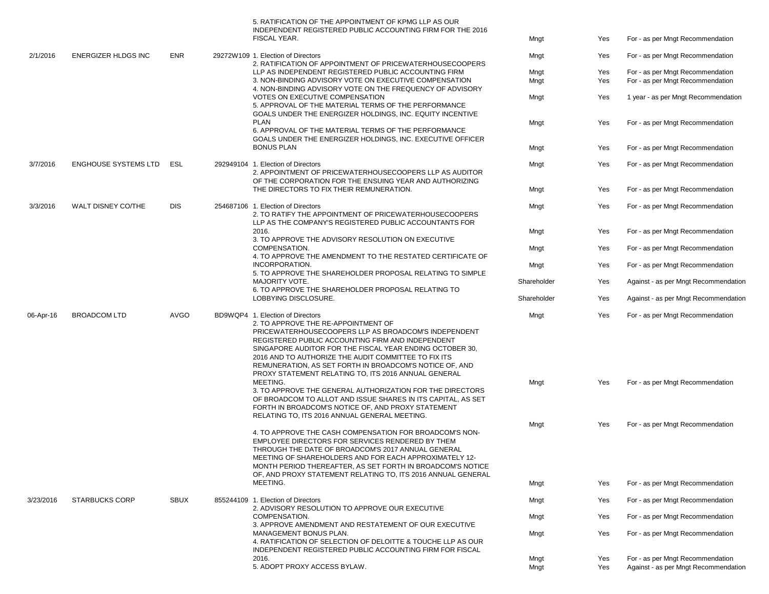| | | | | | | |
|---|---|---|---|---|---|---|
| | | | | 5. RATIFICATION OF THE APPOINTMENT OF KPMG LLP AS OUR INDEPENDENT REGISTERED PUBLIC ACCOUNTING FIRM FOR THE 2016 FISCAL YEAR. | Mngt | Yes | For - as per Mngt Recommendation |
| 2/1/2016 | ENERGIZER HLDGS INC | ENR | 29272W109 | 1. Election of Directors | Mngt | Yes | For - as per Mngt Recommendation |
| | | | | 2. RATIFICATION OF APPOINTMENT OF PRICEWATERHOUSECOOPERS LLP AS INDEPENDENT REGISTERED PUBLIC ACCOUNTING FIRM | Mngt | Yes | For - as per Mngt Recommendation |
| | | | | 3. NON-BINDING ADVISORY VOTE ON EXECUTIVE COMPENSATION | Mngt | Yes | For - as per Mngt Recommendation |
| | | | | 4. NON-BINDING ADVISORY VOTE ON THE FREQUENCY OF ADVISORY VOTES ON EXECUTIVE COMPENSATION | Mngt | Yes | 1 year - as per Mngt Recommendation |
| | | | | 5. APPROVAL OF THE MATERIAL TERMS OF THE PERFORMANCE GOALS UNDER THE ENERGIZER HOLDINGS, INC. EQUITY INCENTIVE PLAN | Mngt | Yes | For - as per Mngt Recommendation |
| | | | | 6. APPROVAL OF THE MATERIAL TERMS OF THE PERFORMANCE GOALS UNDER THE ENERGIZER HOLDINGS, INC. EXECUTIVE OFFICER BONUS PLAN | Mngt | Yes | For - as per Mngt Recommendation |
| 3/7/2016 | ENGHOUSE SYSTEMS LTD | ESL | 292949104 | 1. Election of Directors | Mngt | Yes | For - as per Mngt Recommendation |
| | | | | 2. APPOINTMENT OF PRICEWATERHOUSECOOPERS LLP AS AUDITOR OF THE CORPORATION FOR THE ENSUING YEAR AND AUTHORIZING THE DIRECTORS TO FIX THEIR REMUNERATION. | Mngt | Yes | For - as per Mngt Recommendation |
| 3/3/2016 | WALT DISNEY CO/THE | DIS | 254687106 | 1. Election of Directors | Mngt | Yes | For - as per Mngt Recommendation |
| | | | | 2. TO RATIFY THE APPOINTMENT OF PRICEWATERHOUSECOOPERS LLP AS THE COMPANY'S REGISTERED PUBLIC ACCOUNTANTS FOR 2016. | Mngt | Yes | For - as per Mngt Recommendation |
| | | | | 3. TO APPROVE THE ADVISORY RESOLUTION ON EXECUTIVE COMPENSATION. | Mngt | Yes | For - as per Mngt Recommendation |
| | | | | 4. TO APPROVE THE AMENDMENT TO THE RESTATED CERTIFICATE OF INCORPORATION. | Mngt | Yes | For - as per Mngt Recommendation |
| | | | | 5. TO APPROVE THE SHAREHOLDER PROPOSAL RELATING TO SIMPLE MAJORITY VOTE. | Shareholder | Yes | Against - as per Mngt Recommendation |
| | | | | 6. TO APPROVE THE SHAREHOLDER PROPOSAL RELATING TO LOBBYING DISCLOSURE. | Shareholder | Yes | Against - as per Mngt Recommendation |
| 06-Apr-16 | BROADCOM LTD | AVGO | BD9WQP4 | 1. Election of Directors | Mngt | Yes | For - as per Mngt Recommendation |
| | | | | 2. TO APPROVE THE RE-APPOINTMENT OF PRICEWATERHOUSECOOPERS LLP AS BROADCOM'S INDEPENDENT REGISTERED PUBLIC ACCOUNTING FIRM AND INDEPENDENT SINGAPORE AUDITOR FOR THE FISCAL YEAR ENDING OCTOBER 30, 2016 AND TO AUTHORIZE THE AUDIT COMMITTEE TO FIX ITS REMUNERATION, AS SET FORTH IN BROADCOM'S NOTICE OF, AND PROXY STATEMENT RELATING TO, ITS 2016 ANNUAL GENERAL MEETING. | Mngt | Yes | For - as per Mngt Recommendation |
| | | | | 3. TO APPROVE THE GENERAL AUTHORIZATION FOR THE DIRECTORS OF BROADCOM TO ALLOT AND ISSUE SHARES IN ITS CAPITAL, AS SET FORTH IN BROADCOM'S NOTICE OF, AND PROXY STATEMENT RELATING TO, ITS 2016 ANNUAL GENERAL MEETING. | Mngt | Yes | For - as per Mngt Recommendation |
| | | | | 4. TO APPROVE THE CASH COMPENSATION FOR BROADCOM'S NON-EMPLOYEE DIRECTORS FOR SERVICES RENDERED BY THEM THROUGH THE DATE OF BROADCOM'S 2017 ANNUAL GENERAL MEETING OF SHAREHOLDERS AND FOR EACH APPROXIMATELY 12-MONTH PERIOD THEREAFTER, AS SET FORTH IN BROADCOM'S NOTICE OF, AND PROXY STATEMENT RELATING TO, ITS 2016 ANNUAL GENERAL MEETING. | Mngt | Yes | For - as per Mngt Recommendation |
| 3/23/2016 | STARBUCKS CORP | SBUX | 855244109 | 1. Election of Directors | Mngt | Yes | For - as per Mngt Recommendation |
| | | | | 2. ADVISORY RESOLUTION TO APPROVE OUR EXECUTIVE COMPENSATION. | Mngt | Yes | For - as per Mngt Recommendation |
| | | | | 3. APPROVE AMENDMENT AND RESTATEMENT OF OUR EXECUTIVE MANAGEMENT BONUS PLAN. | Mngt | Yes | For - as per Mngt Recommendation |
| | | | | 4. RATIFICATION OF SELECTION OF DELOITTE & TOUCHE LLP AS OUR INDEPENDENT REGISTERED PUBLIC ACCOUNTING FIRM FOR FISCAL 2016. | Mngt | Yes | For - as per Mngt Recommendation |
| | | | | 5. ADOPT PROXY ACCESS BYLAW. | Mngt | Yes | Against - as per Mngt Recommendation |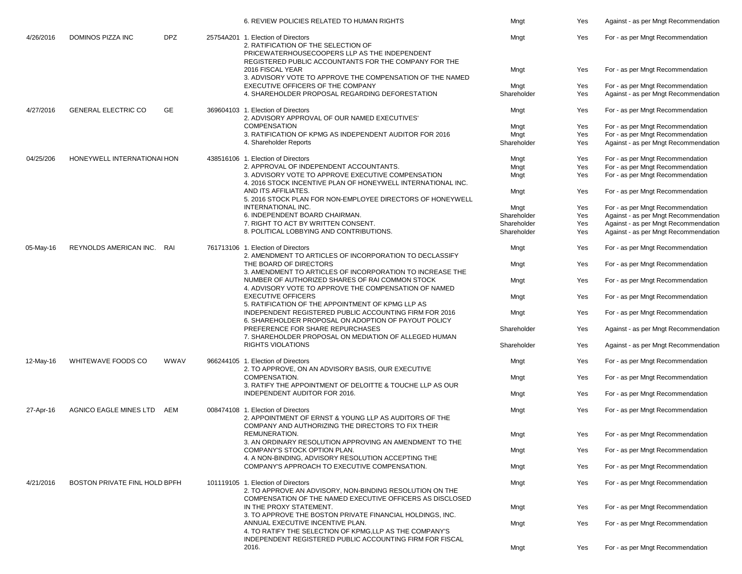| | | | | 6. REVIEW POLICIES RELATED TO HUMAN RIGHTS | Mngt | Yes | Against - as per Mngt Recommendation |
|---|---|---|---|---|---|---|---|
| 4/26/2016 | DOMINOS PIZZA INC | DPZ | 25754A201 | 1. Election of Directors | Mngt | Yes | For - as per Mngt Recommendation |
| | | | | 2. RATIFICATION OF THE SELECTION OF PRICEWATERHOUSECOOPERS LLP AS THE INDEPENDENT REGISTERED PUBLIC ACCOUNTANTS FOR THE COMPANY FOR THE 2016 FISCAL YEAR | Mngt | Yes | For - as per Mngt Recommendation |
| | | | | 3. ADVISORY VOTE TO APPROVE THE COMPENSATION OF THE NAMED EXECUTIVE OFFICERS OF THE COMPANY | Mngt | Yes | For - as per Mngt Recommendation |
| | | | | 4. SHAREHOLDER PROPOSAL REGARDING DEFORESTATION | Shareholder | Yes | Against - as per Mngt Recommendation |
| 4/27/2016 | GENERAL ELECTRIC CO | GE | 369604103 | 1. Election of Directors | Mngt | Yes | For - as per Mngt Recommendation |
| | | | | 2. ADVISORY APPROVAL OF OUR NAMED EXECUTIVES' COMPENSATION | Mngt | Yes | For - as per Mngt Recommendation |
| | | | | 3. RATIFICATION OF KPMG AS INDEPENDENT AUDITOR FOR 2016 | Mngt | Yes | For - as per Mngt Recommendation |
| | | | | 4. Shareholder Reports | Shareholder | Yes | Against - as per Mngt Recommendation |
| 04/25/206 | HONEYWELL INTERNATIONAL | HON | 438516106 | 1. Election of Directors | Mngt | Yes | For - as per Mngt Recommendation |
| | | | | 2. APPROVAL OF INDEPENDENT ACCOUNTANTS. | Mngt | Yes | For - as per Mngt Recommendation |
| | | | | 3. ADVISORY VOTE TO APPROVE EXECUTIVE COMPENSATION | Mngt | Yes | For - as per Mngt Recommendation |
| | | | | 4. 2016 STOCK INCENTIVE PLAN OF HONEYWELL INTERNATIONAL INC. AND ITS AFFILIATES. | Mngt | Yes | For - as per Mngt Recommendation |
| | | | | 5. 2016 STOCK PLAN FOR NON-EMPLOYEE DIRECTORS OF HONEYWELL INTERNATIONAL INC. | Mngt | Yes | For - as per Mngt Recommendation |
| | | | | 6. INDEPENDENT BOARD CHAIRMAN. | Shareholder | Yes | Against - as per Mngt Recommendation |
| | | | | 7. RIGHT TO ACT BY WRITTEN CONSENT. | Shareholder | Yes | Against - as per Mngt Recommendation |
| | | | | 8. POLITICAL LOBBYING AND CONTRIBUTIONS. | Shareholder | Yes | Against - as per Mngt Recommendation |
| 05-May-16 | REYNOLDS AMERICAN INC. | RAI | 761713106 | 1. Election of Directors | Mngt | Yes | For - as per Mngt Recommendation |
| | | | | 2. AMENDMENT TO ARTICLES OF INCORPORATION TO DECLASSIFY THE BOARD OF DIRECTORS | Mngt | Yes | For - as per Mngt Recommendation |
| | | | | 3. AMENDMENT TO ARTICLES OF INCORPORATION TO INCREASE THE NUMBER OF AUTHORIZED SHARES OF RAI COMMON STOCK | Mngt | Yes | For - as per Mngt Recommendation |
| | | | | 4. ADVISORY VOTE TO APPROVE THE COMPENSATION OF NAMED EXECUTIVE OFFICERS | Mngt | Yes | For - as per Mngt Recommendation |
| | | | | 5. RATIFICATION OF THE APPOINTMENT OF KPMG LLP AS INDEPENDENT REGISTERED PUBLIC ACCOUNTING FIRM FOR 2016 | Mngt | Yes | For - as per Mngt Recommendation |
| | | | | 6. SHAREHOLDER PROPOSAL ON ADOPTION OF PAYOUT POLICY PREFERENCE FOR SHARE REPURCHASES | Shareholder | Yes | Against - as per Mngt Recommendation |
| | | | | 7. SHAREHOLDER PROPOSAL ON MEDIATION OF ALLEGED HUMAN RIGHTS VIOLATIONS | Shareholder | Yes | Against - as per Mngt Recommendation |
| 12-May-16 | WHITEWAVE FOODS CO | WWAV | 966244105 | 1. Election of Directors | Mngt | Yes | For - as per Mngt Recommendation |
| | | | | 2. TO APPROVE, ON AN ADVISORY BASIS, OUR EXECUTIVE COMPENSATION. | Mngt | Yes | For - as per Mngt Recommendation |
| | | | | 3. RATIFY THE APPOINTMENT OF DELOITTE & TOUCHE LLP AS OUR INDEPENDENT AUDITOR FOR 2016. | Mngt | Yes | For - as per Mngt Recommendation |
| 27-Apr-16 | AGNICO EAGLE MINES LTD | AEM | 008474108 | 1. Election of Directors | Mngt | Yes | For - as per Mngt Recommendation |
| | | | | 2. APPOINTMENT OF ERNST & YOUNG LLP AS AUDITORS OF THE COMPANY AND AUTHORIZING THE DIRECTORS TO FIX THEIR REMUNERATION. | Mngt | Yes | For - as per Mngt Recommendation |
| | | | | 3. AN ORDINARY RESOLUTION APPROVING AN AMENDMENT TO THE COMPANY'S STOCK OPTION PLAN. | Mngt | Yes | For - as per Mngt Recommendation |
| | | | | 4. A NON-BINDING, ADVISORY RESOLUTION ACCEPTING THE COMPANY'S APPROACH TO EXECUTIVE COMPENSATION. | Mngt | Yes | For - as per Mngt Recommendation |
| 4/21/2016 | BOSTON PRIVATE FINL HOLD | BPFH | 101119105 | 1. Election of Directors | Mngt | Yes | For - as per Mngt Recommendation |
| | | | | 2. TO APPROVE AN ADVISORY, NON-BINDING RESOLUTION ON THE COMPENSATION OF THE NAMED EXECUTIVE OFFICERS AS DISCLOSED IN THE PROXY STATEMENT. | Mngt | Yes | For - as per Mngt Recommendation |
| | | | | 3. TO APPROVE THE BOSTON PRIVATE FINANCIAL HOLDINGS, INC. ANNUAL EXECUTIVE INCENTIVE PLAN. | Mngt | Yes | For - as per Mngt Recommendation |
| | | | | 4. TO RATIFY THE SELECTION OF KPMG,LLP AS THE COMPANY'S INDEPENDENT REGISTERED PUBLIC ACCOUNTING FIRM FOR FISCAL 2016. | Mngt | Yes | For - as per Mngt Recommendation |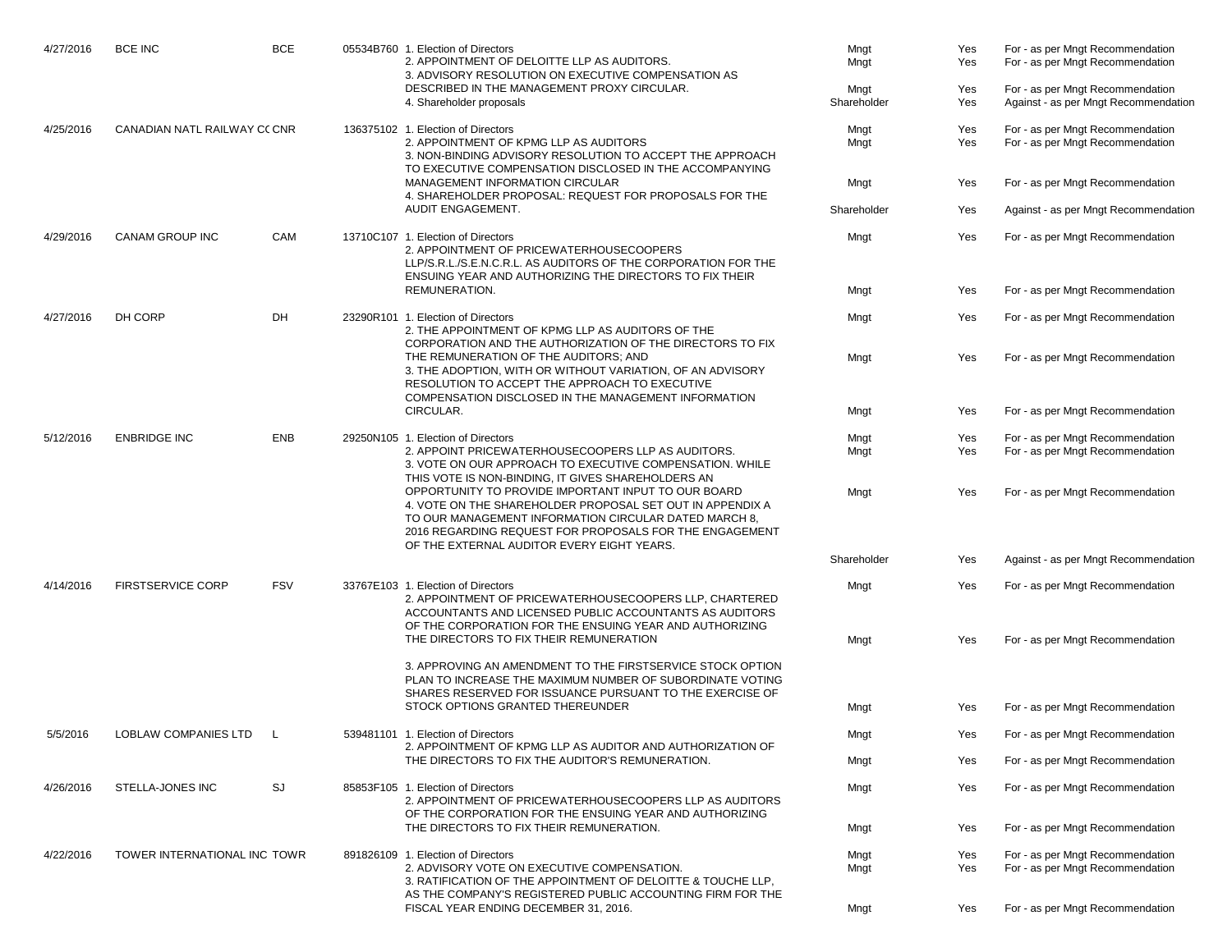| | | | | | | | |
|---|---|---|---|---|---|---|---|
| 4/27/2016 | BCE INC | BCE | 05534B760 | 1. Election of Directors | Mngt | Yes | For - as per Mngt Recommendation |
| | | | | 2. APPOINTMENT OF DELOITTE LLP AS AUDITORS. | Mngt | Yes | For - as per Mngt Recommendation |
| | | | | 3. ADVISORY RESOLUTION ON EXECUTIVE COMPENSATION AS DESCRIBED IN THE MANAGEMENT PROXY CIRCULAR. | Mngt | Yes | For - as per Mngt Recommendation |
| | | | | 4. Shareholder proposals | Shareholder | Yes | Against - as per Mngt Recommendation |
| 4/25/2016 | CANADIAN NATL RAILWAY CO | CNR | 136375102 | 1. Election of Directors | Mngt | Yes | For - as per Mngt Recommendation |
| | | | | 2. APPOINTMENT OF KPMG LLP AS AUDITORS | Mngt | Yes | For - as per Mngt Recommendation |
| | | | | 3. NON-BINDING ADVISORY RESOLUTION TO ACCEPT THE APPROACH TO EXECUTIVE COMPENSATION DISCLOSED IN THE ACCOMPANYING MANAGEMENT INFORMATION CIRCULAR | Mngt | Yes | For - as per Mngt Recommendation |
| | | | | 4. SHAREHOLDER PROPOSAL: REQUEST FOR PROPOSALS FOR THE AUDIT ENGAGEMENT. | Shareholder | Yes | Against - as per Mngt Recommendation |
| 4/29/2016 | CANAM GROUP INC | CAM | 13710C107 | 1. Election of Directors | Mngt | Yes | For - as per Mngt Recommendation |
| | | | | 2. APPOINTMENT OF PRICEWATERHOUSECOOPERS LLP/S.R.L./S.E.N.C.R.L. AS AUDITORS OF THE CORPORATION FOR THE ENSUING YEAR AND AUTHORIZING THE DIRECTORS TO FIX THEIR REMUNERATION. | Mngt | Yes | For - as per Mngt Recommendation |
| 4/27/2016 | DH CORP | DH | 23290R101 | 1. Election of Directors | Mngt | Yes | For - as per Mngt Recommendation |
| | | | | 2. THE APPOINTMENT OF KPMG LLP AS AUDITORS OF THE CORPORATION AND THE AUTHORIZATION OF THE DIRECTORS TO FIX THE REMUNERATION OF THE AUDITORS; AND | Mngt | Yes | For - as per Mngt Recommendation |
| | | | | 3. THE ADOPTION, WITH OR WITHOUT VARIATION, OF AN ADVISORY RESOLUTION TO ACCEPT THE APPROACH TO EXECUTIVE COMPENSATION DISCLOSED IN THE MANAGEMENT INFORMATION CIRCULAR. | Mngt | Yes | For - as per Mngt Recommendation |
| 5/12/2016 | ENBRIDGE INC | ENB | 29250N105 | 1. Election of Directors | Mngt | Yes | For - as per Mngt Recommendation |
| | | | | 2. APPOINT PRICEWATERHOUSECOOPERS LLP AS AUDITORS. | Mngt | Yes | For - as per Mngt Recommendation |
| | | | | 3. VOTE ON OUR APPROACH TO EXECUTIVE COMPENSATION. WHILE THIS VOTE IS NON-BINDING, IT GIVES SHAREHOLDERS AN OPPORTUNITY TO PROVIDE IMPORTANT INPUT TO OUR BOARD | Mngt | Yes | For - as per Mngt Recommendation |
| | | | | 4. VOTE ON THE SHAREHOLDER PROPOSAL SET OUT IN APPENDIX A TO OUR MANAGEMENT INFORMATION CIRCULAR DATED MARCH 8, 2016 REGARDING REQUEST FOR PROPOSALS FOR THE ENGAGEMENT OF THE EXTERNAL AUDITOR EVERY EIGHT YEARS. | Shareholder | Yes | Against - as per Mngt Recommendation |
| 4/14/2016 | FIRSTSERVICE CORP | FSV | 33767E103 | 1. Election of Directors | Mngt | Yes | For - as per Mngt Recommendation |
| | | | | 2. APPOINTMENT OF PRICEWATERHOUSECOOPERS LLP, CHARTERED ACCOUNTANTS AND LICENSED PUBLIC ACCOUNTANTS AS AUDITORS OF THE CORPORATION FOR THE ENSUING YEAR AND AUTHORIZING THE DIRECTORS TO FIX THEIR REMUNERATION | Mngt | Yes | For - as per Mngt Recommendation |
| | | | | 3. APPROVING AN AMENDMENT TO THE FIRSTSERVICE STOCK OPTION PLAN TO INCREASE THE MAXIMUM NUMBER OF SUBORDINATE VOTING SHARES RESERVED FOR ISSUANCE PURSUANT TO THE EXERCISE OF STOCK OPTIONS GRANTED THEREUNDER | Mngt | Yes | For - as per Mngt Recommendation |
| 5/5/2016 | LOBLAW COMPANIES LTD | L | 539481101 | 1. Election of Directors | Mngt | Yes | For - as per Mngt Recommendation |
| | | | | 2. APPOINTMENT OF KPMG LLP AS AUDITOR AND AUTHORIZATION OF THE DIRECTORS TO FIX THE AUDITOR'S REMUNERATION. | Mngt | Yes | For - as per Mngt Recommendation |
| 4/26/2016 | STELLA-JONES INC | SJ | 85853F105 | 1. Election of Directors | Mngt | Yes | For - as per Mngt Recommendation |
| | | | | 2. APPOINTMENT OF PRICEWATERHOUSECOOPERS LLP AS AUDITORS OF THE CORPORATION FOR THE ENSUING YEAR AND AUTHORIZING THE DIRECTORS TO FIX THEIR REMUNERATION. | Mngt | Yes | For - as per Mngt Recommendation |
| 4/22/2016 | TOWER INTERNATIONAL INC | TOWR | 891826109 | 1. Election of Directors | Mngt | Yes | For - as per Mngt Recommendation |
| | | | | 2. ADVISORY VOTE ON EXECUTIVE COMPENSATION. | Mngt | Yes | For - as per Mngt Recommendation |
| | | | | 3. RATIFICATION OF THE APPOINTMENT OF DELOITTE & TOUCHE LLP, AS THE COMPANY'S REGISTERED PUBLIC ACCOUNTING FIRM FOR THE FISCAL YEAR ENDING DECEMBER 31, 2016. | Mngt | Yes | For - as per Mngt Recommendation |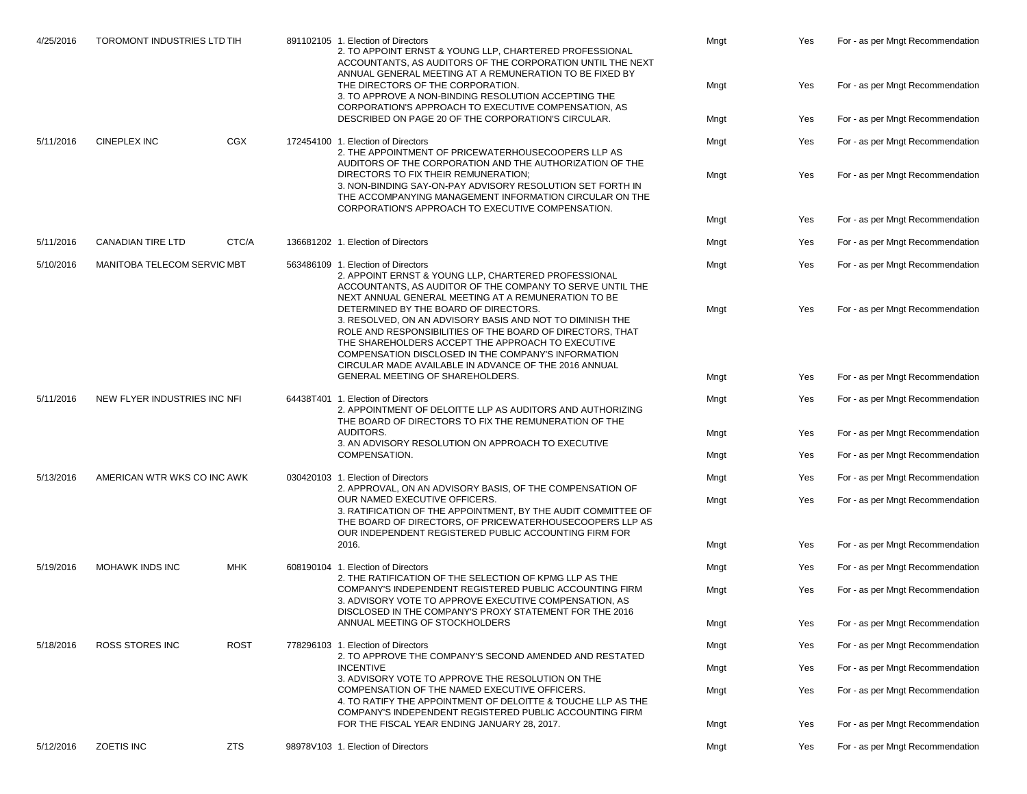| | | | | | | | |
|---|---|---|---|---|---|---|---|
| 4/25/2016 | TOROMONT INDUSTRIES LTD | TIH | 891102105 | 1. Election of Directors | Mngt | Yes | For - as per Mngt Recommendation |
| | | | | 2. TO APPOINT ERNST & YOUNG LLP, CHARTERED PROFESSIONAL ACCOUNTANTS, AS AUDITORS OF THE CORPORATION UNTIL THE NEXT ANNUAL GENERAL MEETING AT A REMUNERATION TO BE FIXED BY THE DIRECTORS OF THE CORPORATION. | Mngt | Yes | For - as per Mngt Recommendation |
| | | | | 3. TO APPROVE A NON-BINDING RESOLUTION ACCEPTING THE CORPORATION'S APPROACH TO EXECUTIVE COMPENSATION, AS DESCRIBED ON PAGE 20 OF THE CORPORATION'S CIRCULAR. | Mngt | Yes | For - as per Mngt Recommendation |
| 5/11/2016 | CINEPLEX INC | CGX | 172454100 | 1. Election of Directors | Mngt | Yes | For - as per Mngt Recommendation |
| | | | | 2. THE APPOINTMENT OF PRICEWATERHOUSECOOPERS LLP AS AUDITORS OF THE CORPORATION AND THE AUTHORIZATION OF THE DIRECTORS TO FIX THEIR REMUNERATION; | Mngt | Yes | For - as per Mngt Recommendation |
| | | | | 3. NON-BINDING SAY-ON-PAY ADVISORY RESOLUTION SET FORTH IN THE ACCOMPANYING MANAGEMENT INFORMATION CIRCULAR ON THE CORPORATION'S APPROACH TO EXECUTIVE COMPENSATION. | Mngt | Yes | For - as per Mngt Recommendation |
| 5/11/2016 | CANADIAN TIRE LTD | CTC/A | 136681202 | 1. Election of Directors | Mngt | Yes | For - as per Mngt Recommendation |
| 5/10/2016 | MANITOBA TELECOM SERVIC | MBT | 563486109 | 1. Election of Directors | Mngt | Yes | For - as per Mngt Recommendation |
| | | | | 2. APPOINT ERNST & YOUNG LLP, CHARTERED PROFESSIONAL ACCOUNTANTS, AS AUDITOR OF THE COMPANY TO SERVE UNTIL THE NEXT ANNUAL GENERAL MEETING AT A REMUNERATION TO BE DETERMINED BY THE BOARD OF DIRECTORS. | Mngt | Yes | For - as per Mngt Recommendation |
| | | | | 3. RESOLVED, ON AN ADVISORY BASIS AND NOT TO DIMINISH THE ROLE AND RESPONSIBILITIES OF THE BOARD OF DIRECTORS, THAT THE SHAREHOLDERS ACCEPT THE APPROACH TO EXECUTIVE COMPENSATION DISCLOSED IN THE COMPANY'S INFORMATION CIRCULAR MADE AVAILABLE IN ADVANCE OF THE 2016 ANNUAL GENERAL MEETING OF SHAREHOLDERS. | Mngt | Yes | For - as per Mngt Recommendation |
| 5/11/2016 | NEW FLYER INDUSTRIES INC | NFI | 64438T401 | 1. Election of Directors | Mngt | Yes | For - as per Mngt Recommendation |
| | | | | 2. APPOINTMENT OF DELOITTE LLP AS AUDITORS AND AUTHORIZING THE BOARD OF DIRECTORS TO FIX THE REMUNERATION OF THE AUDITORS. | Mngt | Yes | For - as per Mngt Recommendation |
| | | | | 3. AN ADVISORY RESOLUTION ON APPROACH TO EXECUTIVE COMPENSATION. | Mngt | Yes | For - as per Mngt Recommendation |
| 5/13/2016 | AMERICAN WTR WKS CO INC | AWK | 030420103 | 1. Election of Directors | Mngt | Yes | For - as per Mngt Recommendation |
| | | | | 2. APPROVAL, ON AN ADVISORY BASIS, OF THE COMPENSATION OF OUR NAMED EXECUTIVE OFFICERS. | Mngt | Yes | For - as per Mngt Recommendation |
| | | | | 3. RATIFICATION OF THE APPOINTMENT, BY THE AUDIT COMMITTEE OF THE BOARD OF DIRECTORS, OF PRICEWATERHOUSECOOPERS LLP AS OUR INDEPENDENT REGISTERED PUBLIC ACCOUNTING FIRM FOR 2016. | Mngt | Yes | For - as per Mngt Recommendation |
| 5/19/2016 | MOHAWK INDS INC | MHK | 608190104 | 1. Election of Directors | Mngt | Yes | For - as per Mngt Recommendation |
| | | | | 2. THE RATIFICATION OF THE SELECTION OF KPMG LLP AS THE COMPANY'S INDEPENDENT REGISTERED PUBLIC ACCOUNTING FIRM | Mngt | Yes | For - as per Mngt Recommendation |
| | | | | 3. ADVISORY VOTE TO APPROVE EXECUTIVE COMPENSATION, AS DISCLOSED IN THE COMPANY'S PROXY STATEMENT FOR THE 2016 ANNUAL MEETING OF STOCKHOLDERS | Mngt | Yes | For - as per Mngt Recommendation |
| 5/18/2016 | ROSS STORES INC | ROST | 778296103 | 1. Election of Directors | Mngt | Yes | For - as per Mngt Recommendation |
| | | | | 2. TO APPROVE THE COMPANY'S SECOND AMENDED AND RESTATED INCENTIVE | Mngt | Yes | For - as per Mngt Recommendation |
| | | | | 3. ADVISORY VOTE TO APPROVE THE RESOLUTION ON THE COMPENSATION OF THE NAMED EXECUTIVE OFFICERS. | Mngt | Yes | For - as per Mngt Recommendation |
| | | | | 4. TO RATIFY THE APPOINTMENT OF DELOITTE & TOUCHE LLP AS THE COMPANY'S INDEPENDENT REGISTERED PUBLIC ACCOUNTING FIRM FOR THE FISCAL YEAR ENDING JANUARY 28, 2017. | Mngt | Yes | For - as per Mngt Recommendation |
| 5/12/2016 | ZOETIS INC | ZTS | 98978V103 | 1. Election of Directors | Mngt | Yes | For - as per Mngt Recommendation |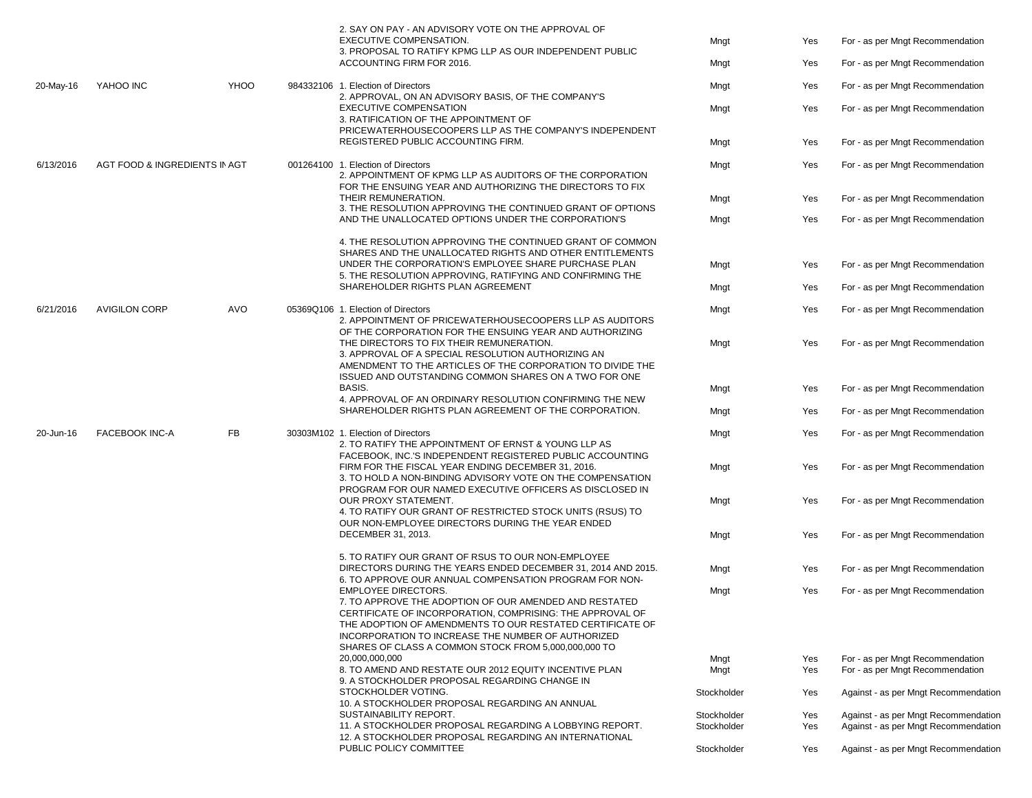| | | | | | | | |
|---|---|---|---|---|---|---|---|
| | | | | 2. SAY ON PAY - AN ADVISORY VOTE ON THE APPROVAL OF EXECUTIVE COMPENSATION. | Mngt | Yes | For - as per Mngt Recommendation |
| | | | | 3. PROPOSAL TO RATIFY KPMG LLP AS OUR INDEPENDENT PUBLIC ACCOUNTING FIRM FOR 2016. | Mngt | Yes | For - as per Mngt Recommendation |
| 20-May-16 | YAHOO INC | YHOO | 984332106 | 1. Election of Directors | Mngt | Yes | For - as per Mngt Recommendation |
| | | | | 2. APPROVAL, ON AN ADVISORY BASIS, OF THE COMPANY'S EXECUTIVE COMPENSATION | Mngt | Yes | For - as per Mngt Recommendation |
| | | | | 3. RATIFICATION OF THE APPOINTMENT OF PRICEWATERHOUSECOOPERS LLP AS THE COMPANY'S INDEPENDENT REGISTERED PUBLIC ACCOUNTING FIRM. | Mngt | Yes | For - as per Mngt Recommendation |
| 6/13/2016 | AGT FOOD & INGREDIENTS IN | AGT | 001264100 | 1. Election of Directors | Mngt | Yes | For - as per Mngt Recommendation |
| | | | | 2. APPOINTMENT OF KPMG LLP AS AUDITORS OF THE CORPORATION FOR THE ENSUING YEAR AND AUTHORIZING THE DIRECTORS TO FIX THEIR REMUNERATION. | Mngt | Yes | For - as per Mngt Recommendation |
| | | | | 3. THE RESOLUTION APPROVING THE CONTINUED GRANT OF OPTIONS AND THE UNALLOCATED OPTIONS UNDER THE CORPORATION'S | Mngt | Yes | For - as per Mngt Recommendation |
| | | | | 4. THE RESOLUTION APPROVING THE CONTINUED GRANT OF COMMON SHARES AND THE UNALLOCATED RIGHTS AND OTHER ENTITLEMENTS UNDER THE CORPORATION'S EMPLOYEE SHARE PURCHASE PLAN | Mngt | Yes | For - as per Mngt Recommendation |
| | | | | 5. THE RESOLUTION APPROVING, RATIFYING AND CONFIRMING THE SHAREHOLDER RIGHTS PLAN AGREEMENT | Mngt | Yes | For - as per Mngt Recommendation |
| 6/21/2016 | AVIGILON CORP | AVO | 05369Q106 | 1. Election of Directors | Mngt | Yes | For - as per Mngt Recommendation |
| | | | | 2. APPOINTMENT OF PRICEWATERHOUSECOOPERS LLP AS AUDITORS OF THE CORPORATION FOR THE ENSUING YEAR AND AUTHORIZING THE DIRECTORS TO FIX THEIR REMUNERATION. | Mngt | Yes | For - as per Mngt Recommendation |
| | | | | 3. APPROVAL OF A SPECIAL RESOLUTION AUTHORIZING AN AMENDMENT TO THE ARTICLES OF THE CORPORATION TO DIVIDE THE ISSUED AND OUTSTANDING COMMON SHARES ON A TWO FOR ONE BASIS. | Mngt | Yes | For - as per Mngt Recommendation |
| | | | | 4. APPROVAL OF AN ORDINARY RESOLUTION CONFIRMING THE NEW SHAREHOLDER RIGHTS PLAN AGREEMENT OF THE CORPORATION. | Mngt | Yes | For - as per Mngt Recommendation |
| 20-Jun-16 | FACEBOOK INC-A | FB | 30303M102 | 1. Election of Directors | Mngt | Yes | For - as per Mngt Recommendation |
| | | | | 2. TO RATIFY THE APPOINTMENT OF ERNST & YOUNG LLP AS FACEBOOK, INC.'S INDEPENDENT REGISTERED PUBLIC ACCOUNTING FIRM FOR THE FISCAL YEAR ENDING DECEMBER 31, 2016. | Mngt | Yes | For - as per Mngt Recommendation |
| | | | | 3. TO HOLD A NON-BINDING ADVISORY VOTE ON THE COMPENSATION PROGRAM FOR OUR NAMED EXECUTIVE OFFICERS AS DISCLOSED IN OUR PROXY STATEMENT. | Mngt | Yes | For - as per Mngt Recommendation |
| | | | | 4. TO RATIFY OUR GRANT OF RESTRICTED STOCK UNITS (RSUS) TO OUR NON-EMPLOYEE DIRECTORS DURING THE YEAR ENDED DECEMBER 31, 2013. | Mngt | Yes | For - as per Mngt Recommendation |
| | | | | 5. TO RATIFY OUR GRANT OF RSUS TO OUR NON-EMPLOYEE DIRECTORS DURING THE YEARS ENDED DECEMBER 31, 2014 AND 2015. | Mngt | Yes | For - as per Mngt Recommendation |
| | | | | 6. TO APPROVE OUR ANNUAL COMPENSATION PROGRAM FOR NON-EMPLOYEE DIRECTORS. | Mngt | Yes | For - as per Mngt Recommendation |
| | | | | 7. TO APPROVE THE ADOPTION OF OUR AMENDED AND RESTATED CERTIFICATE OF INCORPORATION, COMPRISING: THE APPROVAL OF THE ADOPTION OF AMENDMENTS TO OUR RESTATED CERTIFICATE OF INCORPORATION TO INCREASE THE NUMBER OF AUTHORIZED SHARES OF CLASS A COMMON STOCK FROM 5,000,000,000 TO 20,000,000,000 | Mngt | Yes | For - as per Mngt Recommendation |
| | | | | 8. TO AMEND AND RESTATE OUR 2012 EQUITY INCENTIVE PLAN | Mngt | Yes | For - as per Mngt Recommendation |
| | | | | 9. A STOCKHOLDER PROPOSAL REGARDING CHANGE IN STOCKHOLDER VOTING. | Stockholder | Yes | Against - as per Mngt Recommendation |
| | | | | 10. A STOCKHOLDER PROPOSAL REGARDING AN ANNUAL SUSTAINABILITY REPORT. | Stockholder | Yes | Against - as per Mngt Recommendation |
| | | | | 11. A STOCKHOLDER PROPOSAL REGARDING A LOBBYING REPORT. | Stockholder | Yes | Against - as per Mngt Recommendation |
| | | | | 12. A STOCKHOLDER PROPOSAL REGARDING AN INTERNATIONAL PUBLIC POLICY COMMITTEE | Stockholder | Yes | Against - as per Mngt Recommendation |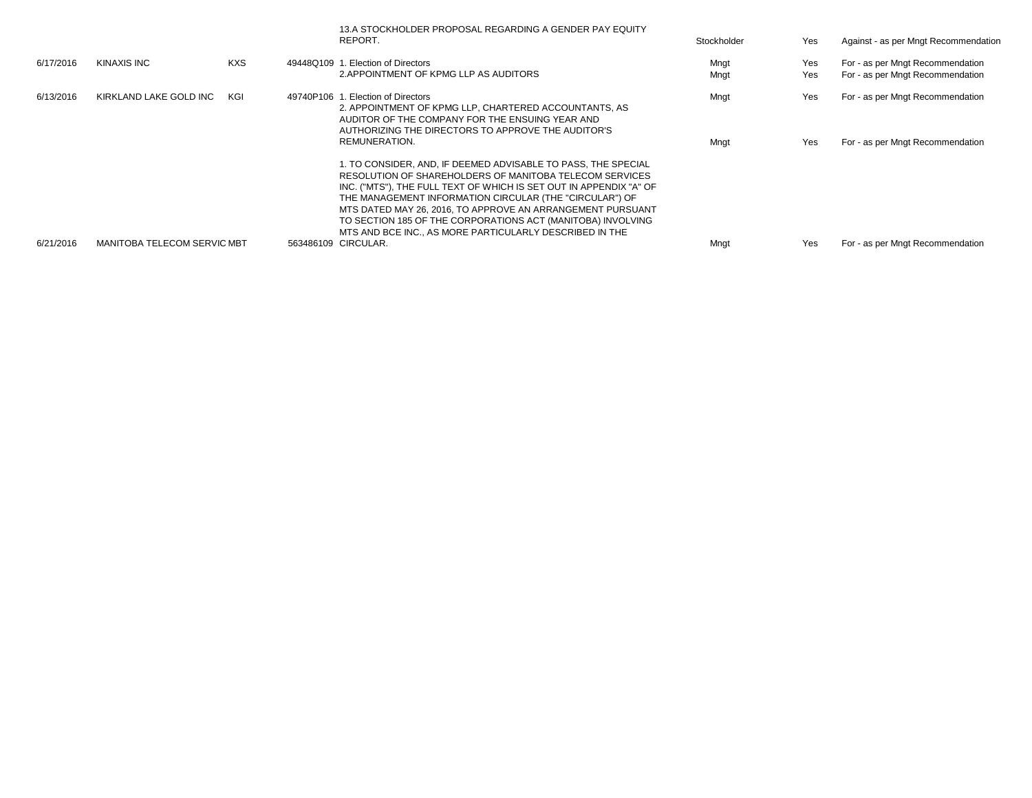| | | | | 13.A STOCKHOLDER PROPOSAL REGARDING A GENDER PAY EQUITY REPORT. | Stockholder | Yes | Against - as per Mngt Recommendation |
|---|---|---|---|---|---|---|---|
| 6/17/2016 | KINAXIS INC | KXS | 49448Q109 | 1. Election of Directors | Mngt | Yes | For - as per Mngt Recommendation |
| | | | | 2.APPOINTMENT OF KPMG LLP AS AUDITORS | Mngt | Yes | For - as per Mngt Recommendation |
| 6/13/2016 | KIRKLAND LAKE GOLD INC | KGI | 49740P106 | 1. Election of Directors | Mngt | Yes | For - as per Mngt Recommendation |
| | | | | 2. APPOINTMENT OF KPMG LLP, CHARTERED ACCOUNTANTS, AS AUDITOR OF THE COMPANY FOR THE ENSUING YEAR AND AUTHORIZING THE DIRECTORS TO APPROVE THE AUDITOR'S REMUNERATION. | Mngt | Yes | For - as per Mngt Recommendation |
| 6/21/2016 | MANITOBA TELECOM SERVIC | MBT | 563486109 | 1. TO CONSIDER, AND, IF DEEMED ADVISABLE TO PASS, THE SPECIAL RESOLUTION OF SHAREHOLDERS OF MANITOBA TELECOM SERVICES INC. ("MTS"), THE FULL TEXT OF WHICH IS SET OUT IN APPENDIX "A" OF THE MANAGEMENT INFORMATION CIRCULAR (THE "CIRCULAR") OF MTS DATED MAY 26, 2016, TO APPROVE AN ARRANGEMENT PURSUANT TO SECTION 185 OF THE CORPORATIONS ACT (MANITOBA) INVOLVING MTS AND BCE INC., AS MORE PARTICULARLY DESCRIBED IN THE CIRCULAR. | Mngt | Yes | For - as per Mngt Recommendation |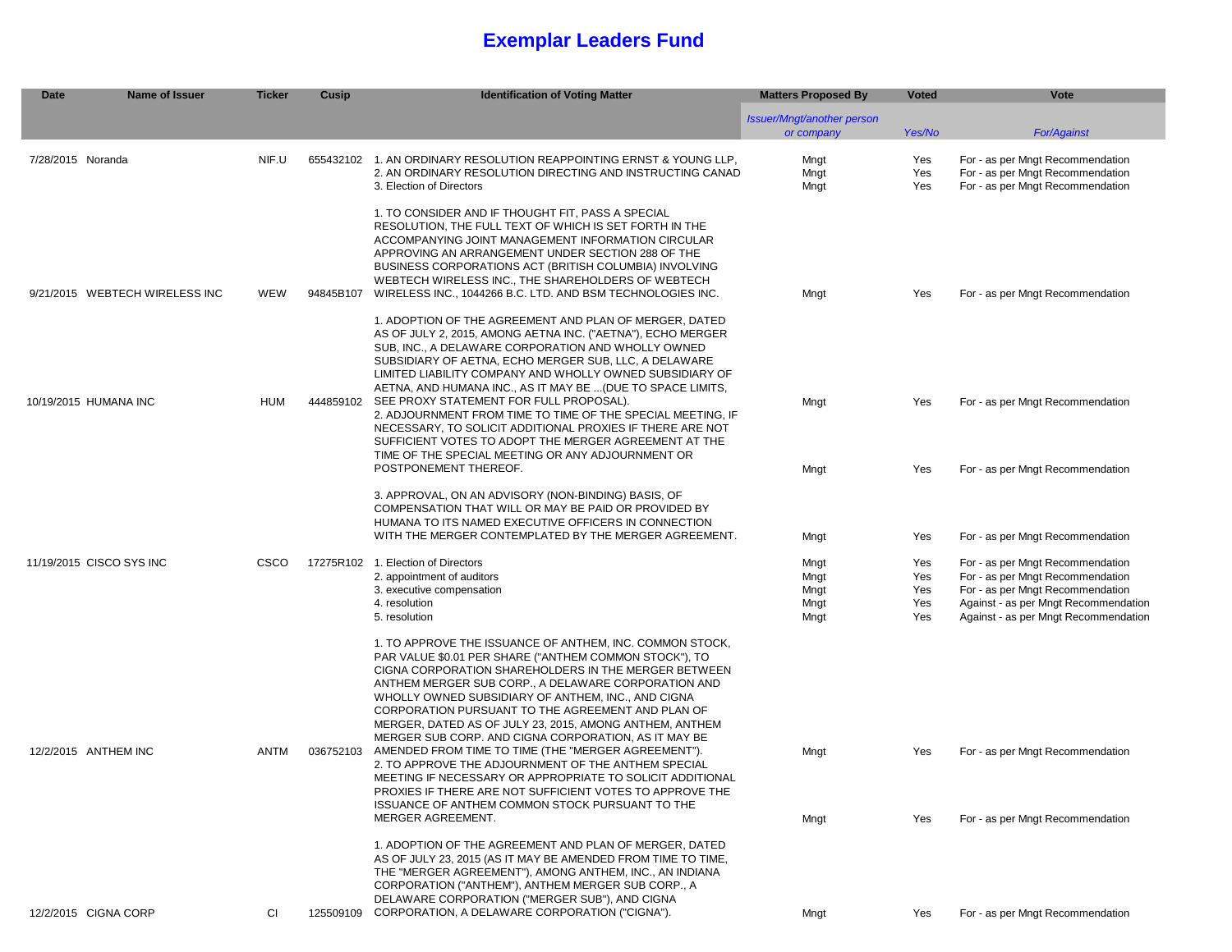# Exemplar Leaders Fund

| Date | Name of Issuer | Ticker | Cusip | Identification of Voting Matter | Matters Proposed By | Voted | Vote |
|---|---|---|---|---|---|---|---|
| | | | | | *Issuer/Mngt/another person or company* | *Yes/No* | *For/Against* |
| 7/28/2015 | Noranda | NIF.U | 655432102 | 1. AN ORDINARY RESOLUTION REAPPOINTING ERNST & YOUNG LLP, | Mngt | Yes | For - as per Mngt Recommendation |
| | | | | 2. AN ORDINARY RESOLUTION DIRECTING AND INSTRUCTING CANAD | Mngt | Yes | For - as per Mngt Recommendation |
| | | | | 3. Election of Directors | Mngt | Yes | For - as per Mngt Recommendation |
| 9/21/2015 | WEBTECH WIRELESS INC | WEW | 94845B107 | 1. TO CONSIDER AND IF THOUGHT FIT, PASS A SPECIAL RESOLUTION, THE FULL TEXT OF WHICH IS SET FORTH IN THE ACCOMPANYING JOINT MANAGEMENT INFORMATION CIRCULAR APPROVING AN ARRANGEMENT UNDER SECTION 288 OF THE BUSINESS CORPORATIONS ACT (BRITISH COLUMBIA) INVOLVING WEBTECH WIRELESS INC., THE SHAREHOLDERS OF WEBTECH WIRELESS INC., 1044266 B.C. LTD. AND BSM TECHNOLOGIES INC. | Mngt | Yes | For - as per Mngt Recommendation |
| 10/19/2015 | HUMANA INC | HUM | 444859102 | 1. ADOPTION OF THE AGREEMENT AND PLAN OF MERGER, DATED AS OF JULY 2, 2015, AMONG AETNA INC. ("AETNA"), ECHO MERGER SUB, INC., A DELAWARE CORPORATION AND WHOLLY OWNED SUBSIDIARY OF AETNA, ECHO MERGER SUB, LLC, A DELAWARE LIMITED LIABILITY COMPANY AND WHOLLY OWNED SUBSIDIARY OF AETNA, AND HUMANA INC., AS IT MAY BE ...(DUE TO SPACE LIMITS, SEE PROXY STATEMENT FOR FULL PROPOSAL). | Mngt | Yes | For - as per Mngt Recommendation |
| | | | | 2. ADJOURNMENT FROM TIME TO TIME OF THE SPECIAL MEETING, IF NECESSARY, TO SOLICIT ADDITIONAL PROXIES IF THERE ARE NOT SUFFICIENT VOTES TO ADOPT THE MERGER AGREEMENT AT THE TIME OF THE SPECIAL MEETING OR ANY ADJOURNMENT OR POSTPONEMENT THEREOF. | Mngt | Yes | For - as per Mngt Recommendation |
| | | | | 3. APPROVAL, ON AN ADVISORY (NON-BINDING) BASIS, OF COMPENSATION THAT WILL OR MAY BE PAID OR PROVIDED BY HUMANA TO ITS NAMED EXECUTIVE OFFICERS IN CONNECTION WITH THE MERGER CONTEMPLATED BY THE MERGER AGREEMENT. | Mngt | Yes | For - as per Mngt Recommendation |
| 11/19/2015 | CISCO SYS INC | CSCO | 17275R102 | 1. Election of Directors | Mngt | Yes | For - as per Mngt Recommendation |
| | | | | 2. appointment of auditors | Mngt | Yes | For - as per Mngt Recommendation |
| | | | | 3. executive compensation | Mngt | Yes | For - as per Mngt Recommendation |
| | | | | 4. resolution | Mngt | Yes | Against - as per Mngt Recommendation |
| | | | | 5. resolution | Mngt | Yes | Against - as per Mngt Recommendation |
| 12/2/2015 | ANTHEM INC | ANTM | 036752103 | 1. TO APPROVE THE ISSUANCE OF ANTHEM, INC. COMMON STOCK, PAR VALUE $0.01 PER SHARE ("ANTHEM COMMON STOCK"), TO CIGNA CORPORATION SHAREHOLDERS IN THE MERGER BETWEEN ANTHEM MERGER SUB CORP., A DELAWARE CORPORATION AND WHOLLY OWNED SUBSIDIARY OF ANTHEM, INC., AND CIGNA CORPORATION PURSUANT TO THE AGREEMENT AND PLAN OF MERGER, DATED AS OF JULY 23, 2015, AMONG ANTHEM, ANTHEM MERGER SUB CORP. AND CIGNA CORPORATION, AS IT MAY BE AMENDED FROM TIME TO TIME (THE "MERGER AGREEMENT"). | Mngt | Yes | For - as per Mngt Recommendation |
| | | | | 2. TO APPROVE THE ADJOURNMENT OF THE ANTHEM SPECIAL MEETING IF NECESSARY OR APPROPRIATE TO SOLICIT ADDITIONAL PROXIES IF THERE ARE NOT SUFFICIENT VOTES TO APPROVE THE ISSUANCE OF ANTHEM COMMON STOCK PURSUANT TO THE MERGER AGREEMENT. | Mngt | Yes | For - as per Mngt Recommendation |
| 12/2/2015 | CIGNA CORP | CI | 125509109 | 1. ADOPTION OF THE AGREEMENT AND PLAN OF MERGER, DATED AS OF JULY 23, 2015 (AS IT MAY BE AMENDED FROM TIME TO TIME, THE "MERGER AGREEMENT"), AMONG ANTHEM, INC., AN INDIANA CORPORATION ("ANTHEM"), ANTHEM MERGER SUB CORP., A DELAWARE CORPORATION ("MERGER SUB"), AND CIGNA CORPORATION, A DELAWARE CORPORATION ("CIGNA"). | Mngt | Yes | For - as per Mngt Recommendation |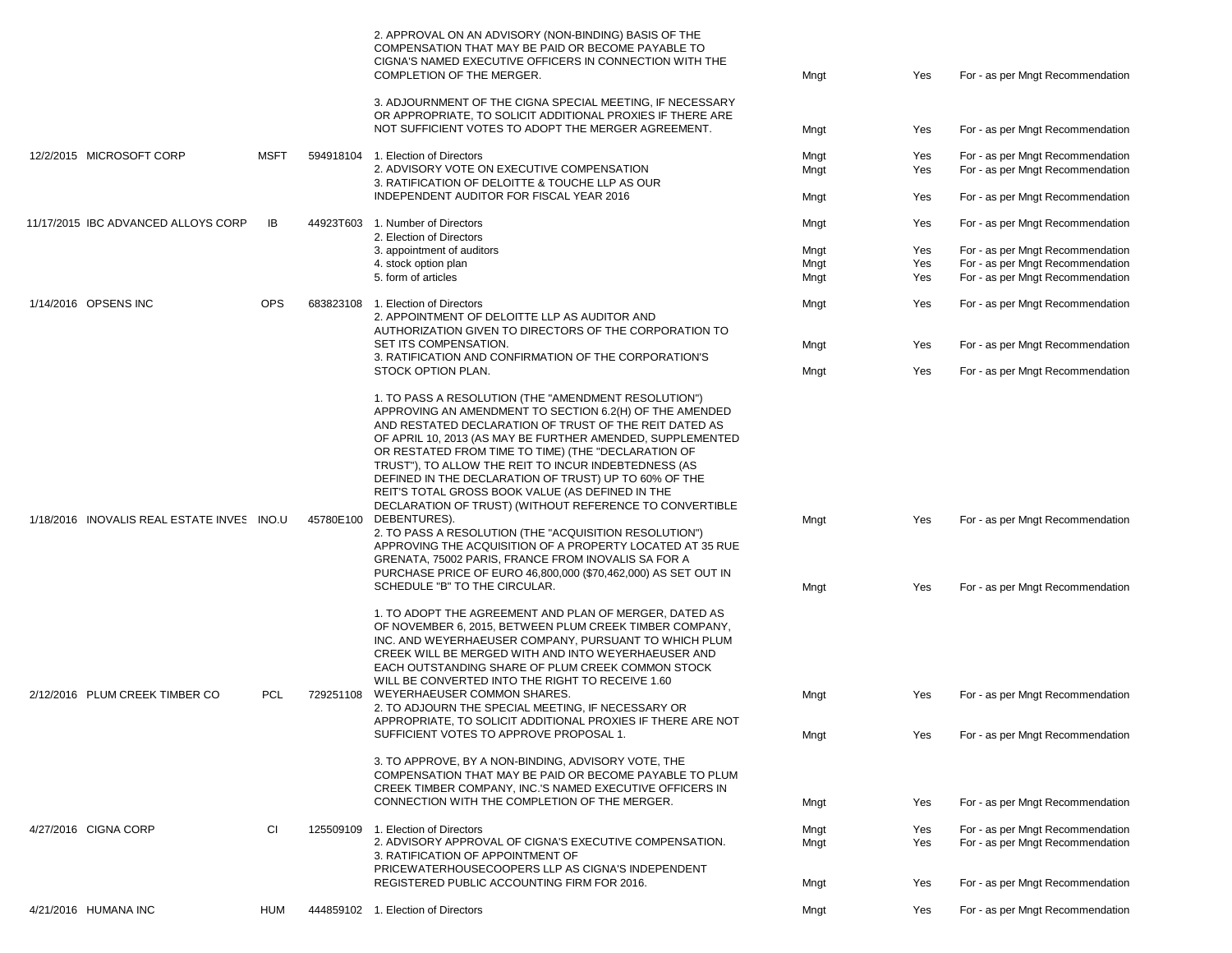| Date | Company | Ticker | CUSIP | Proposal | Proposed by | Voted | Vote |
|---|---|---|---|---|---|---|---|
| | | | | 2. APPROVAL ON AN ADVISORY (NON-BINDING) BASIS OF THE COMPENSATION THAT MAY BE PAID OR BECOME PAYABLE TO CIGNA'S NAMED EXECUTIVE OFFICERS IN CONNECTION WITH THE COMPLETION OF THE MERGER. | Mngt | Yes | For - as per Mngt Recommendation |
| | | | | 3. ADJOURNMENT OF THE CIGNA SPECIAL MEETING, IF NECESSARY OR APPROPRIATE, TO SOLICIT ADDITIONAL PROXIES IF THERE ARE NOT SUFFICIENT VOTES TO ADOPT THE MERGER AGREEMENT. | Mngt | Yes | For - as per Mngt Recommendation |
| 12/2/2015 | MICROSOFT CORP | MSFT | 594918104 | 1. Election of Directors | Mngt | Yes | For - as per Mngt Recommendation |
| | | | | 2. ADVISORY VOTE ON EXECUTIVE COMPENSATION | Mngt | Yes | For - as per Mngt Recommendation |
| | | | | 3. RATIFICATION OF DELOITTE & TOUCHE LLP AS OUR INDEPENDENT AUDITOR FOR FISCAL YEAR 2016 | Mngt | Yes | For - as per Mngt Recommendation |
| 11/17/2015 | IBC ADVANCED ALLOYS CORP | IB | 44923T603 | 1. Number of Directors | Mngt | Yes | For - as per Mngt Recommendation |
| | | | | 2. Election of Directors | | | |
| | | | | 3. appointment of auditors | Mngt | Yes | For - as per Mngt Recommendation |
| | | | | 4. stock option plan | Mngt | Yes | For - as per Mngt Recommendation |
| | | | | 5. form of articles | Mngt | Yes | For - as per Mngt Recommendation |
| 1/14/2016 | OPSENS INC | OPS | 683823108 | 1. Election of Directors | Mngt | Yes | For - as per Mngt Recommendation |
| | | | | 2. APPOINTMENT OF DELOITTE LLP AS AUDITOR AND AUTHORIZATION GIVEN TO DIRECTORS OF THE CORPORATION TO SET ITS COMPENSATION. | Mngt | Yes | For - as per Mngt Recommendation |
| | | | | 3. RATIFICATION AND CONFIRMATION OF THE CORPORATION'S STOCK OPTION PLAN. | Mngt | Yes | For - as per Mngt Recommendation |
| 1/18/2016 | INOVALIS REAL ESTATE INVES | INO.U | 45780E100 | 1. TO PASS A RESOLUTION (THE "AMENDMENT RESOLUTION") APPROVING AN AMENDMENT TO SECTION 6.2(H) OF THE AMENDED AND RESTATED DECLARATION OF TRUST OF THE REIT DATED AS OF APRIL 10, 2013 (AS MAY BE FURTHER AMENDED, SUPPLEMENTED OR RESTATED FROM TIME TO TIME) (THE "DECLARATION OF TRUST"), TO ALLOW THE REIT TO INCUR INDEBTEDNESS (AS DEFINED IN THE DECLARATION OF TRUST) UP TO 60% OF THE REIT'S TOTAL GROSS BOOK VALUE (AS DEFINED IN THE DECLARATION OF TRUST) (WITHOUT REFERENCE TO CONVERTIBLE DEBENTURES). | Mngt | Yes | For - as per Mngt Recommendation |
| | | | | 2. TO PASS A RESOLUTION (THE "ACQUISITION RESOLUTION") APPROVING THE ACQUISITION OF A PROPERTY LOCATED AT 35 RUE GRENATA, 75002 PARIS, FRANCE FROM INOVALIS SA FOR A PURCHASE PRICE OF EURO 46,800,000 ($70,462,000) AS SET OUT IN SCHEDULE "B" TO THE CIRCULAR. | Mngt | Yes | For - as per Mngt Recommendation |
| 2/12/2016 | PLUM CREEK TIMBER CO | PCL | 729251108 | 1. TO ADOPT THE AGREEMENT AND PLAN OF MERGER, DATED AS OF NOVEMBER 6, 2015, BETWEEN PLUM CREEK TIMBER COMPANY, INC. AND WEYERHAEUSER COMPANY, PURSUANT TO WHICH PLUM CREEK WILL BE MERGED WITH AND INTO WEYERHAEUSER AND EACH OUTSTANDING SHARE OF PLUM CREEK COMMON STOCK WILL BE CONVERTED INTO THE RIGHT TO RECEIVE 1.60 WEYERHAEUSER COMMON SHARES. | Mngt | Yes | For - as per Mngt Recommendation |
| | | | | 2. TO ADJOURN THE SPECIAL MEETING, IF NECESSARY OR APPROPRIATE, TO SOLICIT ADDITIONAL PROXIES IF THERE ARE NOT SUFFICIENT VOTES TO APPROVE PROPOSAL 1. | Mngt | Yes | For - as per Mngt Recommendation |
| | | | | 3. TO APPROVE, BY A NON-BINDING, ADVISORY VOTE, THE COMPENSATION THAT MAY BE PAID OR BECOME PAYABLE TO PLUM CREEK TIMBER COMPANY, INC.'S NAMED EXECUTIVE OFFICERS IN CONNECTION WITH THE COMPLETION OF THE MERGER. | Mngt | Yes | For - as per Mngt Recommendation |
| 4/27/2016 | CIGNA CORP | CI | 125509109 | 1. Election of Directors | Mngt | Yes | For - as per Mngt Recommendation |
| | | | | 2. ADVISORY APPROVAL OF CIGNA'S EXECUTIVE COMPENSATION. | Mngt | Yes | For - as per Mngt Recommendation |
| | | | | 3. RATIFICATION OF APPOINTMENT OF PRICEWATERHOUSECOOPERS LLP AS CIGNA'S INDEPENDENT REGISTERED PUBLIC ACCOUNTING FIRM FOR 2016. | Mngt | Yes | For - as per Mngt Recommendation |
| 4/21/2016 | HUMANA INC | HUM | 444859102 | 1. Election of Directors | Mngt | Yes | For - as per Mngt Recommendation |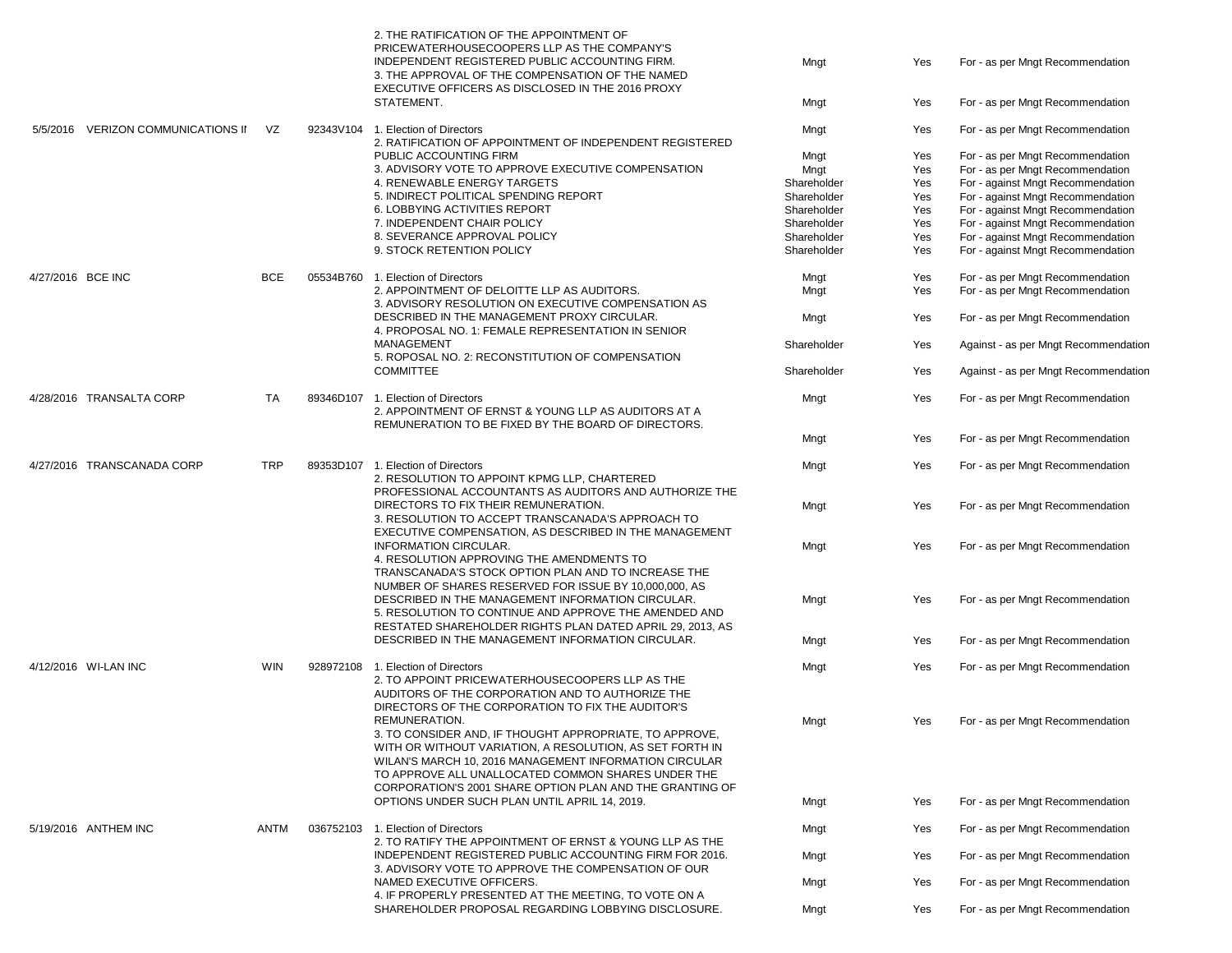| | | | | | | |
|---|---|---|---|---|---|---|
| | | | | 2. THE RATIFICATION OF THE APPOINTMENT OF PRICEWATERHOUSECOOPERS LLP AS THE COMPANY'S INDEPENDENT REGISTERED PUBLIC ACCOUNTING FIRM. | Mngt | Yes | For - as per Mngt Recommendation |
| | | | | 3. THE APPROVAL OF THE COMPENSATION OF THE NAMED EXECUTIVE OFFICERS AS DISCLOSED IN THE 2016 PROXY STATEMENT. | Mngt | Yes | For - as per Mngt Recommendation |
| 5/5/2016 | VERIZON COMMUNICATIONS II | VZ | 92343V104 | 1. Election of Directors | Mngt | Yes | For - as per Mngt Recommendation |
| | | | | 2. RATIFICATION OF APPOINTMENT OF INDEPENDENT REGISTERED PUBLIC ACCOUNTING FIRM | Mngt | Yes | For - as per Mngt Recommendation |
| | | | | 3. ADVISORY VOTE TO APPROVE EXECUTIVE COMPENSATION | Mngt | Yes | For - as per Mngt Recommendation |
| | | | | 4. RENEWABLE ENERGY TARGETS | Shareholder | Yes | For - against Mngt Recommendation |
| | | | | 5. INDIRECT POLITICAL SPENDING REPORT | Shareholder | Yes | For - against Mngt Recommendation |
| | | | | 6. LOBBYING ACTIVITIES REPORT | Shareholder | Yes | For - against Mngt Recommendation |
| | | | | 7. INDEPENDENT CHAIR POLICY | Shareholder | Yes | For - against Mngt Recommendation |
| | | | | 8. SEVERANCE APPROVAL POLICY | Shareholder | Yes | For - against Mngt Recommendation |
| | | | | 9. STOCK RETENTION POLICY | Shareholder | Yes | For - against Mngt Recommendation |
| 4/27/2016 | BCE INC | BCE | 05534B760 | 1. Election of Directors | Mngt | Yes | For - as per Mngt Recommendation |
| | | | | 2. APPOINTMENT OF DELOITTE LLP AS AUDITORS. | Mngt | Yes | For - as per Mngt Recommendation |
| | | | | 3. ADVISORY RESOLUTION ON EXECUTIVE COMPENSATION AS DESCRIBED IN THE MANAGEMENT PROXY CIRCULAR. | Mngt | Yes | For - as per Mngt Recommendation |
| | | | | 4. PROPOSAL NO. 1: FEMALE REPRESENTATION IN SENIOR MANAGEMENT | Shareholder | Yes | Against - as per Mngt Recommendation |
| | | | | 5. ROPOSAL NO. 2: RECONSTITUTION OF COMPENSATION COMMITTEE | Shareholder | Yes | Against - as per Mngt Recommendation |
| 4/28/2016 | TRANSALTA CORP | TA | 89346D107 | 1. Election of Directors | Mngt | Yes | For - as per Mngt Recommendation |
| | | | | 2. APPOINTMENT OF ERNST & YOUNG LLP AS AUDITORS AT A REMUNERATION TO BE FIXED BY THE BOARD OF DIRECTORS. | Mngt | Yes | For - as per Mngt Recommendation |
| 4/27/2016 | TRANSCANADA CORP | TRP | 89353D107 | 1. Election of Directors | Mngt | Yes | For - as per Mngt Recommendation |
| | | | | 2. RESOLUTION TO APPOINT KPMG LLP, CHARTERED PROFESSIONAL ACCOUNTANTS AS AUDITORS AND AUTHORIZE THE DIRECTORS TO FIX THEIR REMUNERATION. | Mngt | Yes | For - as per Mngt Recommendation |
| | | | | 3. RESOLUTION TO ACCEPT TRANSCANADA'S APPROACH TO EXECUTIVE COMPENSATION, AS DESCRIBED IN THE MANAGEMENT INFORMATION CIRCULAR. | Mngt | Yes | For - as per Mngt Recommendation |
| | | | | 4. RESOLUTION APPROVING THE AMENDMENTS TO TRANSCANADA'S STOCK OPTION PLAN AND TO INCREASE THE NUMBER OF SHARES RESERVED FOR ISSUE BY 10,000,000, AS DESCRIBED IN THE MANAGEMENT INFORMATION CIRCULAR. | Mngt | Yes | For - as per Mngt Recommendation |
| | | | | 5. RESOLUTION TO CONTINUE AND APPROVE THE AMENDED AND RESTATED SHAREHOLDER RIGHTS PLAN DATED APRIL 29, 2013, AS DESCRIBED IN THE MANAGEMENT INFORMATION CIRCULAR. | Mngt | Yes | For - as per Mngt Recommendation |
| 4/12/2016 | WI-LAN INC | WIN | 928972108 | 1. Election of Directors | Mngt | Yes | For - as per Mngt Recommendation |
| | | | | 2. TO APPOINT PRICEWATERHOUSECOOPERS LLP AS THE AUDITORS OF THE CORPORATION AND TO AUTHORIZE THE DIRECTORS OF THE CORPORATION TO FIX THE AUDITOR'S REMUNERATION. | Mngt | Yes | For - as per Mngt Recommendation |
| | | | | 3. TO CONSIDER AND, IF THOUGHT APPROPRIATE, TO APPROVE, WITH OR WITHOUT VARIATION, A RESOLUTION, AS SET FORTH IN WILAN'S MARCH 10, 2016 MANAGEMENT INFORMATION CIRCULAR TO APPROVE ALL UNALLOCATED COMMON SHARES UNDER THE CORPORATION'S 2001 SHARE OPTION PLAN AND THE GRANTING OF OPTIONS UNDER SUCH PLAN UNTIL APRIL 14, 2019. | Mngt | Yes | For - as per Mngt Recommendation |
| 5/19/2016 | ANTHEM INC | ANTM | 036752103 | 1. Election of Directors | Mngt | Yes | For - as per Mngt Recommendation |
| | | | | 2. TO RATIFY THE APPOINTMENT OF ERNST & YOUNG LLP AS THE INDEPENDENT REGISTERED PUBLIC ACCOUNTING FIRM FOR 2016. | Mngt | Yes | For - as per Mngt Recommendation |
| | | | | 3. ADVISORY VOTE TO APPROVE THE COMPENSATION OF OUR NAMED EXECUTIVE OFFICERS. | Mngt | Yes | For - as per Mngt Recommendation |
| | | | | 4. IF PROPERLY PRESENTED AT THE MEETING, TO VOTE ON A SHAREHOLDER PROPOSAL REGARDING LOBBYING DISCLOSURE. | Mngt | Yes | For - as per Mngt Recommendation |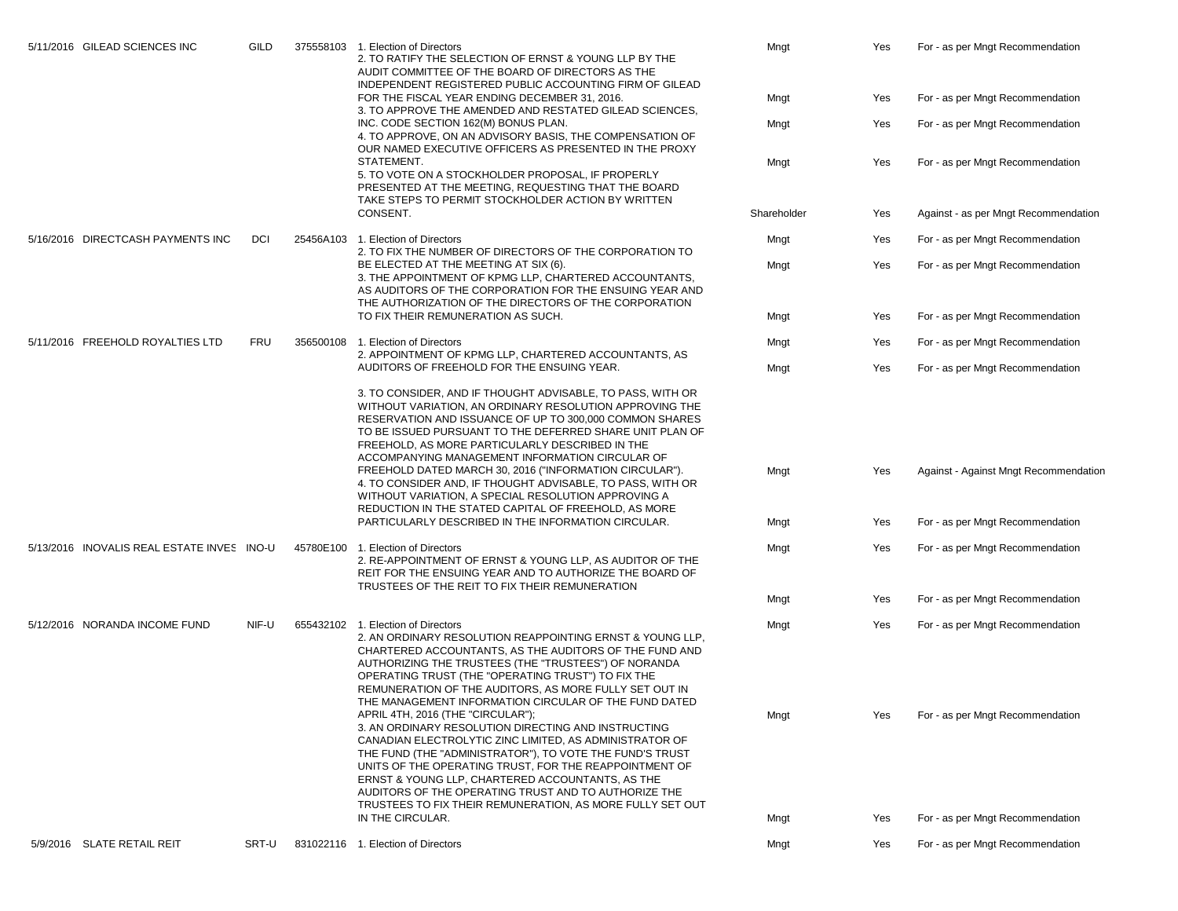| Date | Company | Ticker | CUSIP | Proposal | Proposed By | Voted | Vote |
|---|---|---|---|---|---|---|---|
| 5/11/2016 | GILEAD SCIENCES INC | GILD | 375558103 | 1. Election of Directors | Mngt | Yes | For - as per Mngt Recommendation |
| | | | | 2. TO RATIFY THE SELECTION OF ERNST & YOUNG LLP BY THE AUDIT COMMITTEE OF THE BOARD OF DIRECTORS AS THE INDEPENDENT REGISTERED PUBLIC ACCOUNTING FIRM OF GILEAD FOR THE FISCAL YEAR ENDING DECEMBER 31, 2016. | Mngt | Yes | For - as per Mngt Recommendation |
| | | | | 3. TO APPROVE THE AMENDED AND RESTATED GILEAD SCIENCES, INC. CODE SECTION 162(M) BONUS PLAN. | Mngt | Yes | For - as per Mngt Recommendation |
| | | | | 4. TO APPROVE, ON AN ADVISORY BASIS, THE COMPENSATION OF OUR NAMED EXECUTIVE OFFICERS AS PRESENTED IN THE PROXY STATEMENT. | Mngt | Yes | For - as per Mngt Recommendation |
| | | | | 5. TO VOTE ON A STOCKHOLDER PROPOSAL, IF PROPERLY PRESENTED AT THE MEETING, REQUESTING THAT THE BOARD TAKE STEPS TO PERMIT STOCKHOLDER ACTION BY WRITTEN CONSENT. | Shareholder | Yes | Against - as per Mngt Recommendation |
| 5/16/2016 | DIRECTCASH PAYMENTS INC | DCI | 25456A103 | 1. Election of Directors | Mngt | Yes | For - as per Mngt Recommendation |
| | | | | 2. TO FIX THE NUMBER OF DIRECTORS OF THE CORPORATION TO BE ELECTED AT THE MEETING AT SIX (6). | Mngt | Yes | For - as per Mngt Recommendation |
| | | | | 3. THE APPOINTMENT OF KPMG LLP, CHARTERED ACCOUNTANTS, AS AUDITORS OF THE CORPORATION FOR THE ENSUING YEAR AND THE AUTHORIZATION OF THE DIRECTORS OF THE CORPORATION TO FIX THEIR REMUNERATION AS SUCH. | Mngt | Yes | For - as per Mngt Recommendation |
| 5/11/2016 | FREEHOLD ROYALTIES LTD | FRU | 356500108 | 1. Election of Directors | Mngt | Yes | For - as per Mngt Recommendation |
| | | | | 2. APPOINTMENT OF KPMG LLP, CHARTERED ACCOUNTANTS, AS AUDITORS OF FREEHOLD FOR THE ENSUING YEAR. | Mngt | Yes | For - as per Mngt Recommendation |
| | | | | 3. TO CONSIDER, AND IF THOUGHT ADVISABLE, TO PASS, WITH OR WITHOUT VARIATION, AN ORDINARY RESOLUTION APPROVING THE RESERVATION AND ISSUANCE OF UP TO 300,000 COMMON SHARES TO BE ISSUED PURSUANT TO THE DEFERRED SHARE UNIT PLAN OF FREEHOLD, AS MORE PARTICULARLY DESCRIBED IN THE ACCOMPANYING MANAGEMENT INFORMATION CIRCULAR OF FREEHOLD DATED MARCH 30, 2016 ("INFORMATION CIRCULAR"). | Mngt | Yes | Against - Against Mngt Recommendation |
| | | | | 4. TO CONSIDER AND, IF THOUGHT ADVISABLE, TO PASS, WITH OR WITHOUT VARIATION, A SPECIAL RESOLUTION APPROVING A REDUCTION IN THE STATED CAPITAL OF FREEHOLD, AS MORE PARTICULARLY DESCRIBED IN THE INFORMATION CIRCULAR. | Mngt | Yes | For - as per Mngt Recommendation |
| 5/13/2016 | INOVALIS REAL ESTATE INVES | INO-U | 45780E100 | 1. Election of Directors | Mngt | Yes | For - as per Mngt Recommendation |
| | | | | 2. RE-APPOINTMENT OF ERNST & YOUNG LLP, AS AUDITOR OF THE REIT FOR THE ENSUING YEAR AND TO AUTHORIZE THE BOARD OF TRUSTEES OF THE REIT TO FIX THEIR REMUNERATION | Mngt | Yes | For - as per Mngt Recommendation |
| 5/12/2016 | NORANDA INCOME FUND | NIF-U | 655432102 | 1. Election of Directors | Mngt | Yes | For - as per Mngt Recommendation |
| | | | | 2. AN ORDINARY RESOLUTION REAPPOINTING ERNST & YOUNG LLP, CHARTERED ACCOUNTANTS, AS THE AUDITORS OF THE FUND AND AUTHORIZING THE TRUSTEES (THE "TRUSTEES") OF NORANDA OPERATING TRUST (THE "OPERATING TRUST") TO FIX THE REMUNERATION OF THE AUDITORS, AS MORE FULLY SET OUT IN THE MANAGEMENT INFORMATION CIRCULAR OF THE FUND DATED APRIL 4TH, 2016 (THE "CIRCULAR"); | Mngt | Yes | For - as per Mngt Recommendation |
| | | | | 3. AN ORDINARY RESOLUTION DIRECTING AND INSTRUCTING CANADIAN ELECTROLYTIC ZINC LIMITED, AS ADMINISTRATOR OF THE FUND (THE "ADMINISTRATOR"), TO VOTE THE FUND'S TRUST UNITS OF THE OPERATING TRUST, FOR THE REAPPOINTMENT OF ERNST & YOUNG LLP, CHARTERED ACCOUNTANTS, AS THE AUDITORS OF THE OPERATING TRUST AND TO AUTHORIZE THE TRUSTEES TO FIX THEIR REMUNERATION, AS MORE FULLY SET OUT IN THE CIRCULAR. | Mngt | Yes | For - as per Mngt Recommendation |
| 5/9/2016 | SLATE RETAIL REIT | SRT-U | 831022116 | 1. Election of Directors | Mngt | Yes | For - as per Mngt Recommendation |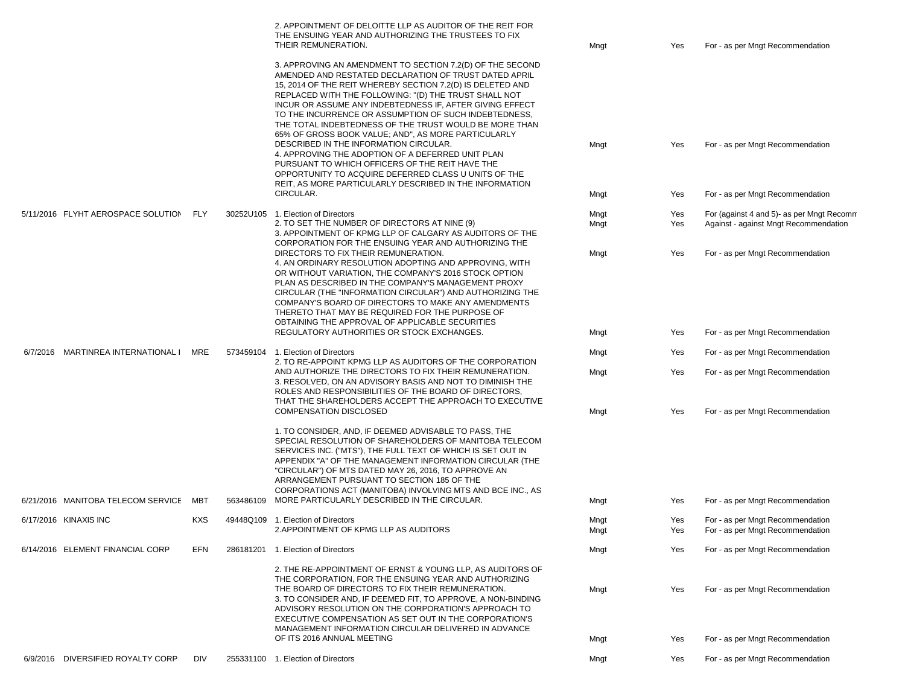| | | | | | | | |
|---|---|---|---|---|---|---|---|
| | | | | 2. APPOINTMENT OF DELOITTE LLP AS AUDITOR OF THE REIT FOR THE ENSUING YEAR AND AUTHORIZING THE TRUSTEES TO FIX THEIR REMUNERATION. | Mngt | Yes | For - as per Mngt Recommendation |
| | | | | 3. APPROVING AN AMENDMENT TO SECTION 7.2(D) OF THE SECOND AMENDED AND RESTATED DECLARATION OF TRUST DATED APRIL 15, 2014 OF THE REIT WHEREBY SECTION 7.2(D) IS DELETED AND REPLACED WITH THE FOLLOWING: "(D) THE TRUST SHALL NOT INCUR OR ASSUME ANY INDEBTEDNESS IF, AFTER GIVING EFFECT TO THE INCURRENCE OR ASSUMPTION OF SUCH INDEBTEDNESS, THE TOTAL INDEBTEDNESS OF THE TRUST WOULD BE MORE THAN 65% OF GROSS BOOK VALUE; AND", AS MORE PARTICULARLY DESCRIBED IN THE INFORMATION CIRCULAR. | Mngt | Yes | For - as per Mngt Recommendation |
| | | | | 4. APPROVING THE ADOPTION OF A DEFERRED UNIT PLAN PURSUANT TO WHICH OFFICERS OF THE REIT HAVE THE OPPORTUNITY TO ACQUIRE DEFERRED CLASS U UNITS OF THE REIT, AS MORE PARTICULARLY DESCRIBED IN THE INFORMATION CIRCULAR. | Mngt | Yes | For - as per Mngt Recommendation |
| 5/11/2016 | FLYHT AEROSPACE SOLUTION | FLY | 30252U105 | 1. Election of Directors | Mngt | Yes | For (against 4 and 5)- as per Mngt Recomm |
| | | | | 2. TO SET THE NUMBER OF DIRECTORS AT NINE (9) | Mngt | Yes | Against - against Mngt Recommendation |
| | | | | 3. APPOINTMENT OF KPMG LLP OF CALGARY AS AUDITORS OF THE CORPORATION FOR THE ENSUING YEAR AND AUTHORIZING THE DIRECTORS TO FIX THEIR REMUNERATION. | Mngt | Yes | For - as per Mngt Recommendation |
| | | | | 4. AN ORDINARY RESOLUTION ADOPTING AND APPROVING, WITH OR WITHOUT VARIATION, THE COMPANY'S 2016 STOCK OPTION PLAN AS DESCRIBED IN THE COMPANY'S MANAGEMENT PROXY CIRCULAR (THE "INFORMATION CIRCULAR") AND AUTHORIZING THE COMPANY'S BOARD OF DIRECTORS TO MAKE ANY AMENDMENTS THERETO THAT MAY BE REQUIRED FOR THE PURPOSE OF OBTAINING THE APPROVAL OF APPLICABLE SECURITIES REGULATORY AUTHORITIES OR STOCK EXCHANGES. | Mngt | Yes | For - as per Mngt Recommendation |
| 6/7/2016 | MARTINREA INTERNATIONAL I | MRE | 573459104 | 1. Election of Directors | Mngt | Yes | For - as per Mngt Recommendation |
| | | | | 2. TO RE-APPOINT KPMG LLP AS AUDITORS OF THE CORPORATION AND AUTHORIZE THE DIRECTORS TO FIX THEIR REMUNERATION. | Mngt | Yes | For - as per Mngt Recommendation |
| | | | | 3. RESOLVED, ON AN ADVISORY BASIS AND NOT TO DIMINISH THE ROLES AND RESPONSIBILITIES OF THE BOARD OF DIRECTORS, THAT THE SHAREHOLDERS ACCEPT THE APPROACH TO EXECUTIVE COMPENSATION DISCLOSED | Mngt | Yes | For - as per Mngt Recommendation |
| 6/21/2016 | MANITOBA TELECOM SERVICE | MBT | 563486109 | 1. TO CONSIDER, AND, IF DEEMED ADVISABLE TO PASS, THE SPECIAL RESOLUTION OF SHAREHOLDERS OF MANITOBA TELECOM SERVICES INC. ("MTS"), THE FULL TEXT OF WHICH IS SET OUT IN APPENDIX "A" OF THE MANAGEMENT INFORMATION CIRCULAR (THE "CIRCULAR") OF MTS DATED MAY 26, 2016, TO APPROVE AN ARRANGEMENT PURSUANT TO SECTION 185 OF THE CORPORATIONS ACT (MANITOBA) INVOLVING MTS AND BCE INC., AS MORE PARTICULARLY DESCRIBED IN THE CIRCULAR. | Mngt | Yes | For - as per Mngt Recommendation |
| 6/17/2016 | KINAXIS INC | KXS | 49448Q109 | 1. Election of Directors | Mngt | Yes | For - as per Mngt Recommendation |
| | | | | 2.APPOINTMENT OF KPMG LLP AS AUDITORS | Mngt | Yes | For - as per Mngt Recommendation |
| 6/14/2016 | ELEMENT FINANCIAL CORP | EFN | 286181201 | 1. Election of Directors | Mngt | Yes | For - as per Mngt Recommendation |
| | | | | 2. THE RE-APPOINTMENT OF ERNST & YOUNG LLP, AS AUDITORS OF THE CORPORATION, FOR THE ENSUING YEAR AND AUTHORIZING THE BOARD OF DIRECTORS TO FIX THEIR REMUNERATION. | Mngt | Yes | For - as per Mngt Recommendation |
| | | | | 3. TO CONSIDER AND, IF DEEMED FIT, TO APPROVE, A NON-BINDING ADVISORY RESOLUTION ON THE CORPORATION'S APPROACH TO EXECUTIVE COMPENSATION AS SET OUT IN THE CORPORATION'S MANAGEMENT INFORMATION CIRCULAR DELIVERED IN ADVANCE OF ITS 2016 ANNUAL MEETING | Mngt | Yes | For - as per Mngt Recommendation |
| 6/9/2016 | DIVERSIFIED ROYALTY CORP | DIV | 255331100 | 1. Election of Directors | Mngt | Yes | For - as per Mngt Recommendation |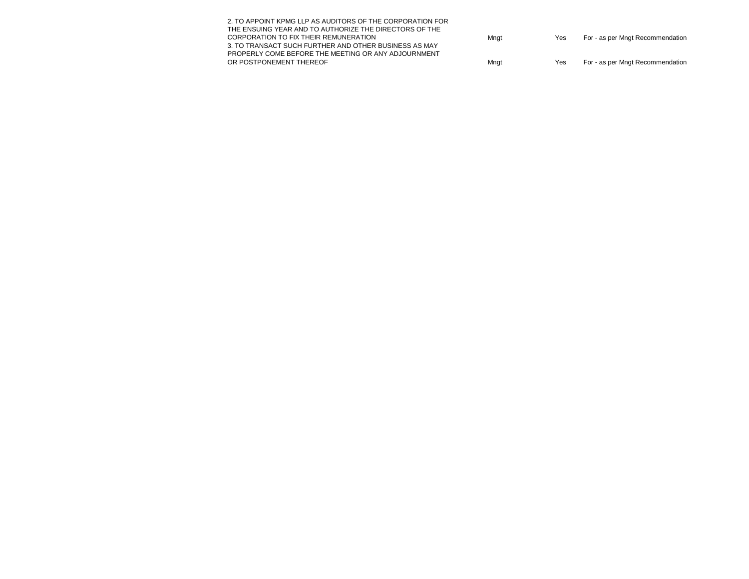| | | | | |
|---|---|---|---|---|
| | 2. TO APPOINT KPMG LLP AS AUDITORS OF THE CORPORATION FOR THE ENSUING YEAR AND TO AUTHORIZE THE DIRECTORS OF THE CORPORATION TO FIX THEIR REMUNERATION | Mngt | Yes | For - as per Mngt Recommendation |
| | 3. TO TRANSACT SUCH FURTHER AND OTHER BUSINESS AS MAY PROPERLY COME BEFORE THE MEETING OR ANY ADJOURNMENT OR POSTPONEMENT THEREOF | Mngt | Yes | For - as per Mngt Recommendation |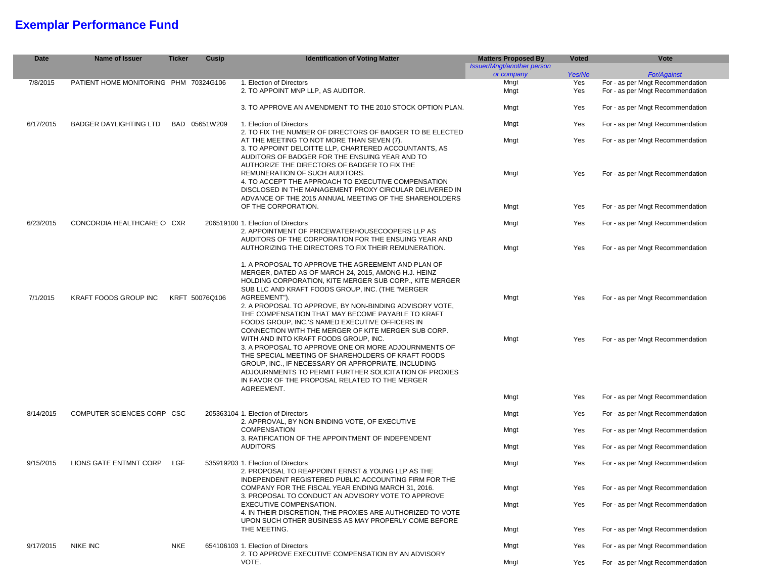# Exemplar Performance Fund

| Date | Name of Issuer | Ticker | Cusip | Identification of Voting Matter | Matters Proposed By | Voted | Vote |
|---|---|---|---|---|---|---|---|
| | | | | | Issuer/Mngt/another person or company | Yes/No | For/Against |
| 7/8/2015 | PATIENT HOME MONITORING | PHM | 70324G106 | 1. Election of Directors | Mngt | Yes | For - as per Mngt Recommendation |
| | | | | 2. TO APPOINT MNP LLP, AS AUDITOR. | Mngt | Yes | For - as per Mngt Recommendation |
| | | | | 3. TO APPROVE AN AMENDMENT TO THE 2010 STOCK OPTION PLAN. | Mngt | Yes | For - as per Mngt Recommendation |
| 6/17/2015 | BADGER DAYLIGHTING LTD | BAD | 05651W209 | 1. Election of Directors | Mngt | Yes | For - as per Mngt Recommendation |
| | | | | 2. TO FIX THE NUMBER OF DIRECTORS OF BADGER TO BE ELECTED AT THE MEETING TO NOT MORE THAN SEVEN (7). | Mngt | Yes | For - as per Mngt Recommendation |
| | | | | 3. TO APPOINT DELOITTE LLP, CHARTERED ACCOUNTANTS, AS AUDITORS OF BADGER FOR THE ENSUING YEAR AND TO AUTHORIZE THE DIRECTORS OF BADGER TO FIX THE REMUNERATION OF SUCH AUDITORS. | Mngt | Yes | For - as per Mngt Recommendation |
| | | | | 4. TO ACCEPT THE APPROACH TO EXECUTIVE COMPENSATION DISCLOSED IN THE MANAGEMENT PROXY CIRCULAR DELIVERED IN ADVANCE OF THE 2015 ANNUAL MEETING OF THE SHAREHOLDERS OF THE CORPORATION. | Mngt | Yes | For - as per Mngt Recommendation |
| 6/23/2015 | CONCORDIA HEALTHCARE C | CXR | 206519100 | 1. Election of Directors | Mngt | Yes | For - as per Mngt Recommendation |
| | | | | 2. APPOINTMENT OF PRICEWATERHOUSECOOPERS LLP AS AUDITORS OF THE CORPORATION FOR THE ENSUING YEAR AND AUTHORIZING THE DIRECTORS TO FIX THEIR REMUNERATION. | Mngt | Yes | For - as per Mngt Recommendation |
| 7/1/2015 | KRAFT FOODS GROUP INC | KRFT | 50076Q106 | 1. A PROPOSAL TO APPROVE THE AGREEMENT AND PLAN OF MERGER, DATED AS OF MARCH 24, 2015, AMONG H.J. HEINZ HOLDING CORPORATION, KITE MERGER SUB CORP., KITE MERGER SUB LLC AND KRAFT FOODS GROUP, INC. (THE "MERGER AGREEMENT"). | Mngt | Yes | For - as per Mngt Recommendation |
| | | | | 2. A PROPOSAL TO APPROVE, BY NON-BINDING ADVISORY VOTE, THE COMPENSATION THAT MAY BECOME PAYABLE TO KRAFT FOODS GROUP, INC.'S NAMED EXECUTIVE OFFICERS IN CONNECTION WITH THE MERGER OF KITE MERGER SUB CORP. WITH AND INTO KRAFT FOODS GROUP, INC. | Mngt | Yes | For - as per Mngt Recommendation |
| | | | | 3. A PROPOSAL TO APPROVE ONE OR MORE ADJOURNMENTS OF THE SPECIAL MEETING OF SHAREHOLDERS OF KRAFT FOODS GROUP, INC., IF NECESSARY OR APPROPRIATE, INCLUDING ADJOURNMENTS TO PERMIT FURTHER SOLICITATION OF PROXIES IN FAVOR OF THE PROPOSAL RELATED TO THE MERGER AGREEMENT. | Mngt | Yes | For - as per Mngt Recommendation |
| 8/14/2015 | COMPUTER SCIENCES CORP | CSC | 205363104 | 1. Election of Directors | Mngt | Yes | For - as per Mngt Recommendation |
| | | | | 2. APPROVAL, BY NON-BINDING VOTE, OF EXECUTIVE COMPENSATION | Mngt | Yes | For - as per Mngt Recommendation |
| | | | | 3. RATIFICATION OF THE APPOINTMENT OF INDEPENDENT AUDITORS | Mngt | Yes | For - as per Mngt Recommendation |
| 9/15/2015 | LIONS GATE ENTMNT CORP | LGF | 535919203 | 1. Election of Directors | Mngt | Yes | For - as per Mngt Recommendation |
| | | | | 2. PROPOSAL TO REAPPOINT ERNST & YOUNG LLP AS THE INDEPENDENT REGISTERED PUBLIC ACCOUNTING FIRM FOR THE COMPANY FOR THE FISCAL YEAR ENDING MARCH 31, 2016. | Mngt | Yes | For - as per Mngt Recommendation |
| | | | | 3. PROPOSAL TO CONDUCT AN ADVISORY VOTE TO APPROVE EXECUTIVE COMPENSATION. | Mngt | Yes | For - as per Mngt Recommendation |
| | | | | 4. IN THEIR DISCRETION, THE PROXIES ARE AUTHORIZED TO VOTE UPON SUCH OTHER BUSINESS AS MAY PROPERLY COME BEFORE THE MEETING. | Mngt | Yes | For - as per Mngt Recommendation |
| 9/17/2015 | NIKE INC | NKE | 654106103 | 1. Election of Directors | Mngt | Yes | For - as per Mngt Recommendation |
| | | | | 2. TO APPROVE EXECUTIVE COMPENSATION BY AN ADVISORY VOTE. | Mngt | Yes | For - as per Mngt Recommendation |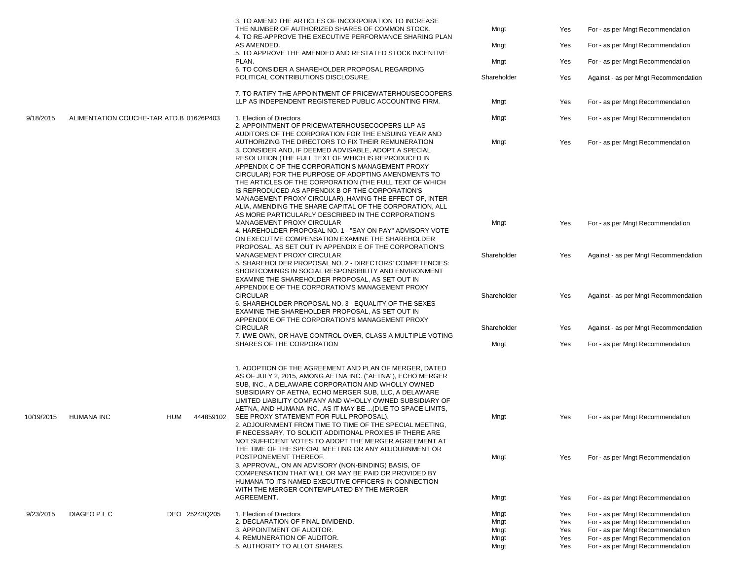| Meeting Date | Company | Ticker | CUSIP | Proposal | Proposed By | Voted | Vote Cast |
|---|---|---|---|---|---|---|---|
| | | | | 3. TO AMEND THE ARTICLES OF INCORPORATION TO INCREASE THE NUMBER OF AUTHORIZED SHARES OF COMMON STOCK. | Mngt | Yes | For - as per Mngt Recommendation |
| | | | | 4. TO RE-APPROVE THE EXECUTIVE PERFORMANCE SHARING PLAN AS AMENDED. | Mngt | Yes | For - as per Mngt Recommendation |
| | | | | 5. TO APPROVE THE AMENDED AND RESTATED STOCK INCENTIVE PLAN. | Mngt | Yes | For - as per Mngt Recommendation |
| | | | | 6. TO CONSIDER A SHAREHOLDER PROPOSAL REGARDING POLITICAL CONTRIBUTIONS DISCLOSURE. | Shareholder | Yes | Against - as per Mngt Recommendation |
| | | | | 7. TO RATIFY THE APPOINTMENT OF PRICEWATERHOUSECOOPERS LLP AS INDEPENDENT REGISTERED PUBLIC ACCOUNTING FIRM. | Mngt | Yes | For - as per Mngt Recommendation |
| 9/18/2015 | ALIMENTATION COUCHE-TAR | ATD.B | 01626P403 | 1. Election of Directors | Mngt | Yes | For - as per Mngt Recommendation |
| | | | | 2. APPOINTMENT OF PRICEWATERHOUSECOOPERS LLP AS AUDITORS OF THE CORPORATION FOR THE ENSUING YEAR AND AUTHORIZING THE DIRECTORS TO FIX THEIR REMUNERATION | Mngt | Yes | For - as per Mngt Recommendation |
| | | | | 3. CONSIDER AND, IF DEEMED ADVISABLE, ADOPT A SPECIAL RESOLUTION (THE FULL TEXT OF WHICH IS REPRODUCED IN APPENDIX C OF THE CORPORATION'S MANAGEMENT PROXY CIRCULAR) FOR THE PURPOSE OF ADOPTING AMENDMENTS TO THE ARTICLES OF THE CORPORATION (THE FULL TEXT OF WHICH IS REPRODUCED AS APPENDIX B OF THE CORPORATION'S MANAGEMENT PROXY CIRCULAR), HAVING THE EFFECT OF, INTER ALIA, AMENDING THE SHARE CAPITAL OF THE CORPORATION, ALL AS MORE PARTICULARLY DESCRIBED IN THE CORPORATION'S MANAGEMENT PROXY CIRCULAR | Mngt | Yes | For - as per Mngt Recommendation |
| | | | | 4. HAREHOLDER PROPOSAL NO. 1 - "SAY ON PAY" ADVISORY VOTE ON EXECUTIVE COMPENSATION EXAMINE THE SHAREHOLDER PROPOSAL, AS SET OUT IN APPENDIX E OF THE CORPORATION'S MANAGEMENT PROXY CIRCULAR | Shareholder | Yes | Against - as per Mngt Recommendation |
| | | | | 5. SHAREHOLDER PROPOSAL NO. 2 - DIRECTORS' COMPETENCIES: SHORTCOMINGS IN SOCIAL RESPONSIBILITY AND ENVIRONMENT EXAMINE THE SHAREHOLDER PROPOSAL, AS SET OUT IN APPENDIX E OF THE CORPORATION'S MANAGEMENT PROXY CIRCULAR | Shareholder | Yes | Against - as per Mngt Recommendation |
| | | | | 6. SHAREHOLDER PROPOSAL NO. 3 - EQUALITY OF THE SEXES EXAMINE THE SHAREHOLDER PROPOSAL, AS SET OUT IN APPENDIX E OF THE CORPORATION'S MANAGEMENT PROXY CIRCULAR | Shareholder | Yes | Against - as per Mngt Recommendation |
| | | | | 7. I/WE OWN, OR HAVE CONTROL OVER, CLASS A MULTIPLE VOTING SHARES OF THE CORPORATION | Mngt | Yes | For - as per Mngt Recommendation |
| 10/19/2015 | HUMANA INC | HUM | 444859102 | 1. ADOPTION OF THE AGREEMENT AND PLAN OF MERGER, DATED AS OF JULY 2, 2015, AMONG AETNA INC. ("AETNA"), ECHO MERGER SUB, INC., A DELAWARE CORPORATION AND WHOLLY OWNED SUBSIDIARY OF AETNA, ECHO MERGER SUB, LLC, A DELAWARE LIMITED LIABILITY COMPANY AND WHOLLY OWNED SUBSIDIARY OF AETNA, AND HUMANA INC., AS IT MAY BE ...(DUE TO SPACE LIMITS, SEE PROXY STATEMENT FOR FULL PROPOSAL). | Mngt | Yes | For - as per Mngt Recommendation |
| | | | | 2. ADJOURNMENT FROM TIME TO TIME OF THE SPECIAL MEETING, IF NECESSARY, TO SOLICIT ADDITIONAL PROXIES IF THERE ARE NOT SUFFICIENT VOTES TO ADOPT THE MERGER AGREEMENT AT THE TIME OF THE SPECIAL MEETING OR ANY ADJOURNMENT OR POSTPONEMENT THEREOF. | Mngt | Yes | For - as per Mngt Recommendation |
| | | | | 3. APPROVAL, ON AN ADVISORY (NON-BINDING) BASIS, OF COMPENSATION THAT WILL OR MAY BE PAID OR PROVIDED BY HUMANA TO ITS NAMED EXECUTIVE OFFICERS IN CONNECTION WITH THE MERGER CONTEMPLATED BY THE MERGER AGREEMENT. | Mngt | Yes | For - as per Mngt Recommendation |
| 9/23/2015 | DIAGEO P L C | DEO | 25243Q205 | 1. Election of Directors | Mngt | Yes | For - as per Mngt Recommendation |
| | | | | 2. DECLARATION OF FINAL DIVIDEND. | Mngt | Yes | For - as per Mngt Recommendation |
| | | | | 3. APPOINTMENT OF AUDITOR. | Mngt | Yes | For - as per Mngt Recommendation |
| | | | | 4. REMUNERATION OF AUDITOR. | Mngt | Yes | For - as per Mngt Recommendation |
| | | | | 5. AUTHORITY TO ALLOT SHARES. | Mngt | Yes | For - as per Mngt Recommendation |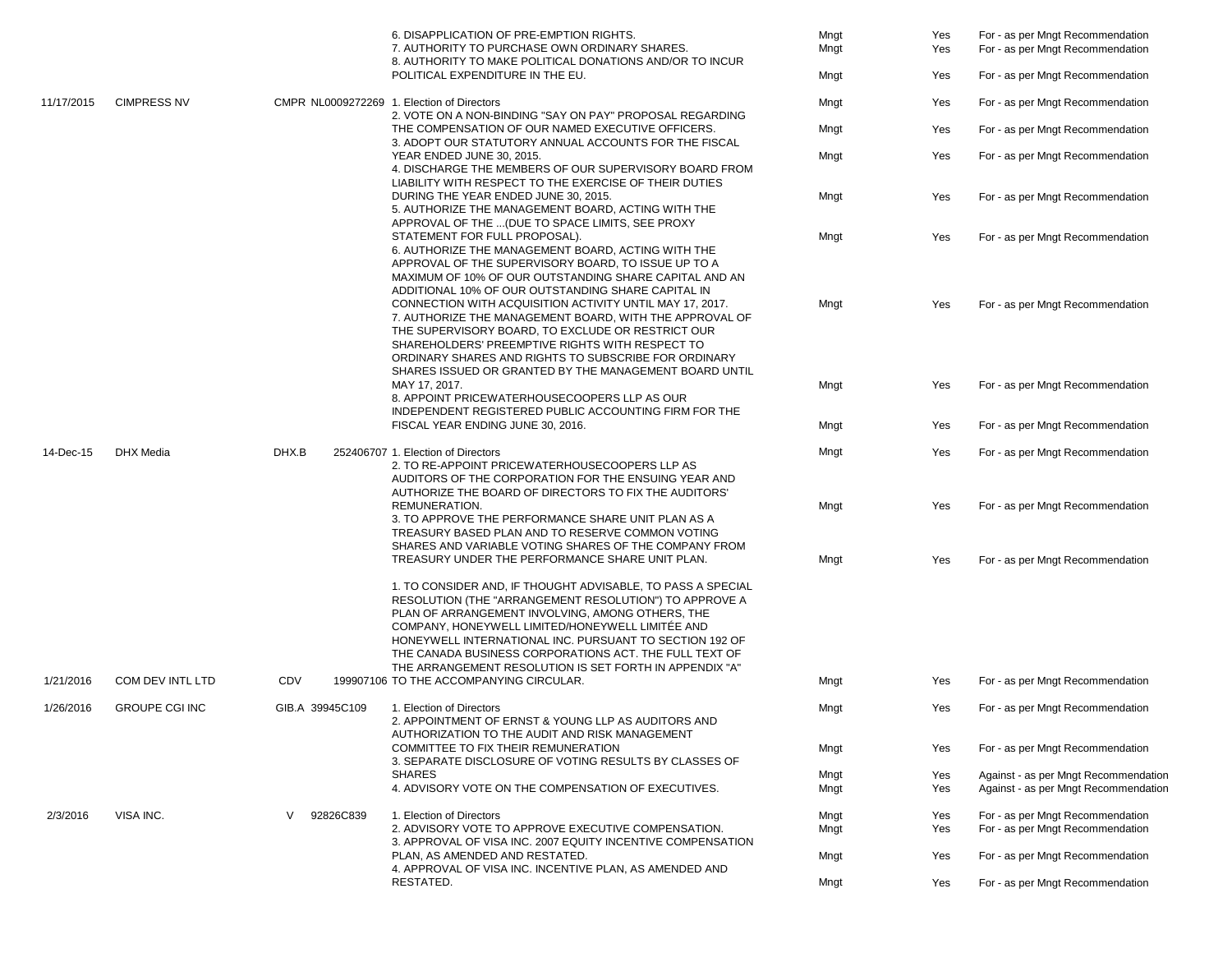| Date | Company | Ticker | Security ID | Proposal | Proposed By | Voted | Vote |
|---|---|---|---|---|---|---|---|
| | | | | 6. DISAPPLICATION OF PRE-EMPTION RIGHTS. | Mngt | Yes | For - as per Mngt Recommendation |
| | | | | 7. AUTHORITY TO PURCHASE OWN ORDINARY SHARES. | Mngt | Yes | For - as per Mngt Recommendation |
| | | | | 8. AUTHORITY TO MAKE POLITICAL DONATIONS AND/OR TO INCUR POLITICAL EXPENDITURE IN THE EU. | Mngt | Yes | For - as per Mngt Recommendation |
| 11/17/2015 | CIMPRESS NV | CMPR | NL0009272269 | 1. Election of Directors | Mngt | Yes | For - as per Mngt Recommendation |
| | | | | 2. VOTE ON A NON-BINDING "SAY ON PAY" PROPOSAL REGARDING THE COMPENSATION OF OUR NAMED EXECUTIVE OFFICERS. | Mngt | Yes | For - as per Mngt Recommendation |
| | | | | 3. ADOPT OUR STATUTORY ANNUAL ACCOUNTS FOR THE FISCAL YEAR ENDED JUNE 30, 2015. | Mngt | Yes | For - as per Mngt Recommendation |
| | | | | 4. DISCHARGE THE MEMBERS OF OUR SUPERVISORY BOARD FROM LIABILITY WITH RESPECT TO THE EXERCISE OF THEIR DUTIES DURING THE YEAR ENDED JUNE 30, 2015. | Mngt | Yes | For - as per Mngt Recommendation |
| | | | | 5. AUTHORIZE THE MANAGEMENT BOARD, ACTING WITH THE APPROVAL OF THE ...(DUE TO SPACE LIMITS, SEE PROXY STATEMENT FOR FULL PROPOSAL). | Mngt | Yes | For - as per Mngt Recommendation |
| | | | | 6. AUTHORIZE THE MANAGEMENT BOARD, ACTING WITH THE APPROVAL OF THE SUPERVISORY BOARD, TO ISSUE UP TO A MAXIMUM OF 10% OF OUR OUTSTANDING SHARE CAPITAL AND AN ADDITIONAL 10% OF OUR OUTSTANDING SHARE CAPITAL IN CONNECTION WITH ACQUISITION ACTIVITY UNTIL MAY 17, 2017. | Mngt | Yes | For - as per Mngt Recommendation |
| | | | | 7. AUTHORIZE THE MANAGEMENT BOARD, WITH THE APPROVAL OF THE SUPERVISORY BOARD, TO EXCLUDE OR RESTRICT OUR SHAREHOLDERS' PREEMPTIVE RIGHTS WITH RESPECT TO ORDINARY SHARES AND RIGHTS TO SUBSCRIBE FOR ORDINARY SHARES ISSUED OR GRANTED BY THE MANAGEMENT BOARD UNTIL MAY 17, 2017. | Mngt | Yes | For - as per Mngt Recommendation |
| | | | | 8. APPOINT PRICEWATERHOUSECOOPERS LLP AS OUR INDEPENDENT REGISTERED PUBLIC ACCOUNTING FIRM FOR THE FISCAL YEAR ENDING JUNE 30, 2016. | Mngt | Yes | For - as per Mngt Recommendation |
| 14-Dec-15 | DHX Media | DHX.B | 252406707 | 1. Election of Directors | Mngt | Yes | For - as per Mngt Recommendation |
| | | | | 2. TO RE-APPOINT PRICEWATERHOUSECOOPERS LLP AS AUDITORS OF THE CORPORATION FOR THE ENSUING YEAR AND AUTHORIZE THE BOARD OF DIRECTORS TO FIX THE AUDITORS' REMUNERATION. | Mngt | Yes | For - as per Mngt Recommendation |
| | | | | 3. TO APPROVE THE PERFORMANCE SHARE UNIT PLAN AS A TREASURY BASED PLAN AND TO RESERVE COMMON VOTING SHARES AND VARIABLE VOTING SHARES OF THE COMPANY FROM TREASURY UNDER THE PERFORMANCE SHARE UNIT PLAN. | Mngt | Yes | For - as per Mngt Recommendation |
| 1/21/2016 | COM DEV INTL LTD | CDV | 199907106 | 1. TO CONSIDER AND, IF THOUGHT ADVISABLE, TO PASS A SPECIAL RESOLUTION (THE "ARRANGEMENT RESOLUTION") TO APPROVE A PLAN OF ARRANGEMENT INVOLVING, AMONG OTHERS, THE COMPANY, HONEYWELL LIMITED/HONEYWELL LIMITÉE AND HONEYWELL INTERNATIONAL INC. PURSUANT TO SECTION 192 OF THE CANADA BUSINESS CORPORATIONS ACT. THE FULL TEXT OF THE ARRANGEMENT RESOLUTION IS SET FORTH IN APPENDIX "A" TO THE ACCOMPANYING CIRCULAR. | Mngt | Yes | For - as per Mngt Recommendation |
| 1/26/2016 | GROUPE CGI INC | GIB.A | 39945C109 | 1. Election of Directors | Mngt | Yes | For - as per Mngt Recommendation |
| | | | | 2. APPOINTMENT OF ERNST & YOUNG LLP AS AUDITORS AND AUTHORIZATION TO THE AUDIT AND RISK MANAGEMENT COMMITTEE TO FIX THEIR REMUNERATION | Mngt | Yes | For - as per Mngt Recommendation |
| | | | | 3. SEPARATE DISCLOSURE OF VOTING RESULTS BY CLASSES OF SHARES | Mngt | Yes | Against - as per Mngt Recommendation |
| | | | | 4. ADVISORY VOTE ON THE COMPENSATION OF EXECUTIVES. | Mngt | Yes | Against - as per Mngt Recommendation |
| 2/3/2016 | VISA INC. | V | 92826C839 | 1. Election of Directors | Mngt | Yes | For - as per Mngt Recommendation |
| | | | | 2. ADVISORY VOTE TO APPROVE EXECUTIVE COMPENSATION. | Mngt | Yes | For - as per Mngt Recommendation |
| | | | | 3. APPROVAL OF VISA INC. 2007 EQUITY INCENTIVE COMPENSATION PLAN, AS AMENDED AND RESTATED. | Mngt | Yes | For - as per Mngt Recommendation |
| | | | | 4. APPROVAL OF VISA INC. INCENTIVE PLAN, AS AMENDED AND RESTATED. | Mngt | Yes | For - as per Mngt Recommendation |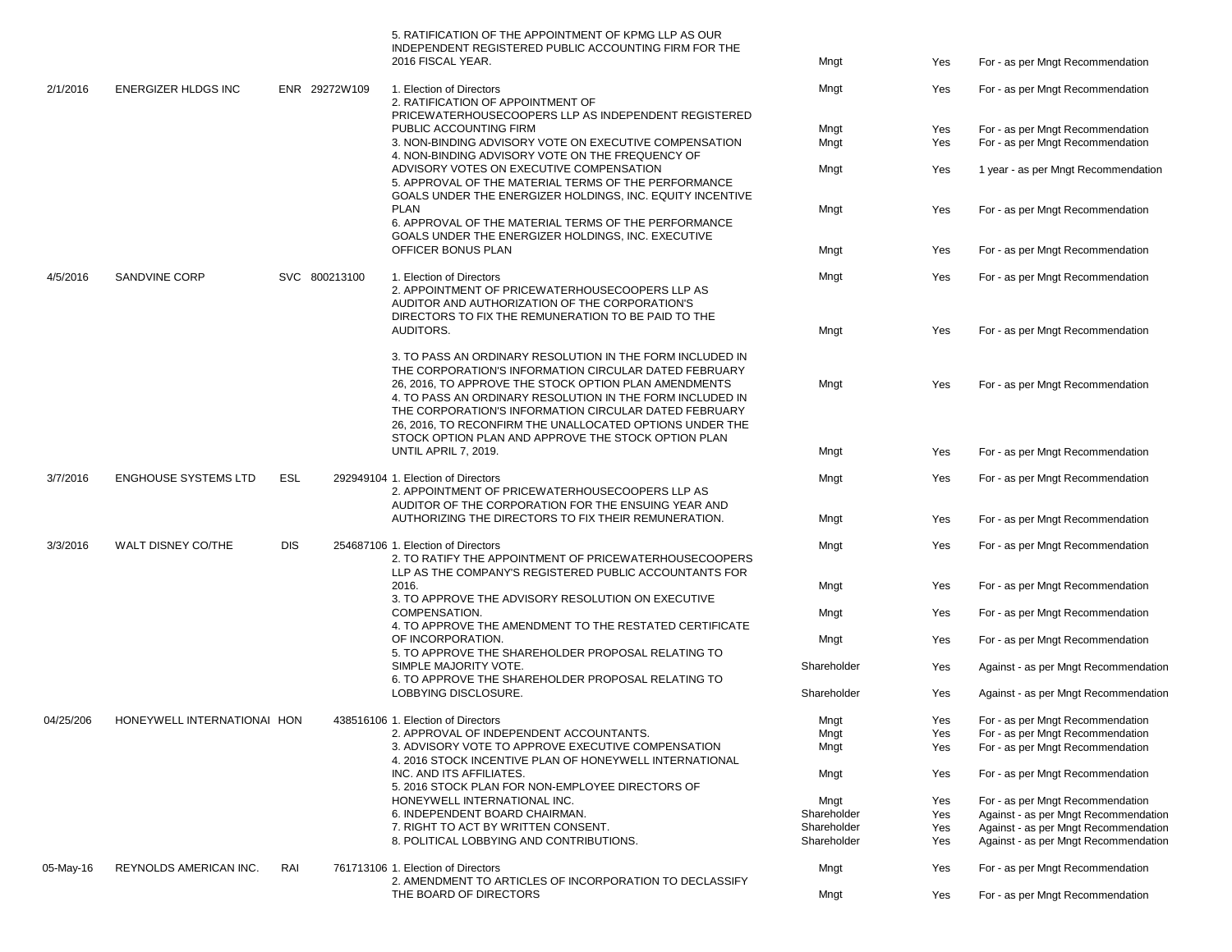| Date | Company | Ticker | CUSIP | Proposal | Proposed By | Voted | Vote |
|---|---|---|---|---|---|---|---|
| | | | | 5. RATIFICATION OF THE APPOINTMENT OF KPMG LLP AS OUR INDEPENDENT REGISTERED PUBLIC ACCOUNTING FIRM FOR THE 2016 FISCAL YEAR. | Mngt | Yes | For - as per Mngt Recommendation |
| 2/1/2016 | ENERGIZER HLDGS INC | ENR | 29272W109 | 1. Election of Directors | Mngt | Yes | For - as per Mngt Recommendation |
| | | | | 2. RATIFICATION OF APPOINTMENT OF PRICEWATERHOUSECOOPERS LLP AS INDEPENDENT REGISTERED PUBLIC ACCOUNTING FIRM | Mngt | Yes | For - as per Mngt Recommendation |
| | | | | 3. NON-BINDING ADVISORY VOTE ON EXECUTIVE COMPENSATION | Mngt | Yes | For - as per Mngt Recommendation |
| | | | | 4. NON-BINDING ADVISORY VOTE ON THE FREQUENCY OF ADVISORY VOTES ON EXECUTIVE COMPENSATION | Mngt | Yes | 1 year - as per Mngt Recommendation |
| | | | | 5. APPROVAL OF THE MATERIAL TERMS OF THE PERFORMANCE GOALS UNDER THE ENERGIZER HOLDINGS, INC. EQUITY INCENTIVE PLAN | Mngt | Yes | For - as per Mngt Recommendation |
| | | | | 6. APPROVAL OF THE MATERIAL TERMS OF THE PERFORMANCE GOALS UNDER THE ENERGIZER HOLDINGS, INC. EXECUTIVE OFFICER BONUS PLAN | Mngt | Yes | For - as per Mngt Recommendation |
| 4/5/2016 | SANDVINE CORP | SVC | 800213100 | 1. Election of Directors | Mngt | Yes | For - as per Mngt Recommendation |
| | | | | 2. APPOINTMENT OF PRICEWATERHOUSECOOPERS LLP AS AUDITOR AND AUTHORIZATION OF THE CORPORATION'S DIRECTORS TO FIX THE REMUNERATION TO BE PAID TO THE AUDITORS. | Mngt | Yes | For - as per Mngt Recommendation |
| | | | | 3. TO PASS AN ORDINARY RESOLUTION IN THE FORM INCLUDED IN THE CORPORATION'S INFORMATION CIRCULAR DATED FEBRUARY 26, 2016, TO APPROVE THE STOCK OPTION PLAN AMENDMENTS | Mngt | Yes | For - as per Mngt Recommendation |
| | | | | 4. TO PASS AN ORDINARY RESOLUTION IN THE FORM INCLUDED IN THE CORPORATION'S INFORMATION CIRCULAR DATED FEBRUARY 26, 2016, TO RECONFIRM THE UNALLOCATED OPTIONS UNDER THE STOCK OPTION PLAN AND APPROVE THE STOCK OPTION PLAN UNTIL APRIL 7, 2019. | Mngt | Yes | For - as per Mngt Recommendation |
| 3/7/2016 | ENGHOUSE SYSTEMS LTD | ESL | 292949104 | 1. Election of Directors | Mngt | Yes | For - as per Mngt Recommendation |
| | | | | 2. APPOINTMENT OF PRICEWATERHOUSECOOPERS LLP AS AUDITOR OF THE CORPORATION FOR THE ENSUING YEAR AND AUTHORIZING THE DIRECTORS TO FIX THEIR REMUNERATION. | Mngt | Yes | For - as per Mngt Recommendation |
| 3/3/2016 | WALT DISNEY CO/THE | DIS | 254687106 | 1. Election of Directors | Mngt | Yes | For - as per Mngt Recommendation |
| | | | | 2. TO RATIFY THE APPOINTMENT OF PRICEWATERHOUSECOOPERS LLP AS THE COMPANY'S REGISTERED PUBLIC ACCOUNTANTS FOR 2016. | Mngt | Yes | For - as per Mngt Recommendation |
| | | | | 3. TO APPROVE THE ADVISORY RESOLUTION ON EXECUTIVE COMPENSATION. | Mngt | Yes | For - as per Mngt Recommendation |
| | | | | 4. TO APPROVE THE AMENDMENT TO THE RESTATED CERTIFICATE OF INCORPORATION. | Mngt | Yes | For - as per Mngt Recommendation |
| | | | | 5. TO APPROVE THE SHAREHOLDER PROPOSAL RELATING TO SIMPLE MAJORITY VOTE. | Shareholder | Yes | Against - as per Mngt Recommendation |
| | | | | 6. TO APPROVE THE SHAREHOLDER PROPOSAL RELATING TO LOBBYING DISCLOSURE. | Shareholder | Yes | Against - as per Mngt Recommendation |
| 04/25/206 | HONEYWELL INTERNATIONAL | HON | 438516106 | 1. Election of Directors | Mngt | Yes | For - as per Mngt Recommendation |
| | | | | 2. APPROVAL OF INDEPENDENT ACCOUNTANTS. | Mngt | Yes | For - as per Mngt Recommendation |
| | | | | 3. ADVISORY VOTE TO APPROVE EXECUTIVE COMPENSATION | Mngt | Yes | For - as per Mngt Recommendation |
| | | | | 4. 2016 STOCK INCENTIVE PLAN OF HONEYWELL INTERNATIONAL INC. AND ITS AFFILIATES. | Mngt | Yes | For - as per Mngt Recommendation |
| | | | | 5. 2016 STOCK PLAN FOR NON-EMPLOYEE DIRECTORS OF HONEYWELL INTERNATIONAL INC. | Mngt | Yes | For - as per Mngt Recommendation |
| | | | | 6. INDEPENDENT BOARD CHAIRMAN. | Shareholder | Yes | Against - as per Mngt Recommendation |
| | | | | 7. RIGHT TO ACT BY WRITTEN CONSENT. | Shareholder | Yes | Against - as per Mngt Recommendation |
| | | | | 8. POLITICAL LOBBYING AND CONTRIBUTIONS. | Shareholder | Yes | Against - as per Mngt Recommendation |
| 05-May-16 | REYNOLDS AMERICAN INC. | RAI | 761713106 | 1. Election of Directors | Mngt | Yes | For - as per Mngt Recommendation |
| | | | | 2. AMENDMENT TO ARTICLES OF INCORPORATION TO DECLASSIFY THE BOARD OF DIRECTORS | Mngt | Yes | For - as per Mngt Recommendation |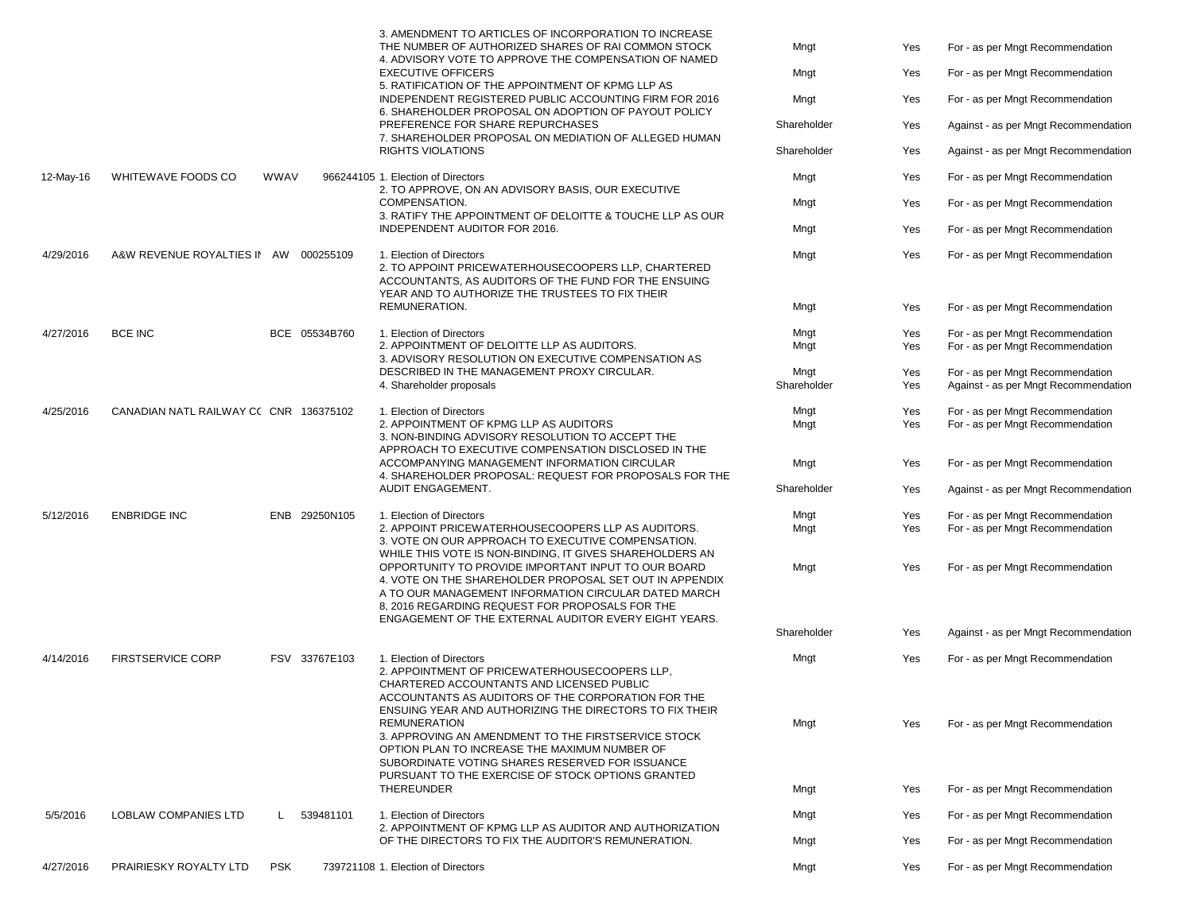| | | | | | | | |
|---|---|---|---|---|---|---|---|
| | | | | 3. AMENDMENT TO ARTICLES OF INCORPORATION TO INCREASE THE NUMBER OF AUTHORIZED SHARES OF RAI COMMON STOCK | Mngt | Yes | For - as per Mngt Recommendation |
| | | | | 4. ADVISORY VOTE TO APPROVE THE COMPENSATION OF NAMED EXECUTIVE OFFICERS | Mngt | Yes | For - as per Mngt Recommendation |
| | | | | 5. RATIFICATION OF THE APPOINTMENT OF KPMG LLP AS INDEPENDENT REGISTERED PUBLIC ACCOUNTING FIRM FOR 2016 | Mngt | Yes | For - as per Mngt Recommendation |
| | | | | 6. SHAREHOLDER PROPOSAL ON ADOPTION OF PAYOUT POLICY PREFERENCE FOR SHARE REPURCHASES | Shareholder | Yes | Against - as per Mngt Recommendation |
| | | | | 7. SHAREHOLDER PROPOSAL ON MEDIATION OF ALLEGED HUMAN RIGHTS VIOLATIONS | Shareholder | Yes | Against - as per Mngt Recommendation |
| 12-May-16 | WHITEWAVE FOODS CO | WWAV | 966244105 | 1. Election of Directors | Mngt | Yes | For - as per Mngt Recommendation |
| | | | | 2. TO APPROVE, ON AN ADVISORY BASIS, OUR EXECUTIVE COMPENSATION. | Mngt | Yes | For - as per Mngt Recommendation |
| | | | | 3. RATIFY THE APPOINTMENT OF DELOITTE & TOUCHE LLP AS OUR INDEPENDENT AUDITOR FOR 2016. | Mngt | Yes | For - as per Mngt Recommendation |
| 4/29/2016 | A&W REVENUE ROYALTIES IN | AW | 000255109 | 1. Election of Directors | Mngt | Yes | For - as per Mngt Recommendation |
| | | | | 2. TO APPOINT PRICEWATERHOUSECOOPERS LLP, CHARTERED ACCOUNTANTS, AS AUDITORS OF THE FUND FOR THE ENSUING YEAR AND TO AUTHORIZE THE TRUSTEES TO FIX THEIR REMUNERATION. | Mngt | Yes | For - as per Mngt Recommendation |
| 4/27/2016 | BCE INC | BCE | 05534B760 | 1. Election of Directors | Mngt | Yes | For - as per Mngt Recommendation |
| | | | | 2. APPOINTMENT OF DELOITTE LLP AS AUDITORS. | Mngt | Yes | For - as per Mngt Recommendation |
| | | | | 3. ADVISORY RESOLUTION ON EXECUTIVE COMPENSATION AS DESCRIBED IN THE MANAGEMENT PROXY CIRCULAR. | Mngt | Yes | For - as per Mngt Recommendation |
| | | | | 4. Shareholder proposals | Shareholder | Yes | Against - as per Mngt Recommendation |
| 4/25/2016 | CANADIAN NATL RAILWAY CO | CNR | 136375102 | 1. Election of Directors | Mngt | Yes | For - as per Mngt Recommendation |
| | | | | 2. APPOINTMENT OF KPMG LLP AS AUDITORS | Mngt | Yes | For - as per Mngt Recommendation |
| | | | | 3. NON-BINDING ADVISORY RESOLUTION TO ACCEPT THE APPROACH TO EXECUTIVE COMPENSATION DISCLOSED IN THE ACCOMPANYING MANAGEMENT INFORMATION CIRCULAR | Mngt | Yes | For - as per Mngt Recommendation |
| | | | | 4. SHAREHOLDER PROPOSAL: REQUEST FOR PROPOSALS FOR THE AUDIT ENGAGEMENT. | Shareholder | Yes | Against - as per Mngt Recommendation |
| 5/12/2016 | ENBRIDGE INC | ENB | 29250N105 | 1. Election of Directors | Mngt | Yes | For - as per Mngt Recommendation |
| | | | | 2. APPOINT PRICEWATERHOUSECOOPERS LLP AS AUDITORS. | Mngt | Yes | For - as per Mngt Recommendation |
| | | | | 3. VOTE ON OUR APPROACH TO EXECUTIVE COMPENSATION. WHILE THIS VOTE IS NON-BINDING, IT GIVES SHAREHOLDERS AN OPPORTUNITY TO PROVIDE IMPORTANT INPUT TO OUR BOARD | Mngt | Yes | For - as per Mngt Recommendation |
| | | | | 4. VOTE ON THE SHAREHOLDER PROPOSAL SET OUT IN APPENDIX A TO OUR MANAGEMENT INFORMATION CIRCULAR DATED MARCH 8, 2016 REGARDING REQUEST FOR PROPOSALS FOR THE ENGAGEMENT OF THE EXTERNAL AUDITOR EVERY EIGHT YEARS. | Shareholder | Yes | Against - as per Mngt Recommendation |
| 4/14/2016 | FIRSTSERVICE CORP | FSV | 33767E103 | 1. Election of Directors | Mngt | Yes | For - as per Mngt Recommendation |
| | | | | 2. APPOINTMENT OF PRICEWATERHOUSECOOPERS LLP, CHARTERED ACCOUNTANTS AND LICENSED PUBLIC ACCOUNTANTS AS AUDITORS OF THE CORPORATION FOR THE ENSUING YEAR AND AUTHORIZING THE DIRECTORS TO FIX THEIR REMUNERATION | Mngt | Yes | For - as per Mngt Recommendation |
| | | | | 3. APPROVING AN AMENDMENT TO THE FIRSTSERVICE STOCK OPTION PLAN TO INCREASE THE MAXIMUM NUMBER OF SUBORDINATE VOTING SHARES RESERVED FOR ISSUANCE PURSUANT TO THE EXERCISE OF STOCK OPTIONS GRANTED THEREUNDER | Mngt | Yes | For - as per Mngt Recommendation |
| 5/5/2016 | LOBLAW COMPANIES LTD | L | 539481101 | 1. Election of Directors | Mngt | Yes | For - as per Mngt Recommendation |
| | | | | 2. APPOINTMENT OF KPMG LLP AS AUDITOR AND AUTHORIZATION OF THE DIRECTORS TO FIX THE AUDITOR'S REMUNERATION. | Mngt | Yes | For - as per Mngt Recommendation |
| 4/27/2016 | PRAIRIESKY ROYALTY LTD | PSK | 739721108 | 1. Election of Directors | Mngt | Yes | For - as per Mngt Recommendation |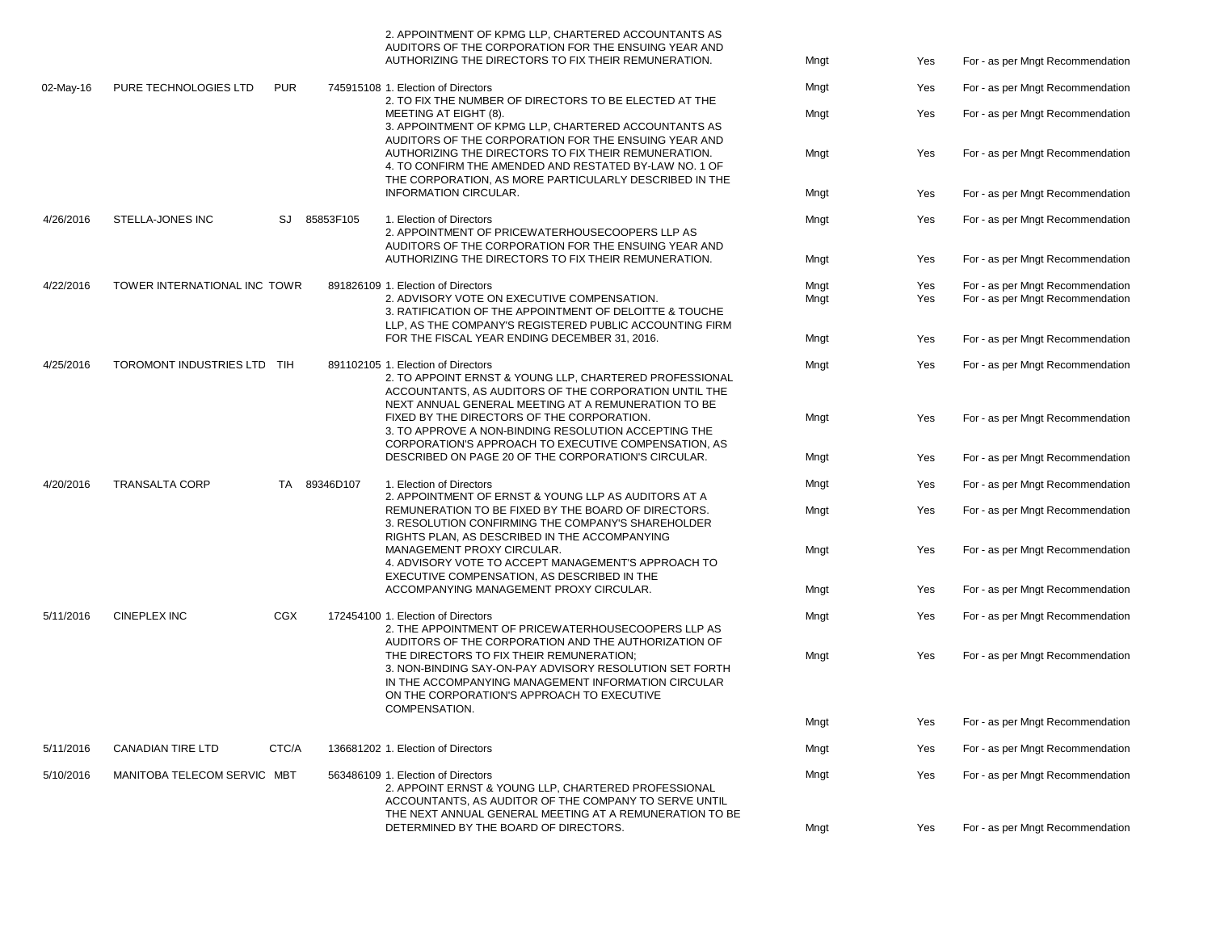| Date | Company | Ticker | CUSIP | Proposal | Proposed By | Voted | Vote |
|---|---|---|---|---|---|---|---|
| | | | | 2. APPOINTMENT OF KPMG LLP, CHARTERED ACCOUNTANTS AS AUDITORS OF THE CORPORATION FOR THE ENSUING YEAR AND AUTHORIZING THE DIRECTORS TO FIX THEIR REMUNERATION. | Mngt | Yes | For - as per Mngt Recommendation |
| 02-May-16 | PURE TECHNOLOGIES LTD | PUR | 745915108 | 1. Election of Directors | Mngt | Yes | For - as per Mngt Recommendation |
| | | | | 2. TO FIX THE NUMBER OF DIRECTORS TO BE ELECTED AT THE MEETING AT EIGHT (8). | Mngt | Yes | For - as per Mngt Recommendation |
| | | | | 3. APPOINTMENT OF KPMG LLP, CHARTERED ACCOUNTANTS AS AUDITORS OF THE CORPORATION FOR THE ENSUING YEAR AND AUTHORIZING THE DIRECTORS TO FIX THEIR REMUNERATION. | Mngt | Yes | For - as per Mngt Recommendation |
| | | | | 4. TO CONFIRM THE AMENDED AND RESTATED BY-LAW NO. 1 OF THE CORPORATION, AS MORE PARTICULARLY DESCRIBED IN THE INFORMATION CIRCULAR. | Mngt | Yes | For - as per Mngt Recommendation |
| 4/26/2016 | STELLA-JONES INC | SJ | 85853F105 | 1. Election of Directors | Mngt | Yes | For - as per Mngt Recommendation |
| | | | | 2. APPOINTMENT OF PRICEWATERHOUSECOOPERS LLP AS AUDITORS OF THE CORPORATION FOR THE ENSUING YEAR AND AUTHORIZING THE DIRECTORS TO FIX THEIR REMUNERATION. | Mngt | Yes | For - as per Mngt Recommendation |
| 4/22/2016 | TOWER INTERNATIONAL INC | TOWR | 891826109 | 1. Election of Directors | Mngt | Yes | For - as per Mngt Recommendation |
| | | | | 2. ADVISORY VOTE ON EXECUTIVE COMPENSATION. | Mngt | Yes | For - as per Mngt Recommendation |
| | | | | 3. RATIFICATION OF THE APPOINTMENT OF DELOITTE & TOUCHE LLP, AS THE COMPANY'S REGISTERED PUBLIC ACCOUNTING FIRM FOR THE FISCAL YEAR ENDING DECEMBER 31, 2016. | Mngt | Yes | For - as per Mngt Recommendation |
| 4/25/2016 | TOROMONT INDUSTRIES LTD | TIH | 891102105 | 1. Election of Directors | Mngt | Yes | For - as per Mngt Recommendation |
| | | | | 2. TO APPOINT ERNST & YOUNG LLP, CHARTERED PROFESSIONAL ACCOUNTANTS, AS AUDITORS OF THE CORPORATION UNTIL THE NEXT ANNUAL GENERAL MEETING AT A REMUNERATION TO BE FIXED BY THE DIRECTORS OF THE CORPORATION. | Mngt | Yes | For - as per Mngt Recommendation |
| | | | | 3. TO APPROVE A NON-BINDING RESOLUTION ACCEPTING THE CORPORATION'S APPROACH TO EXECUTIVE COMPENSATION, AS DESCRIBED ON PAGE 20 OF THE CORPORATION'S CIRCULAR. | Mngt | Yes | For - as per Mngt Recommendation |
| 4/20/2016 | TRANSALTA CORP | TA | 89346D107 | 1. Election of Directors | Mngt | Yes | For - as per Mngt Recommendation |
| | | | | 2. APPOINTMENT OF ERNST & YOUNG LLP AS AUDITORS AT A REMUNERATION TO BE FIXED BY THE BOARD OF DIRECTORS. | Mngt | Yes | For - as per Mngt Recommendation |
| | | | | 3. RESOLUTION CONFIRMING THE COMPANY'S SHAREHOLDER RIGHTS PLAN, AS DESCRIBED IN THE ACCOMPANYING MANAGEMENT PROXY CIRCULAR. | Mngt | Yes | For - as per Mngt Recommendation |
| | | | | 4. ADVISORY VOTE TO ACCEPT MANAGEMENT'S APPROACH TO EXECUTIVE COMPENSATION, AS DESCRIBED IN THE ACCOMPANYING MANAGEMENT PROXY CIRCULAR. | Mngt | Yes | For - as per Mngt Recommendation |
| 5/11/2016 | CINEPLEX INC | CGX | 172454100 | 1. Election of Directors | Mngt | Yes | For - as per Mngt Recommendation |
| | | | | 2. THE APPOINTMENT OF PRICEWATERHOUSECOOPERS LLP AS AUDITORS OF THE CORPORATION AND THE AUTHORIZATION OF THE DIRECTORS TO FIX THEIR REMUNERATION; | Mngt | Yes | For - as per Mngt Recommendation |
| | | | | 3. NON-BINDING SAY-ON-PAY ADVISORY RESOLUTION SET FORTH IN THE ACCOMPANYING MANAGEMENT INFORMATION CIRCULAR ON THE CORPORATION'S APPROACH TO EXECUTIVE COMPENSATION. | Mngt | Yes | For - as per Mngt Recommendation |
| 5/11/2016 | CANADIAN TIRE LTD | CTC/A | 136681202 | 1. Election of Directors | Mngt | Yes | For - as per Mngt Recommendation |
| 5/10/2016 | MANITOBA TELECOM SERVIC | MBT | 563486109 | 1. Election of Directors | Mngt | Yes | For - as per Mngt Recommendation |
| | | | | 2. APPOINT ERNST & YOUNG LLP, CHARTERED PROFESSIONAL ACCOUNTANTS, AS AUDITOR OF THE COMPANY TO SERVE UNTIL THE NEXT ANNUAL GENERAL MEETING AT A REMUNERATION TO BE DETERMINED BY THE BOARD OF DIRECTORS. | Mngt | Yes | For - as per Mngt Recommendation |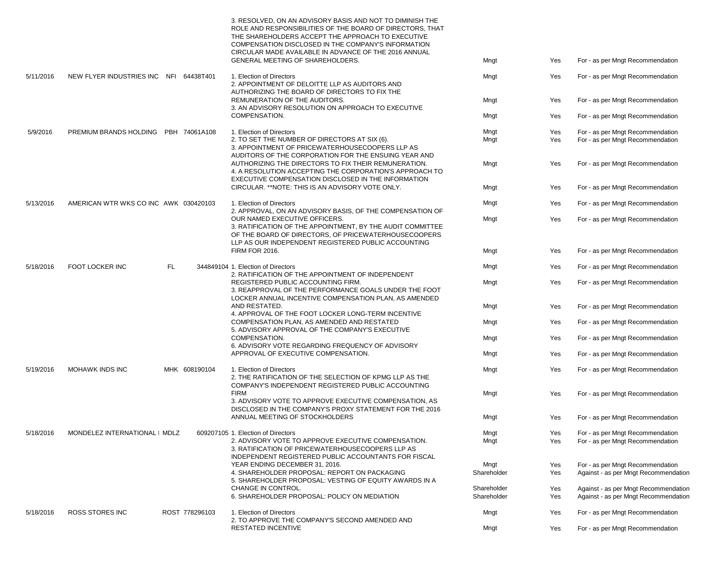| | | | | | | | |
|---|---|---|---|---|---|---|---|
| | | | | 3. RESOLVED, ON AN ADVISORY BASIS AND NOT TO DIMINISH THE ROLE AND RESPONSIBILITIES OF THE BOARD OF DIRECTORS, THAT THE SHAREHOLDERS ACCEPT THE APPROACH TO EXECUTIVE COMPENSATION DISCLOSED IN THE COMPANY'S INFORMATION CIRCULAR MADE AVAILABLE IN ADVANCE OF THE 2016 ANNUAL GENERAL MEETING OF SHAREHOLDERS. | Mngt | Yes | For - as per Mngt Recommendation |
| 5/11/2016 | NEW FLYER INDUSTRIES INC | NFI | 64438T401 | 1. Election of Directors | Mngt | Yes | For - as per Mngt Recommendation |
| | | | | 2. APPOINTMENT OF DELOITTE LLP AS AUDITORS AND AUTHORIZING THE BOARD OF DIRECTORS TO FIX THE REMUNERATION OF THE AUDITORS. | Mngt | Yes | For - as per Mngt Recommendation |
| | | | | 3. AN ADVISORY RESOLUTION ON APPROACH TO EXECUTIVE COMPENSATION. | Mngt | Yes | For - as per Mngt Recommendation |
| 5/9/2016 | PREMIUM BRANDS HOLDING | PBH | 74061A108 | 1. Election of Directors | Mngt | Yes | For - as per Mngt Recommendation |
| | | | | 2. TO SET THE NUMBER OF DIRECTORS AT SIX (6). | Mngt | Yes | For - as per Mngt Recommendation |
| | | | | 3. APPOINTMENT OF PRICEWATERHOUSECOOPERS LLP AS AUDITORS OF THE CORPORATION FOR THE ENSUING YEAR AND AUTHORIZING THE DIRECTORS TO FIX THEIR REMUNERATION. | Mngt | Yes | For - as per Mngt Recommendation |
| | | | | 4. A RESOLUTION ACCEPTING THE CORPORATION'S APPROACH TO EXECUTIVE COMPENSATION DISCLOSED IN THE INFORMATION CIRCULAR. **NOTE: THIS IS AN ADVISORY VOTE ONLY. | Mngt | Yes | For - as per Mngt Recommendation |
| 5/13/2016 | AMERICAN WTR WKS CO INC | AWK | 030420103 | 1. Election of Directors | Mngt | Yes | For - as per Mngt Recommendation |
| | | | | 2. APPROVAL, ON AN ADVISORY BASIS, OF THE COMPENSATION OF OUR NAMED EXECUTIVE OFFICERS. | Mngt | Yes | For - as per Mngt Recommendation |
| | | | | 3. RATIFICATION OF THE APPOINTMENT, BY THE AUDIT COMMITTEE OF THE BOARD OF DIRECTORS, OF PRICEWATERHOUSECOOPERS LLP AS OUR INDEPENDENT REGISTERED PUBLIC ACCOUNTING FIRM FOR 2016. | Mngt | Yes | For - as per Mngt Recommendation |
| 5/18/2016 | FOOT LOCKER INC | FL | 344849104 | 1. Election of Directors | Mngt | Yes | For - as per Mngt Recommendation |
| | | | | 2. RATIFICATION OF THE APPOINTMENT OF INDEPENDENT REGISTERED PUBLIC ACCOUNTING FIRM. | Mngt | Yes | For - as per Mngt Recommendation |
| | | | | 3. REAPPROVAL OF THE PERFORMANCE GOALS UNDER THE FOOT LOCKER ANNUAL INCENTIVE COMPENSATION PLAN, AS AMENDED AND RESTATED. | Mngt | Yes | For - as per Mngt Recommendation |
| | | | | 4. APPROVAL OF THE FOOT LOCKER LONG-TERM INCENTIVE COMPENSATION PLAN, AS AMENDED AND RESTATED | Mngt | Yes | For - as per Mngt Recommendation |
| | | | | 5. ADVISORY APPROVAL OF THE COMPANY'S EXECUTIVE COMPENSATION. | Mngt | Yes | For - as per Mngt Recommendation |
| | | | | 6. ADVISORY VOTE REGARDING FREQUENCY OF ADVISORY APPROVAL OF EXECUTIVE COMPENSATION. | Mngt | Yes | For - as per Mngt Recommendation |
| 5/19/2016 | MOHAWK INDS INC | MHK | 608190104 | 1. Election of Directors | Mngt | Yes | For - as per Mngt Recommendation |
| | | | | 2. THE RATIFICATION OF THE SELECTION OF KPMG LLP AS THE COMPANY'S INDEPENDENT REGISTERED PUBLIC ACCOUNTING FIRM | Mngt | Yes | For - as per Mngt Recommendation |
| | | | | 3. ADVISORY VOTE TO APPROVE EXECUTIVE COMPENSATION, AS DISCLOSED IN THE COMPANY'S PROXY STATEMENT FOR THE 2016 ANNUAL MEETING OF STOCKHOLDERS | Mngt | Yes | For - as per Mngt Recommendation |
| 5/18/2016 | MONDELEZ INTERNATIONAL I | MDLZ | 609207105 | 1. Election of Directors | Mngt | Yes | For - as per Mngt Recommendation |
| | | | | 2. ADVISORY VOTE TO APPROVE EXECUTIVE COMPENSATION. | Mngt | Yes | For - as per Mngt Recommendation |
| | | | | 3. RATIFICATION OF PRICEWATERHOUSECOOPERS LLP AS INDEPENDENT REGISTERED PUBLIC ACCOUNTANTS FOR FISCAL YEAR ENDING DECEMBER 31, 2016. | Mngt | Yes | For - as per Mngt Recommendation |
| | | | | 4. SHAREHOLDER PROPOSAL: REPORT ON PACKAGING | Shareholder | Yes | Against - as per Mngt Recommendation |
| | | | | 5. SHAREHOLDER PROPOSAL: VESTING OF EQUITY AWARDS IN A CHANGE IN CONTROL. | Shareholder | Yes | Against - as per Mngt Recommendation |
| | | | | 6. SHAREHOLDER PROPOSAL: POLICY ON MEDIATION | Shareholder | Yes | Against - as per Mngt Recommendation |
| 5/18/2016 | ROSS STORES INC | ROST | 778296103 | 1. Election of Directors | Mngt | Yes | For - as per Mngt Recommendation |
| | | | | 2. TO APPROVE THE COMPANY'S SECOND AMENDED AND RESTATED INCENTIVE | Mngt | Yes | For - as per Mngt Recommendation |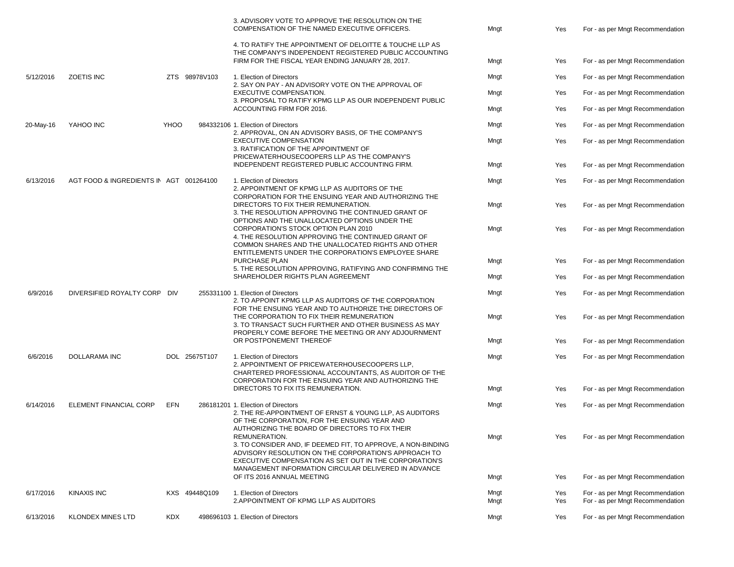| | | | | | | | |
|---|---|---|---|---|---|---|---|
| | | | | 3. ADVISORY VOTE TO APPROVE THE RESOLUTION ON THE COMPENSATION OF THE NAMED EXECUTIVE OFFICERS. | Mngt | Yes | For - as per Mngt Recommendation |
| | | | | 4. TO RATIFY THE APPOINTMENT OF DELOITTE & TOUCHE LLP AS THE COMPANY'S INDEPENDENT REGISTERED PUBLIC ACCOUNTING FIRM FOR THE FISCAL YEAR ENDING JANUARY 28, 2017. | Mngt | Yes | For - as per Mngt Recommendation |
| 5/12/2016 | ZOETIS INC | ZTS | 98978V103 | 1. Election of Directors | Mngt | Yes | For - as per Mngt Recommendation |
| | | | | 2. SAY ON PAY - AN ADVISORY VOTE ON THE APPROVAL OF EXECUTIVE COMPENSATION. | Mngt | Yes | For - as per Mngt Recommendation |
| | | | | 3. PROPOSAL TO RATIFY KPMG LLP AS OUR INDEPENDENT PUBLIC ACCOUNTING FIRM FOR 2016. | Mngt | Yes | For - as per Mngt Recommendation |
| 20-May-16 | YAHOO INC | YHOO | 984332106 | 1. Election of Directors | Mngt | Yes | For - as per Mngt Recommendation |
| | | | | 2. APPROVAL, ON AN ADVISORY BASIS, OF THE COMPANY'S EXECUTIVE COMPENSATION | Mngt | Yes | For - as per Mngt Recommendation |
| | | | | 3. RATIFICATION OF THE APPOINTMENT OF PRICEWATERHOUSECOOPERS LLP AS THE COMPANY'S INDEPENDENT REGISTERED PUBLIC ACCOUNTING FIRM. | Mngt | Yes | For - as per Mngt Recommendation |
| 6/13/2016 | AGT FOOD & INGREDIENTS IN | AGT | 001264100 | 1. Election of Directors | Mngt | Yes | For - as per Mngt Recommendation |
| | | | | 2. APPOINTMENT OF KPMG LLP AS AUDITORS OF THE CORPORATION FOR THE ENSUING YEAR AND AUTHORIZING THE DIRECTORS TO FIX THEIR REMUNERATION. | Mngt | Yes | For - as per Mngt Recommendation |
| | | | | 3. THE RESOLUTION APPROVING THE CONTINUED GRANT OF OPTIONS AND THE UNALLOCATED OPTIONS UNDER THE CORPORATION'S STOCK OPTION PLAN 2010 | Mngt | Yes | For - as per Mngt Recommendation |
| | | | | 4. THE RESOLUTION APPROVING THE CONTINUED GRANT OF COMMON SHARES AND THE UNALLOCATED RIGHTS AND OTHER ENTITLEMENTS UNDER THE CORPORATION'S EMPLOYEE SHARE PURCHASE PLAN | Mngt | Yes | For - as per Mngt Recommendation |
| | | | | 5. THE RESOLUTION APPROVING, RATIFYING AND CONFIRMING THE SHAREHOLDER RIGHTS PLAN AGREEMENT | Mngt | Yes | For - as per Mngt Recommendation |
| 6/9/2016 | DIVERSIFIED ROYALTY CORP | DIV | 255331100 | 1. Election of Directors | Mngt | Yes | For - as per Mngt Recommendation |
| | | | | 2. TO APPOINT KPMG LLP AS AUDITORS OF THE CORPORATION FOR THE ENSUING YEAR AND TO AUTHORIZE THE DIRECTORS OF THE CORPORATION TO FIX THEIR REMUNERATION | Mngt | Yes | For - as per Mngt Recommendation |
| | | | | 3. TO TRANSACT SUCH FURTHER AND OTHER BUSINESS AS MAY PROPERLY COME BEFORE THE MEETING OR ANY ADJOURNMENT OR POSTPONEMENT THEREOF | Mngt | Yes | For - as per Mngt Recommendation |
| 6/6/2016 | DOLLARAMA INC | DOL | 25675T107 | 1. Election of Directors | Mngt | Yes | For - as per Mngt Recommendation |
| | | | | 2. APPOINTMENT OF PRICEWATERHOUSECOOPERS LLP, CHARTERED PROFESSIONAL ACCOUNTANTS, AS AUDITOR OF THE CORPORATION FOR THE ENSUING YEAR AND AUTHORIZING THE DIRECTORS TO FIX ITS REMUNERATION. | Mngt | Yes | For - as per Mngt Recommendation |
| 6/14/2016 | ELEMENT FINANCIAL CORP | EFN | 286181201 | 1. Election of Directors | Mngt | Yes | For - as per Mngt Recommendation |
| | | | | 2. THE RE-APPOINTMENT OF ERNST & YOUNG LLP, AS AUDITORS OF THE CORPORATION, FOR THE ENSUING YEAR AND AUTHORIZING THE BOARD OF DIRECTORS TO FIX THEIR REMUNERATION. | Mngt | Yes | For - as per Mngt Recommendation |
| | | | | 3. TO CONSIDER AND, IF DEEMED FIT, TO APPROVE, A NON-BINDING ADVISORY RESOLUTION ON THE CORPORATION'S APPROACH TO EXECUTIVE COMPENSATION AS SET OUT IN THE CORPORATION'S MANAGEMENT INFORMATION CIRCULAR DELIVERED IN ADVANCE OF ITS 2016 ANNUAL MEETING | Mngt | Yes | For - as per Mngt Recommendation |
| 6/17/2016 | KINAXIS INC | KXS | 49448Q109 | 1. Election of Directors | Mngt | Yes | For - as per Mngt Recommendation |
| | | | | 2.APPOINTMENT OF KPMG LLP AS AUDITORS | Mngt | Yes | For - as per Mngt Recommendation |
| 6/13/2016 | KLONDEX MINES LTD | KDX | 498696103 | 1. Election of Directors | Mngt | Yes | For - as per Mngt Recommendation |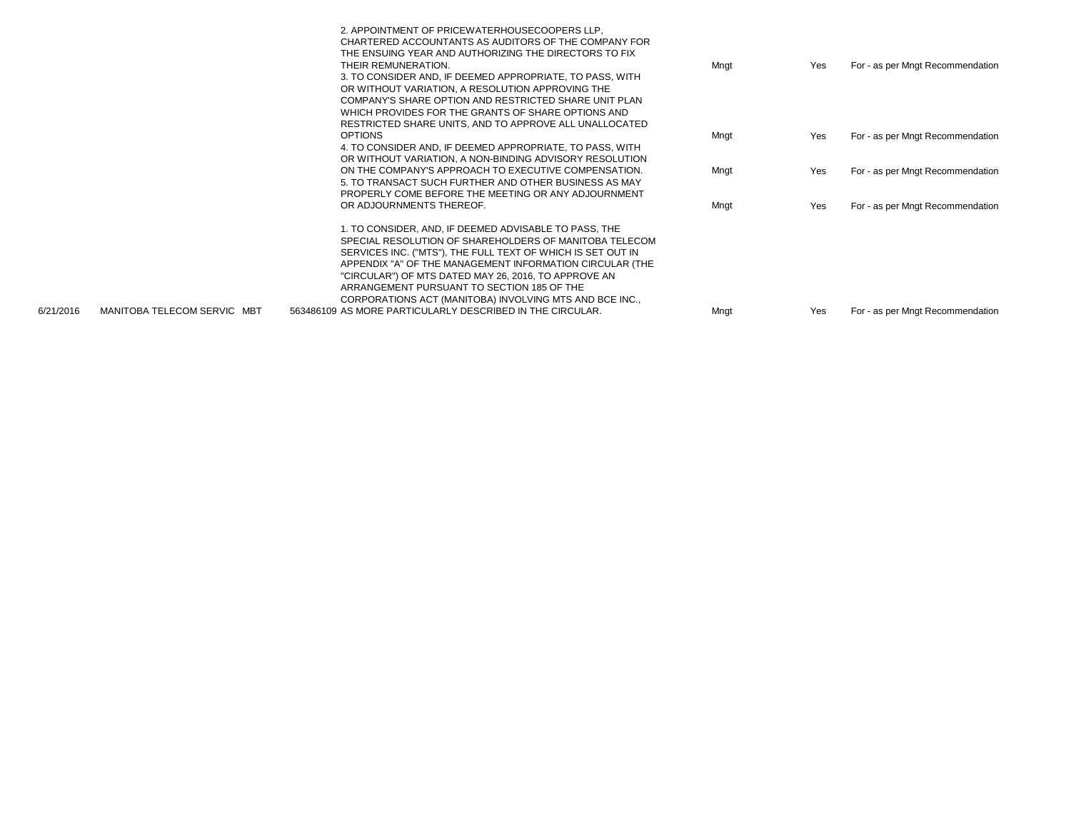| | | | | | | |
|---|---|---|---|---|---|---|
| | | | | 2. APPOINTMENT OF PRICEWATERHOUSECOOPERS LLP, CHARTERED ACCOUNTANTS AS AUDITORS OF THE COMPANY FOR THE ENSUING YEAR AND AUTHORIZING THE DIRECTORS TO FIX THEIR REMUNERATION. | Mngt | Yes | For - as per Mngt Recommendation |
| | | | | 3. TO CONSIDER AND, IF DEEMED APPROPRIATE, TO PASS, WITH OR WITHOUT VARIATION, A RESOLUTION APPROVING THE COMPANY'S SHARE OPTION AND RESTRICTED SHARE UNIT PLAN WHICH PROVIDES FOR THE GRANTS OF SHARE OPTIONS AND RESTRICTED SHARE UNITS, AND TO APPROVE ALL UNALLOCATED OPTIONS | Mngt | Yes | For - as per Mngt Recommendation |
| | | | | 4. TO CONSIDER AND, IF DEEMED APPROPRIATE, TO PASS, WITH OR WITHOUT VARIATION, A NON-BINDING ADVISORY RESOLUTION ON THE COMPANY'S APPROACH TO EXECUTIVE COMPENSATION. | Mngt | Yes | For - as per Mngt Recommendation |
| | | | | 5. TO TRANSACT SUCH FURTHER AND OTHER BUSINESS AS MAY PROPERLY COME BEFORE THE MEETING OR ANY ADJOURNMENT OR ADJOURNMENTS THEREOF. | Mngt | Yes | For - as per Mngt Recommendation |
| 6/21/2016 | MANITOBA TELECOM SERVIC | MBT | 563486109 | 1. TO CONSIDER, AND, IF DEEMED ADVISABLE TO PASS, THE SPECIAL RESOLUTION OF SHAREHOLDERS OF MANITOBA TELECOM SERVICES INC. ("MTS"), THE FULL TEXT OF WHICH IS SET OUT IN APPENDIX "A" OF THE MANAGEMENT INFORMATION CIRCULAR (THE "CIRCULAR") OF MTS DATED MAY 26, 2016, TO APPROVE AN ARRANGEMENT PURSUANT TO SECTION 185 OF THE CORPORATIONS ACT (MANITOBA) INVOLVING MTS AND BCE INC., AS MORE PARTICULARLY DESCRIBED IN THE CIRCULAR. | Mngt | Yes | For - as per Mngt Recommendation |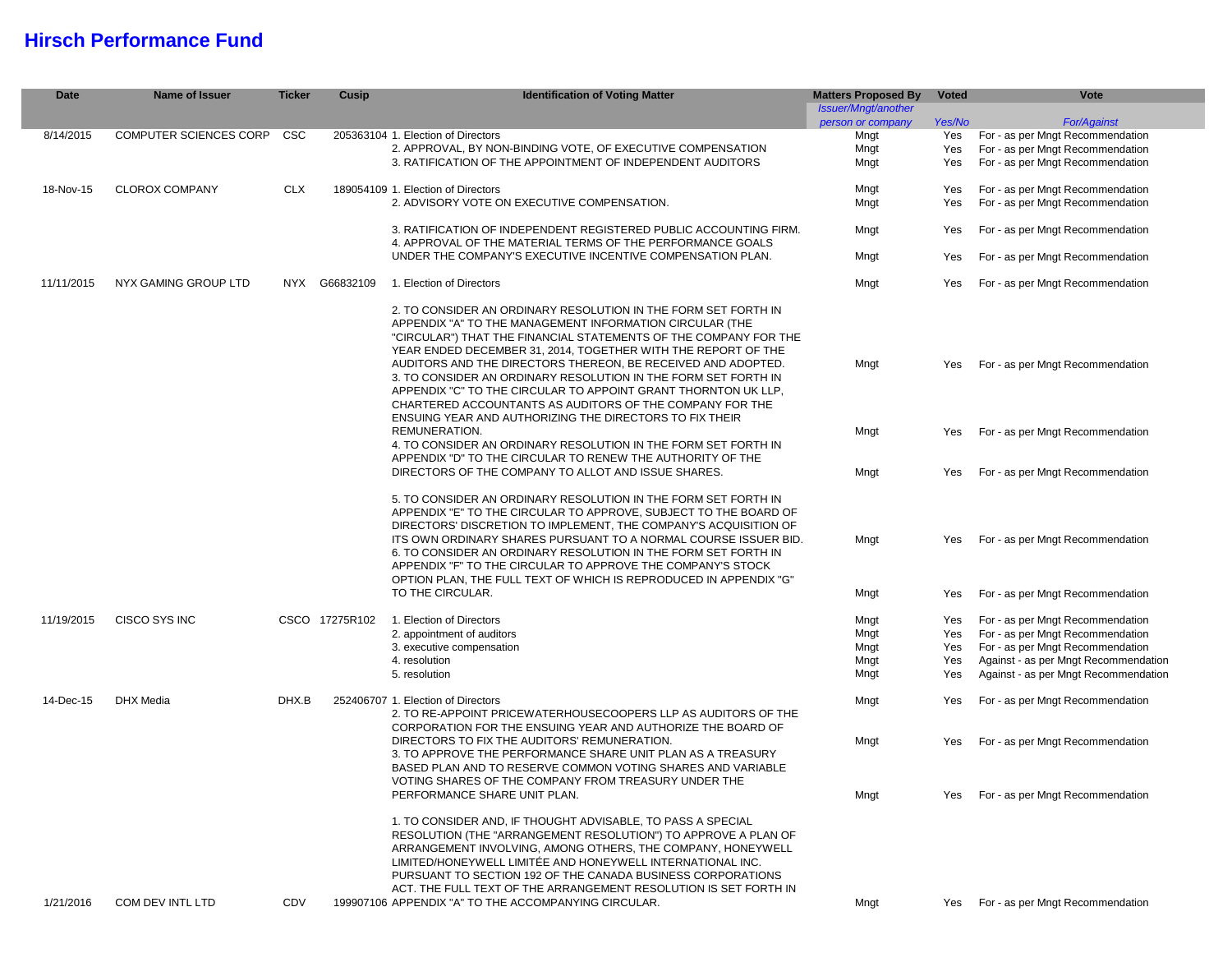# Hirsch Performance Fund

| Date | Name of Issuer | Ticker | Cusip | Identification of Voting Matter | Matters Proposed By Issuer/Mngt/another person or company | Voted Yes/No | Vote For/Against |
|---|---|---|---|---|---|---|---|
| 8/14/2015 | COMPUTER SCIENCES CORP | CSC | 205363104 | 1. Election of Directors | Mngt | Yes | For - as per Mngt Recommendation |
| | | | | 2. APPROVAL, BY NON-BINDING VOTE, OF EXECUTIVE COMPENSATION | Mngt | Yes | For - as per Mngt Recommendation |
| | | | | 3. RATIFICATION OF THE APPOINTMENT OF INDEPENDENT AUDITORS | Mngt | Yes | For - as per Mngt Recommendation |
| 18-Nov-15 | CLOROX COMPANY | CLX | 189054109 | 1. Election of Directors | Mngt | Yes | For - as per Mngt Recommendation |
| | | | | 2. ADVISORY VOTE ON EXECUTIVE COMPENSATION. | Mngt | Yes | For - as per Mngt Recommendation |
| | | | | 3. RATIFICATION OF INDEPENDENT REGISTERED PUBLIC ACCOUNTING FIRM. | Mngt | Yes | For - as per Mngt Recommendation |
| | | | | 4. APPROVAL OF THE MATERIAL TERMS OF THE PERFORMANCE GOALS UNDER THE COMPANY'S EXECUTIVE INCENTIVE COMPENSATION PLAN. | Mngt | Yes | For - as per Mngt Recommendation |
| 11/11/2015 | NYX GAMING GROUP LTD | NYX | G66832109 | 1. Election of Directors | Mngt | Yes | For - as per Mngt Recommendation |
| | | | | 2. TO CONSIDER AN ORDINARY RESOLUTION IN THE FORM SET FORTH IN APPENDIX "A" TO THE MANAGEMENT INFORMATION CIRCULAR (THE "CIRCULAR") THAT THE FINANCIAL STATEMENTS OF THE COMPANY FOR THE YEAR ENDED DECEMBER 31, 2014, TOGETHER WITH THE REPORT OF THE AUDITORS AND THE DIRECTORS THEREON, BE RECEIVED AND ADOPTED. | Mngt | Yes | For - as per Mngt Recommendation |
| | | | | 3. TO CONSIDER AN ORDINARY RESOLUTION IN THE FORM SET FORTH IN APPENDIX "C" TO THE CIRCULAR TO APPOINT GRANT THORNTON UK LLP, CHARTERED ACCOUNTANTS AS AUDITORS OF THE COMPANY FOR THE ENSUING YEAR AND AUTHORIZING THE DIRECTORS TO FIX THEIR REMUNERATION. | Mngt | Yes | For - as per Mngt Recommendation |
| | | | | 4. TO CONSIDER AN ORDINARY RESOLUTION IN THE FORM SET FORTH IN APPENDIX "D" TO THE CIRCULAR TO RENEW THE AUTHORITY OF THE DIRECTORS OF THE COMPANY TO ALLOT AND ISSUE SHARES. | Mngt | Yes | For - as per Mngt Recommendation |
| | | | | 5. TO CONSIDER AN ORDINARY RESOLUTION IN THE FORM SET FORTH IN APPENDIX "E" TO THE CIRCULAR TO APPROVE, SUBJECT TO THE BOARD OF DIRECTORS' DISCRETION TO IMPLEMENT, THE COMPANY'S ACQUISITION OF ITS OWN ORDINARY SHARES PURSUANT TO A NORMAL COURSE ISSUER BID. | Mngt | Yes | For - as per Mngt Recommendation |
| | | | | 6. TO CONSIDER AN ORDINARY RESOLUTION IN THE FORM SET FORTH IN APPENDIX "F" TO THE CIRCULAR TO APPROVE THE COMPANY'S STOCK OPTION PLAN, THE FULL TEXT OF WHICH IS REPRODUCED IN APPENDIX "G" TO THE CIRCULAR. | Mngt | Yes | For - as per Mngt Recommendation |
| 11/19/2015 | CISCO SYS INC | CSCO | 17275R102 | 1. Election of Directors | Mngt | Yes | For - as per Mngt Recommendation |
| | | | | 2. appointment of auditors | Mngt | Yes | For - as per Mngt Recommendation |
| | | | | 3. executive compensation | Mngt | Yes | For - as per Mngt Recommendation |
| | | | | 4. resolution | Mngt | Yes | Against - as per Mngt Recommendation |
| | | | | 5. resolution | Mngt | Yes | Against - as per Mngt Recommendation |
| 14-Dec-15 | DHX Media | DHX.B | 252406707 | 1. Election of Directors | Mngt | Yes | For - as per Mngt Recommendation |
| | | | | 2. TO RE-APPOINT PRICEWATERHOUSECOOPERS LLP AS AUDITORS OF THE CORPORATION FOR THE ENSUING YEAR AND AUTHORIZE THE BOARD OF DIRECTORS TO FIX THE AUDITORS' REMUNERATION. | Mngt | Yes | For - as per Mngt Recommendation |
| | | | | 3. TO APPROVE THE PERFORMANCE SHARE UNIT PLAN AS A TREASURY BASED PLAN AND TO RESERVE COMMON VOTING SHARES AND VARIABLE VOTING SHARES OF THE COMPANY FROM TREASURY UNDER THE PERFORMANCE SHARE UNIT PLAN. | Mngt | Yes | For - as per Mngt Recommendation |
| 1/21/2016 | COM DEV INTL LTD | CDV | 199907106 | 1. TO CONSIDER AND, IF THOUGHT ADVISABLE, TO PASS A SPECIAL RESOLUTION (THE "ARRANGEMENT RESOLUTION") TO APPROVE A PLAN OF ARRANGEMENT INVOLVING, AMONG OTHERS, THE COMPANY, HONEYWELL LIMITED/HONEYWELL LIMITÉE AND HONEYWELL INTERNATIONAL INC. PURSUANT TO SECTION 192 OF THE CANADA BUSINESS CORPORATIONS ACT. THE FULL TEXT OF THE ARRANGEMENT RESOLUTION IS SET FORTH IN APPENDIX "A" TO THE ACCOMPANYING CIRCULAR. | Mngt | Yes | For - as per Mngt Recommendation |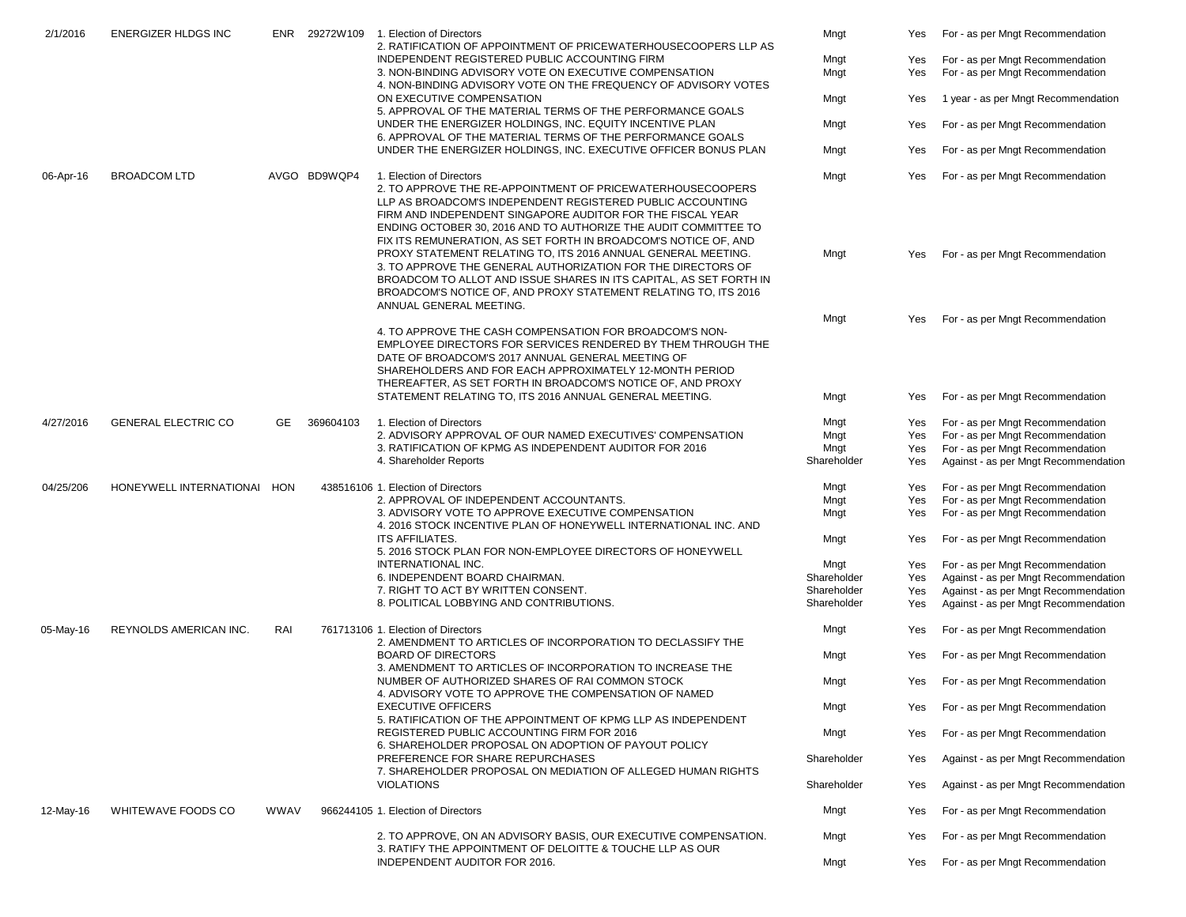| | | | | | | | |
|---|---|---|---|---|---|---|---|
| 2/1/2016 | ENERGIZER HLDGS INC | ENR | 29272W109 | 1. Election of Directors | Mngt | Yes | For - as per Mngt Recommendation |
| | | | | 2. RATIFICATION OF APPOINTMENT OF PRICEWATERHOUSECOOPERS LLP AS INDEPENDENT REGISTERED PUBLIC ACCOUNTING FIRM | Mngt | Yes | For - as per Mngt Recommendation |
| | | | | 3. NON-BINDING ADVISORY VOTE ON EXECUTIVE COMPENSATION | Mngt | Yes | For - as per Mngt Recommendation |
| | | | | 4. NON-BINDING ADVISORY VOTE ON THE FREQUENCY OF ADVISORY VOTES ON EXECUTIVE COMPENSATION | Mngt | Yes | 1 year - as per Mngt Recommendation |
| | | | | 5. APPROVAL OF THE MATERIAL TERMS OF THE PERFORMANCE GOALS UNDER THE ENERGIZER HOLDINGS, INC. EQUITY INCENTIVE PLAN | Mngt | Yes | For - as per Mngt Recommendation |
| | | | | 6. APPROVAL OF THE MATERIAL TERMS OF THE PERFORMANCE GOALS UNDER THE ENERGIZER HOLDINGS, INC. EXECUTIVE OFFICER BONUS PLAN | Mngt | Yes | For - as per Mngt Recommendation |
| 06-Apr-16 | BROADCOM LTD | AVGO | BD9WQP4 | 1. Election of Directors | Mngt | Yes | For - as per Mngt Recommendation |
| | | | | 2. TO APPROVE THE RE-APPOINTMENT OF PRICEWATERHOUSECOOPERS LLP AS BROADCOM'S INDEPENDENT REGISTERED PUBLIC ACCOUNTING FIRM AND INDEPENDENT SINGAPORE AUDITOR FOR THE FISCAL YEAR ENDING OCTOBER 30, 2016 AND TO AUTHORIZE THE AUDIT COMMITTEE TO FIX ITS REMUNERATION, AS SET FORTH IN BROADCOM'S NOTICE OF, AND PROXY STATEMENT RELATING TO, ITS 2016 ANNUAL GENERAL MEETING. | Mngt | Yes | For - as per Mngt Recommendation |
| | | | | 3. TO APPROVE THE GENERAL AUTHORIZATION FOR THE DIRECTORS OF BROADCOM TO ALLOT AND ISSUE SHARES IN ITS CAPITAL, AS SET FORTH IN BROADCOM'S NOTICE OF, AND PROXY STATEMENT RELATING TO, ITS 2016 ANNUAL GENERAL MEETING. | Mngt | Yes | For - as per Mngt Recommendation |
| | | | | 4. TO APPROVE THE CASH COMPENSATION FOR BROADCOM'S NON-EMPLOYEE DIRECTORS FOR SERVICES RENDERED BY THEM THROUGH THE DATE OF BROADCOM'S 2017 ANNUAL GENERAL MEETING OF SHAREHOLDERS AND FOR EACH APPROXIMATELY 12-MONTH PERIOD THEREAFTER, AS SET FORTH IN BROADCOM'S NOTICE OF, AND PROXY STATEMENT RELATING TO, ITS 2016 ANNUAL GENERAL MEETING. | Mngt | Yes | For - as per Mngt Recommendation |
| 4/27/2016 | GENERAL ELECTRIC CO | GE | 369604103 | 1. Election of Directors | Mngt | Yes | For - as per Mngt Recommendation |
| | | | | 2. ADVISORY APPROVAL OF OUR NAMED EXECUTIVES' COMPENSATION | Mngt | Yes | For - as per Mngt Recommendation |
| | | | | 3. RATIFICATION OF KPMG AS INDEPENDENT AUDITOR FOR 2016 | Mngt | Yes | For - as per Mngt Recommendation |
| | | | | 4. Shareholder Reports | Shareholder | Yes | Against - as per Mngt Recommendation |
| 04/25/206 | HONEYWELL INTERNATIONAI | HON | 438516106 | 1. Election of Directors | Mngt | Yes | For - as per Mngt Recommendation |
| | | | | 2. APPROVAL OF INDEPENDENT ACCOUNTANTS. | Mngt | Yes | For - as per Mngt Recommendation |
| | | | | 3. ADVISORY VOTE TO APPROVE EXECUTIVE COMPENSATION | Mngt | Yes | For - as per Mngt Recommendation |
| | | | | 4. 2016 STOCK INCENTIVE PLAN OF HONEYWELL INTERNATIONAL INC. AND ITS AFFILIATES. | Mngt | Yes | For - as per Mngt Recommendation |
| | | | | 5. 2016 STOCK PLAN FOR NON-EMPLOYEE DIRECTORS OF HONEYWELL INTERNATIONAL INC. | Mngt | Yes | For - as per Mngt Recommendation |
| | | | | 6. INDEPENDENT BOARD CHAIRMAN. | Shareholder | Yes | Against - as per Mngt Recommendation |
| | | | | 7. RIGHT TO ACT BY WRITTEN CONSENT. | Shareholder | Yes | Against - as per Mngt Recommendation |
| | | | | 8. POLITICAL LOBBYING AND CONTRIBUTIONS. | Shareholder | Yes | Against - as per Mngt Recommendation |
| 05-May-16 | REYNOLDS AMERICAN INC. | RAI | 761713106 | 1. Election of Directors | Mngt | Yes | For - as per Mngt Recommendation |
| | | | | 2. AMENDMENT TO ARTICLES OF INCORPORATION TO DECLASSIFY THE BOARD OF DIRECTORS | Mngt | Yes | For - as per Mngt Recommendation |
| | | | | 3. AMENDMENT TO ARTICLES OF INCORPORATION TO INCREASE THE NUMBER OF AUTHORIZED SHARES OF RAI COMMON STOCK | Mngt | Yes | For - as per Mngt Recommendation |
| | | | | 4. ADVISORY VOTE TO APPROVE THE COMPENSATION OF NAMED EXECUTIVE OFFICERS | Mngt | Yes | For - as per Mngt Recommendation |
| | | | | 5. RATIFICATION OF THE APPOINTMENT OF KPMG LLP AS INDEPENDENT REGISTERED PUBLIC ACCOUNTING FIRM FOR 2016 | Mngt | Yes | For - as per Mngt Recommendation |
| | | | | 6. SHAREHOLDER PROPOSAL ON ADOPTION OF PAYOUT POLICY PREFERENCE FOR SHARE REPURCHASES | Shareholder | Yes | Against - as per Mngt Recommendation |
| | | | | 7. SHAREHOLDER PROPOSAL ON MEDIATION OF ALLEGED HUMAN RIGHTS VIOLATIONS | Shareholder | Yes | Against - as per Mngt Recommendation |
| 12-May-16 | WHITEWAVE FOODS CO | WWAV | 966244105 | 1. Election of Directors | Mngt | Yes | For - as per Mngt Recommendation |
| | | | | 2. TO APPROVE, ON AN ADVISORY BASIS, OUR EXECUTIVE COMPENSATION. | Mngt | Yes | For - as per Mngt Recommendation |
| | | | | 3. RATIFY THE APPOINTMENT OF DELOITTE & TOUCHE LLP AS OUR INDEPENDENT AUDITOR FOR 2016. | Mngt | Yes | For - as per Mngt Recommendation |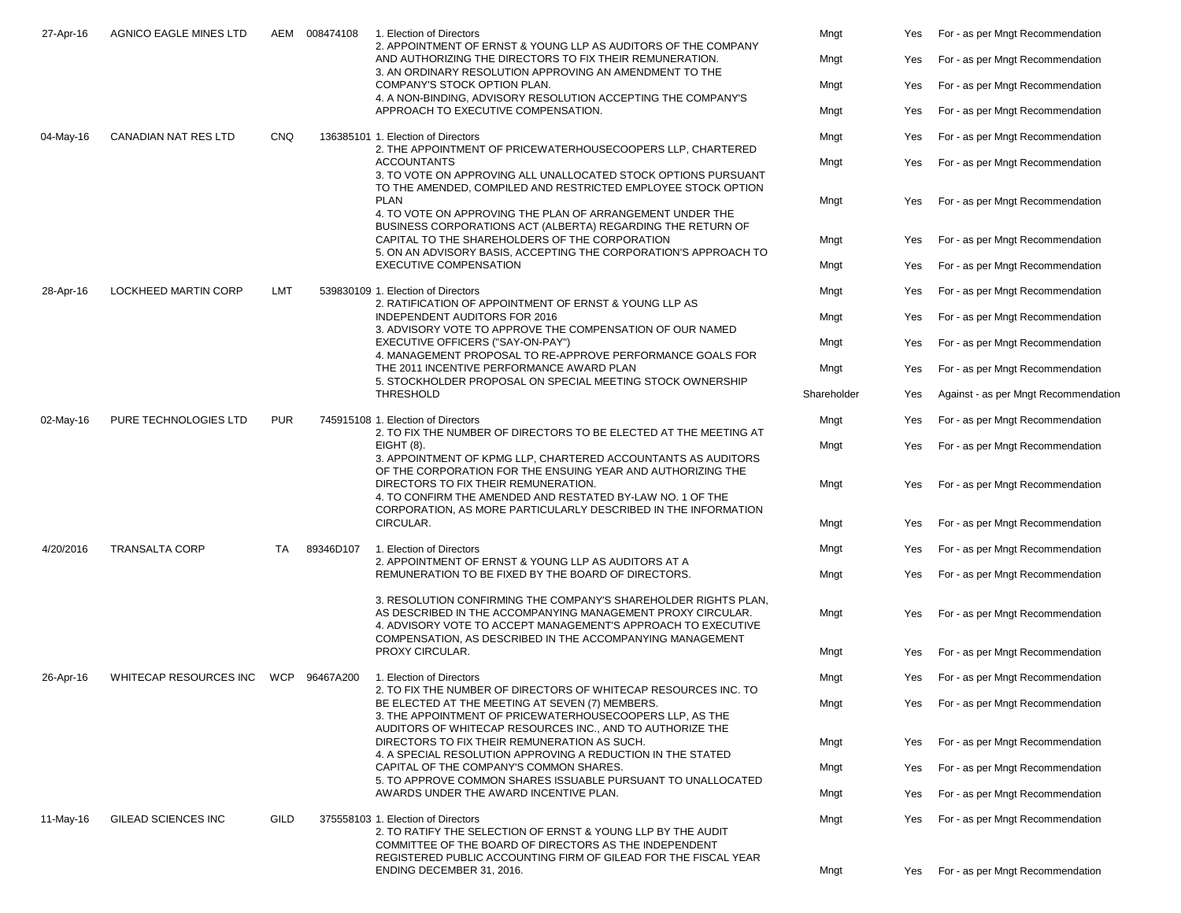| | | | | | | | |
|---|---|---|---|---|---|---|---|
| 27-Apr-16 | AGNICO EAGLE MINES LTD | AEM | 008474108 | 1. Election of Directors | Mngt | Yes | For - as per Mngt Recommendation |
| | | | | 2. APPOINTMENT OF ERNST & YOUNG LLP AS AUDITORS OF THE COMPANY AND AUTHORIZING THE DIRECTORS TO FIX THEIR REMUNERATION. | Mngt | Yes | For - as per Mngt Recommendation |
| | | | | 3. AN ORDINARY RESOLUTION APPROVING AN AMENDMENT TO THE COMPANY'S STOCK OPTION PLAN. | Mngt | Yes | For - as per Mngt Recommendation |
| | | | | 4. A NON-BINDING, ADVISORY RESOLUTION ACCEPTING THE COMPANY'S APPROACH TO EXECUTIVE COMPENSATION. | Mngt | Yes | For - as per Mngt Recommendation |
| 04-May-16 | CANADIAN NAT RES LTD | CNQ | 136385101 | 1. Election of Directors | Mngt | Yes | For - as per Mngt Recommendation |
| | | | | 2. THE APPOINTMENT OF PRICEWATERHOUSECOOPERS LLP, CHARTERED ACCOUNTANTS | Mngt | Yes | For - as per Mngt Recommendation |
| | | | | 3. TO VOTE ON APPROVING ALL UNALLOCATED STOCK OPTIONS PURSUANT TO THE AMENDED, COMPILED AND RESTRICTED EMPLOYEE STOCK OPTION PLAN | Mngt | Yes | For - as per Mngt Recommendation |
| | | | | 4. TO VOTE ON APPROVING THE PLAN OF ARRANGEMENT UNDER THE BUSINESS CORPORATIONS ACT (ALBERTA) REGARDING THE RETURN OF CAPITAL TO THE SHAREHOLDERS OF THE CORPORATION | Mngt | Yes | For - as per Mngt Recommendation |
| | | | | 5. ON AN ADVISORY BASIS, ACCEPTING THE CORPORATION'S APPROACH TO EXECUTIVE COMPENSATION | Mngt | Yes | For - as per Mngt Recommendation |
| 28-Apr-16 | LOCKHEED MARTIN CORP | LMT | 539830109 | 1. Election of Directors | Mngt | Yes | For - as per Mngt Recommendation |
| | | | | 2. RATIFICATION OF APPOINTMENT OF ERNST & YOUNG LLP AS INDEPENDENT AUDITORS FOR 2016 | Mngt | Yes | For - as per Mngt Recommendation |
| | | | | 3. ADVISORY VOTE TO APPROVE THE COMPENSATION OF OUR NAMED EXECUTIVE OFFICERS ("SAY-ON-PAY") | Mngt | Yes | For - as per Mngt Recommendation |
| | | | | 4. MANAGEMENT PROPOSAL TO RE-APPROVE PERFORMANCE GOALS FOR THE 2011 INCENTIVE PERFORMANCE AWARD PLAN | Mngt | Yes | For - as per Mngt Recommendation |
| | | | | 5. STOCKHOLDER PROPOSAL ON SPECIAL MEETING STOCK OWNERSHIP THRESHOLD | Shareholder | Yes | Against - as per Mngt Recommendation |
| 02-May-16 | PURE TECHNOLOGIES LTD | PUR | 745915108 | 1. Election of Directors | Mngt | Yes | For - as per Mngt Recommendation |
| | | | | 2. TO FIX THE NUMBER OF DIRECTORS TO BE ELECTED AT THE MEETING AT EIGHT (8). | Mngt | Yes | For - as per Mngt Recommendation |
| | | | | 3. APPOINTMENT OF KPMG LLP, CHARTERED ACCOUNTANTS AS AUDITORS OF THE CORPORATION FOR THE ENSUING YEAR AND AUTHORIZING THE DIRECTORS TO FIX THEIR REMUNERATION. | Mngt | Yes | For - as per Mngt Recommendation |
| | | | | 4. TO CONFIRM THE AMENDED AND RESTATED BY-LAW NO. 1 OF THE CORPORATION, AS MORE PARTICULARLY DESCRIBED IN THE INFORMATION CIRCULAR. | Mngt | Yes | For - as per Mngt Recommendation |
| 4/20/2016 | TRANSALTA CORP | TA | 89346D107 | 1. Election of Directors | Mngt | Yes | For - as per Mngt Recommendation |
| | | | | 2. APPOINTMENT OF ERNST & YOUNG LLP AS AUDITORS AT A REMUNERATION TO BE FIXED BY THE BOARD OF DIRECTORS. | Mngt | Yes | For - as per Mngt Recommendation |
| | | | | 3. RESOLUTION CONFIRMING THE COMPANY'S SHAREHOLDER RIGHTS PLAN, AS DESCRIBED IN THE ACCOMPANYING MANAGEMENT PROXY CIRCULAR. | Mngt | Yes | For - as per Mngt Recommendation |
| | | | | 4. ADVISORY VOTE TO ACCEPT MANAGEMENT'S APPROACH TO EXECUTIVE COMPENSATION, AS DESCRIBED IN THE ACCOMPANYING MANAGEMENT PROXY CIRCULAR. | Mngt | Yes | For - as per Mngt Recommendation |
| 26-Apr-16 | WHITECAP RESOURCES INC | WCP | 96467A200 | 1. Election of Directors | Mngt | Yes | For - as per Mngt Recommendation |
| | | | | 2. TO FIX THE NUMBER OF DIRECTORS OF WHITECAP RESOURCES INC. TO BE ELECTED AT THE MEETING AT SEVEN (7) MEMBERS. | Mngt | Yes | For - as per Mngt Recommendation |
| | | | | 3. THE APPOINTMENT OF PRICEWATERHOUSECOOPERS LLP, AS THE AUDITORS OF WHITECAP RESOURCES INC., AND TO AUTHORIZE THE DIRECTORS TO FIX THEIR REMUNERATION AS SUCH. | Mngt | Yes | For - as per Mngt Recommendation |
| | | | | 4. A SPECIAL RESOLUTION APPROVING A REDUCTION IN THE STATED CAPITAL OF THE COMPANY'S COMMON SHARES. | Mngt | Yes | For - as per Mngt Recommendation |
| | | | | 5. TO APPROVE COMMON SHARES ISSUABLE PURSUANT TO UNALLOCATED AWARDS UNDER THE AWARD INCENTIVE PLAN. | Mngt | Yes | For - as per Mngt Recommendation |
| 11-May-16 | GILEAD SCIENCES INC | GILD | 375558103 | 1. Election of Directors | Mngt | Yes | For - as per Mngt Recommendation |
| | | | | 2. TO RATIFY THE SELECTION OF ERNST & YOUNG LLP BY THE AUDIT COMMITTEE OF THE BOARD OF DIRECTORS AS THE INDEPENDENT REGISTERED PUBLIC ACCOUNTING FIRM OF GILEAD FOR THE FISCAL YEAR ENDING DECEMBER 31, 2016. | Mngt | Yes | For - as per Mngt Recommendation |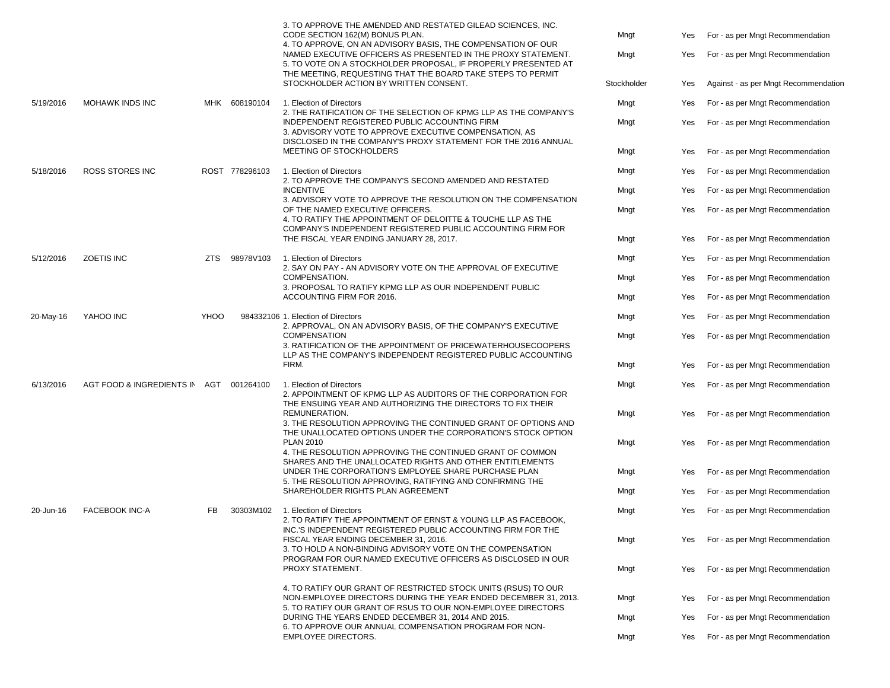| | | | | | | | |
|---|---|---|---|---|---|---|---|
| | | | | 3. TO APPROVE THE AMENDED AND RESTATED GILEAD SCIENCES, INC. CODE SECTION 162(M) BONUS PLAN. | Mngt | Yes | For - as per Mngt Recommendation |
| | | | | 4. TO APPROVE, ON AN ADVISORY BASIS, THE COMPENSATION OF OUR NAMED EXECUTIVE OFFICERS AS PRESENTED IN THE PROXY STATEMENT. | Mngt | Yes | For - as per Mngt Recommendation |
| | | | | 5. TO VOTE ON A STOCKHOLDER PROPOSAL, IF PROPERLY PRESENTED AT THE MEETING, REQUESTING THAT THE BOARD TAKE STEPS TO PERMIT STOCKHOLDER ACTION BY WRITTEN CONSENT. | Stockholder | Yes | Against - as per Mngt Recommendation |
| 5/19/2016 | MOHAWK INDS INC | MHK | 608190104 | 1. Election of Directors | Mngt | Yes | For - as per Mngt Recommendation |
| | | | | 2. THE RATIFICATION OF THE SELECTION OF KPMG LLP AS THE COMPANY'S INDEPENDENT REGISTERED PUBLIC ACCOUNTING FIRM | Mngt | Yes | For - as per Mngt Recommendation |
| | | | | 3. ADVISORY VOTE TO APPROVE EXECUTIVE COMPENSATION, AS DISCLOSED IN THE COMPANY'S PROXY STATEMENT FOR THE 2016 ANNUAL MEETING OF STOCKHOLDERS | Mngt | Yes | For - as per Mngt Recommendation |
| 5/18/2016 | ROSS STORES INC | ROST | 778296103 | 1. Election of Directors | Mngt | Yes | For - as per Mngt Recommendation |
| | | | | 2. TO APPROVE THE COMPANY'S SECOND AMENDED AND RESTATED INCENTIVE | Mngt | Yes | For - as per Mngt Recommendation |
| | | | | 3. ADVISORY VOTE TO APPROVE THE RESOLUTION ON THE COMPENSATION OF THE NAMED EXECUTIVE OFFICERS. | Mngt | Yes | For - as per Mngt Recommendation |
| | | | | 4. TO RATIFY THE APPOINTMENT OF DELOITTE & TOUCHE LLP AS THE COMPANY'S INDEPENDENT REGISTERED PUBLIC ACCOUNTING FIRM FOR THE FISCAL YEAR ENDING JANUARY 28, 2017. | Mngt | Yes | For - as per Mngt Recommendation |
| 5/12/2016 | ZOETIS INC | ZTS | 98978V103 | 1. Election of Directors | Mngt | Yes | For - as per Mngt Recommendation |
| | | | | 2. SAY ON PAY - AN ADVISORY VOTE ON THE APPROVAL OF EXECUTIVE COMPENSATION. | Mngt | Yes | For - as per Mngt Recommendation |
| | | | | 3. PROPOSAL TO RATIFY KPMG LLP AS OUR INDEPENDENT PUBLIC ACCOUNTING FIRM FOR 2016. | Mngt | Yes | For - as per Mngt Recommendation |
| 20-May-16 | YAHOO INC | YHOO | 984332106 | 1. Election of Directors | Mngt | Yes | For - as per Mngt Recommendation |
| | | | | 2. APPROVAL, ON AN ADVISORY BASIS, OF THE COMPANY'S EXECUTIVE COMPENSATION | Mngt | Yes | For - as per Mngt Recommendation |
| | | | | 3. RATIFICATION OF THE APPOINTMENT OF PRICEWATERHOUSECOOPERS LLP AS THE COMPANY'S INDEPENDENT REGISTERED PUBLIC ACCOUNTING FIRM. | Mngt | Yes | For - as per Mngt Recommendation |
| 6/13/2016 | AGT FOOD & INGREDIENTS IN | AGT | 001264100 | 1. Election of Directors | Mngt | Yes | For - as per Mngt Recommendation |
| | | | | 2. APPOINTMENT OF KPMG LLP AS AUDITORS OF THE CORPORATION FOR THE ENSUING YEAR AND AUTHORIZING THE DIRECTORS TO FIX THEIR REMUNERATION. | Mngt | Yes | For - as per Mngt Recommendation |
| | | | | 3. THE RESOLUTION APPROVING THE CONTINUED GRANT OF OPTIONS AND THE UNALLOCATED OPTIONS UNDER THE CORPORATION'S STOCK OPTION PLAN 2010 | Mngt | Yes | For - as per Mngt Recommendation |
| | | | | 4. THE RESOLUTION APPROVING THE CONTINUED GRANT OF COMMON SHARES AND THE UNALLOCATED RIGHTS AND OTHER ENTITLEMENTS UNDER THE CORPORATION'S EMPLOYEE SHARE PURCHASE PLAN | Mngt | Yes | For - as per Mngt Recommendation |
| | | | | 5. THE RESOLUTION APPROVING, RATIFYING AND CONFIRMING THE SHAREHOLDER RIGHTS PLAN AGREEMENT | Mngt | Yes | For - as per Mngt Recommendation |
| 20-Jun-16 | FACEBOOK INC-A | FB | 30303M102 | 1. Election of Directors | Mngt | Yes | For - as per Mngt Recommendation |
| | | | | 2. TO RATIFY THE APPOINTMENT OF ERNST & YOUNG LLP AS FACEBOOK, INC.'S INDEPENDENT REGISTERED PUBLIC ACCOUNTING FIRM FOR THE FISCAL YEAR ENDING DECEMBER 31, 2016. | Mngt | Yes | For - as per Mngt Recommendation |
| | | | | 3. TO HOLD A NON-BINDING ADVISORY VOTE ON THE COMPENSATION PROGRAM FOR OUR NAMED EXECUTIVE OFFICERS AS DISCLOSED IN OUR PROXY STATEMENT. | Mngt | Yes | For - as per Mngt Recommendation |
| | | | | 4. TO RATIFY OUR GRANT OF RESTRICTED STOCK UNITS (RSUS) TO OUR NON-EMPLOYEE DIRECTORS DURING THE YEAR ENDED DECEMBER 31, 2013. | Mngt | Yes | For - as per Mngt Recommendation |
| | | | | 5. TO RATIFY OUR GRANT OF RSUS TO OUR NON-EMPLOYEE DIRECTORS DURING THE YEARS ENDED DECEMBER 31, 2014 AND 2015. | Mngt | Yes | For - as per Mngt Recommendation |
| | | | | 6. TO APPROVE OUR ANNUAL COMPENSATION PROGRAM FOR NON-EMPLOYEE DIRECTORS. | Mngt | Yes | For - as per Mngt Recommendation |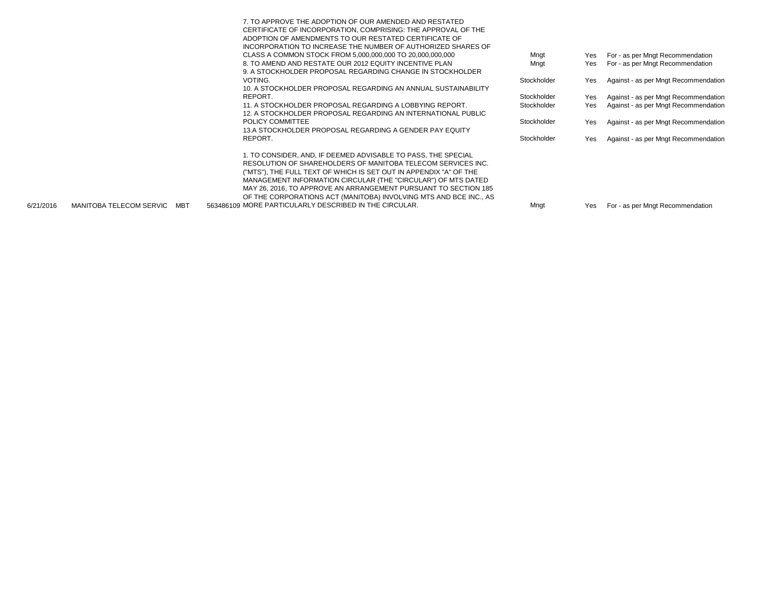| | | | | | | | |
|---|---|---|---|---|---|---|---|
| | | | | 7. TO APPROVE THE ADOPTION OF OUR AMENDED AND RESTATED CERTIFICATE OF INCORPORATION, COMPRISING: THE APPROVAL OF THE ADOPTION OF AMENDMENTS TO OUR RESTATED CERTIFICATE OF INCORPORATION TO INCREASE THE NUMBER OF AUTHORIZED SHARES OF CLASS A COMMON STOCK FROM 5,000,000,000 TO 20,000,000,000 | Mngt | Yes | For - as per Mngt Recommendation |
| | | | | 8. TO AMEND AND RESTATE OUR 2012 EQUITY INCENTIVE PLAN | Mngt | Yes | For - as per Mngt Recommendation |
| | | | | 9. A STOCKHOLDER PROPOSAL REGARDING CHANGE IN STOCKHOLDER VOTING. | Stockholder | Yes | Against - as per Mngt Recommendation |
| | | | | 10. A STOCKHOLDER PROPOSAL REGARDING AN ANNUAL SUSTAINABILITY REPORT. | Stockholder | Yes | Against - as per Mngt Recommendation |
| | | | | 11. A STOCKHOLDER PROPOSAL REGARDING A LOBBYING REPORT. | Stockholder | Yes | Against - as per Mngt Recommendation |
| | | | | 12. A STOCKHOLDER PROPOSAL REGARDING AN INTERNATIONAL PUBLIC POLICY COMMITTEE | Stockholder | Yes | Against - as per Mngt Recommendation |
| | | | | 13.A STOCKHOLDER PROPOSAL REGARDING A GENDER PAY EQUITY REPORT. | Stockholder | Yes | Against - as per Mngt Recommendation |
| 6/21/2016 | MANITOBA TELECOM SERVIC | MBT | 563486109 | 1. TO CONSIDER, AND, IF DEEMED ADVISABLE TO PASS, THE SPECIAL RESOLUTION OF SHAREHOLDERS OF MANITOBA TELECOM SERVICES INC. ("MTS"), THE FULL TEXT OF WHICH IS SET OUT IN APPENDIX "A" OF THE MANAGEMENT INFORMATION CIRCULAR (THE "CIRCULAR") OF MTS DATED MAY 26, 2016, TO APPROVE AN ARRANGEMENT PURSUANT TO SECTION 185 OF THE CORPORATIONS ACT (MANITOBA) INVOLVING MTS AND BCE INC., AS MORE PARTICULARLY DESCRIBED IN THE CIRCULAR. | Mngt | Yes | For - as per Mngt Recommendation |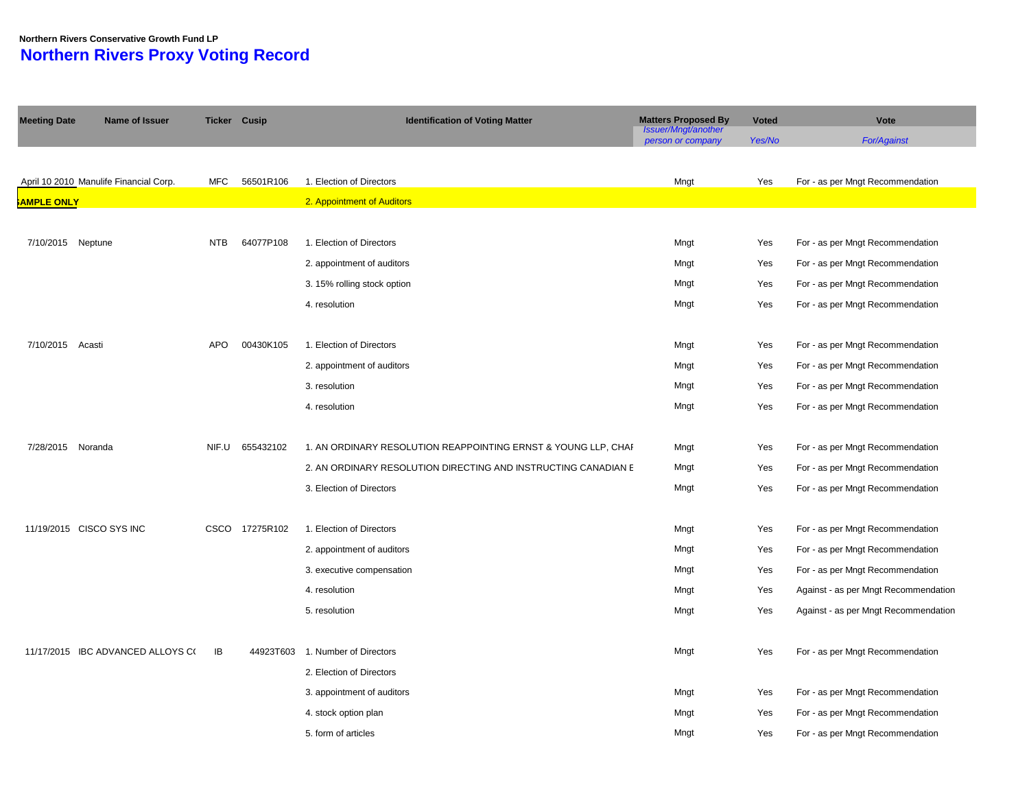**Northern Rivers Conservative Growth Fund LP**

# Northern Rivers Proxy Voting Record

| Meeting Date | Name of Issuer | Ticker | Cusip | Identification of Voting Matter | Matters Proposed By | Voted | Vote |
|---|---|---|---|---|---|---|---|
| | | | | | *Issuer/Mngt/another person or company* | *Yes/No* | *For/Against* |
| April 10 2010 | Manulife Financial Corp. | MFC | 56501R106 | 1. Election of Directors | Mngt | Yes | For - as per Mngt Recommendation |
| **AMPLE ONLY** | | | | 2. Appointment of Auditors | | | |
| 7/10/2015 | Neptune | NTB | 64077P108 | 1. Election of Directors | Mngt | Yes | For - as per Mngt Recommendation |
| | | | | 2. appointment of auditors | Mngt | Yes | For - as per Mngt Recommendation |
| | | | | 3. 15% rolling stock option | Mngt | Yes | For - as per Mngt Recommendation |
| | | | | 4. resolution | Mngt | Yes | For - as per Mngt Recommendation |
| 7/10/2015 | Acasti | APO | 00430K105 | 1. Election of Directors | Mngt | Yes | For - as per Mngt Recommendation |
| | | | | 2. appointment of auditors | Mngt | Yes | For - as per Mngt Recommendation |
| | | | | 3. resolution | Mngt | Yes | For - as per Mngt Recommendation |
| | | | | 4. resolution | Mngt | Yes | For - as per Mngt Recommendation |
| 7/28/2015 | Noranda | NIF.U | 655432102 | 1. AN ORDINARY RESOLUTION REAPPOINTING ERNST & YOUNG LLP, CHAI | Mngt | Yes | For - as per Mngt Recommendation |
| | | | | 2. AN ORDINARY RESOLUTION DIRECTING AND INSTRUCTING CANADIAN E | Mngt | Yes | For - as per Mngt Recommendation |
| | | | | 3. Election of Directors | Mngt | Yes | For - as per Mngt Recommendation |
| 11/19/2015 | CISCO SYS INC | CSCO | 17275R102 | 1. Election of Directors | Mngt | Yes | For - as per Mngt Recommendation |
| | | | | 2. appointment of auditors | Mngt | Yes | For - as per Mngt Recommendation |
| | | | | 3. executive compensation | Mngt | Yes | For - as per Mngt Recommendation |
| | | | | 4. resolution | Mngt | Yes | Against - as per Mngt Recommendation |
| | | | | 5. resolution | Mngt | Yes | Against - as per Mngt Recommendation |
| 11/17/2015 | IBC ADVANCED ALLOYS CO | IB | 44923T603 | 1. Number of Directors | Mngt | Yes | For - as per Mngt Recommendation |
| | | | | 2. Election of Directors | | | |
| | | | | 3. appointment of auditors | Mngt | Yes | For - as per Mngt Recommendation |
| | | | | 4. stock option plan | Mngt | Yes | For - as per Mngt Recommendation |
| | | | | 5. form of articles | Mngt | Yes | For - as per Mngt Recommendation |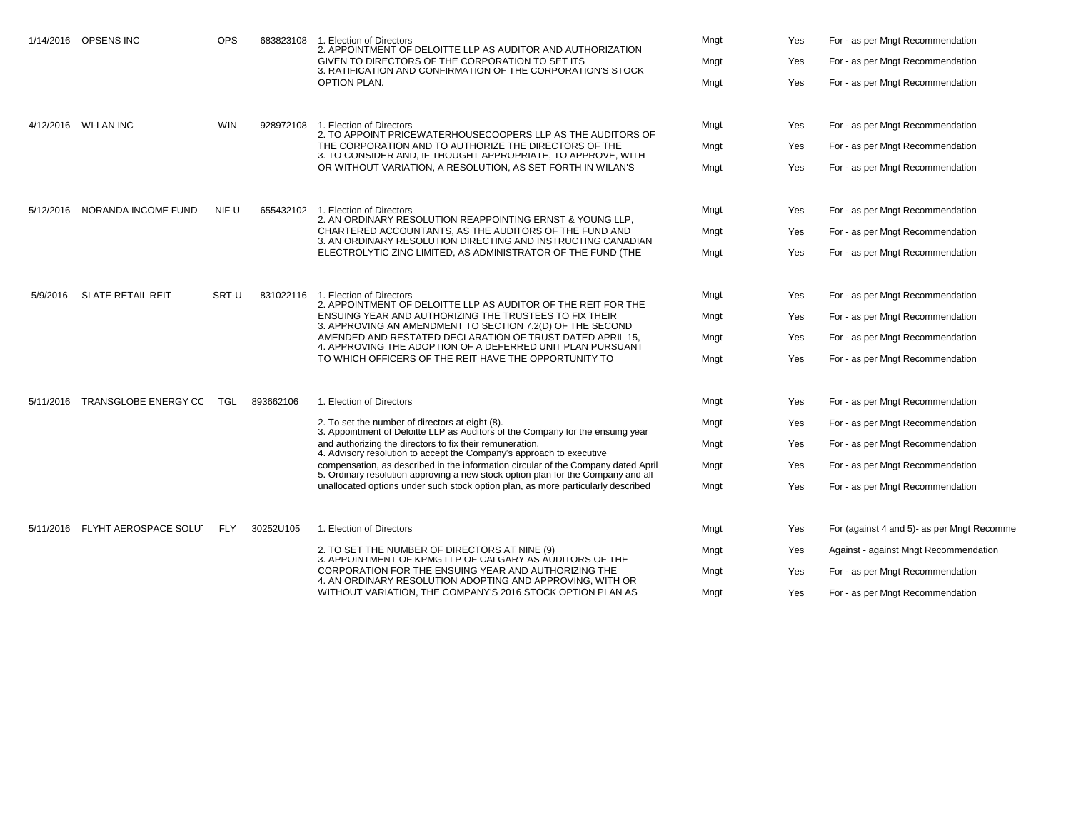| | | | | | | | |
|---|---|---|---|---|---|---|---|
| 1/14/2016 | OPSENS INC | OPS | 683823108 | 1. Election of Directors | Mngt | Yes | For - as per Mngt Recommendation |
| | | | | 2. APPOINTMENT OF DELOITTE LLP AS AUDITOR AND AUTHORIZATION GIVEN TO DIRECTORS OF THE CORPORATION TO SET ITS | Mngt | Yes | For - as per Mngt Recommendation |
| | | | | 3. RATIFICATION AND CONFIRMATION OF THE CORPORATION'S STOCK OPTION PLAN. | Mngt | Yes | For - as per Mngt Recommendation |
| 4/12/2016 | WI-LAN INC | WIN | 928972108 | 1. Election of Directors | Mngt | Yes | For - as per Mngt Recommendation |
| | | | | 2. TO APPOINT PRICEWATERHOUSECOOPERS LLP AS THE AUDITORS OF THE CORPORATION AND TO AUTHORIZE THE DIRECTORS OF THE | Mngt | Yes | For - as per Mngt Recommendation |
| | | | | 3. TO CONSIDER AND, IF THOUGHT APPROPRIATE, TO APPROVE, WITH OR WITHOUT VARIATION, A RESOLUTION, AS SET FORTH IN WILAN'S | Mngt | Yes | For - as per Mngt Recommendation |
| 5/12/2016 | NORANDA INCOME FUND | NIF-U | 655432102 | 1. Election of Directors | Mngt | Yes | For - as per Mngt Recommendation |
| | | | | 2. AN ORDINARY RESOLUTION REAPPOINTING ERNST & YOUNG LLP, CHARTERED ACCOUNTANTS, AS THE AUDITORS OF THE FUND AND | Mngt | Yes | For - as per Mngt Recommendation |
| | | | | 3. AN ORDINARY RESOLUTION DIRECTING AND INSTRUCTING CANADIAN ELECTROLYTIC ZINC LIMITED, AS ADMINISTRATOR OF THE FUND (THE | Mngt | Yes | For - as per Mngt Recommendation |
| 5/9/2016 | SLATE RETAIL REIT | SRT-U | 831022116 | 1. Election of Directors | Mngt | Yes | For - as per Mngt Recommendation |
| | | | | 2. APPOINTMENT OF DELOITTE LLP AS AUDITOR OF THE REIT FOR THE ENSUING YEAR AND AUTHORIZING THE TRUSTEES TO FIX THEIR | Mngt | Yes | For - as per Mngt Recommendation |
| | | | | 3. APPROVING AN AMENDMENT TO SECTION 7.2(D) OF THE SECOND AMENDED AND RESTATED DECLARATION OF TRUST DATED APRIL 15, | Mngt | Yes | For - as per Mngt Recommendation |
| | | | | 4. APPROVING THE ADOPTION OF A DEFERRED UNIT PLAN PURSUANT TO WHICH OFFICERS OF THE REIT HAVE THE OPPORTUNITY TO | Mngt | Yes | For - as per Mngt Recommendation |
| 5/11/2016 | TRANSGLOBE ENERGY CC | TGL | 893662106 | 1. Election of Directors | Mngt | Yes | For - as per Mngt Recommendation |
| | | | | 2. To set the number of directors at eight (8). | Mngt | Yes | For - as per Mngt Recommendation |
| | | | | 3. Appointment of Deloitte LLP as Auditors of the Company for the ensuing year and authorizing the directors to fix their remuneration. | Mngt | Yes | For - as per Mngt Recommendation |
| | | | | 4. Advisory resolution to accept the Company's approach to executive compensation, as described in the information circular of the Company dated April | Mngt | Yes | For - as per Mngt Recommendation |
| | | | | 5. Ordinary resolution approving a new stock option plan for the Company and all unallocated options under such stock option plan, as more particularly described | Mngt | Yes | For - as per Mngt Recommendation |
| 5/11/2016 | FLYHT AEROSPACE SOLU | FLY | 30252U105 | 1. Election of Directors | Mngt | Yes | For (against 4 and 5)- as per Mngt Recomme |
| | | | | 2. TO SET THE NUMBER OF DIRECTORS AT NINE (9) | Mngt | Yes | Against - against Mngt Recommendation |
| | | | | 3. APPOINTMENT OF KPMG LLP OF CALGARY AS AUDITORS OF THE CORPORATION FOR THE ENSUING YEAR AND AUTHORIZING THE | Mngt | Yes | For - as per Mngt Recommendation |
| | | | | 4. AN ORDINARY RESOLUTION ADOPTING AND APPROVING, WITH OR WITHOUT VARIATION, THE COMPANY'S 2016 STOCK OPTION PLAN AS | Mngt | Yes | For - as per Mngt Recommendation |